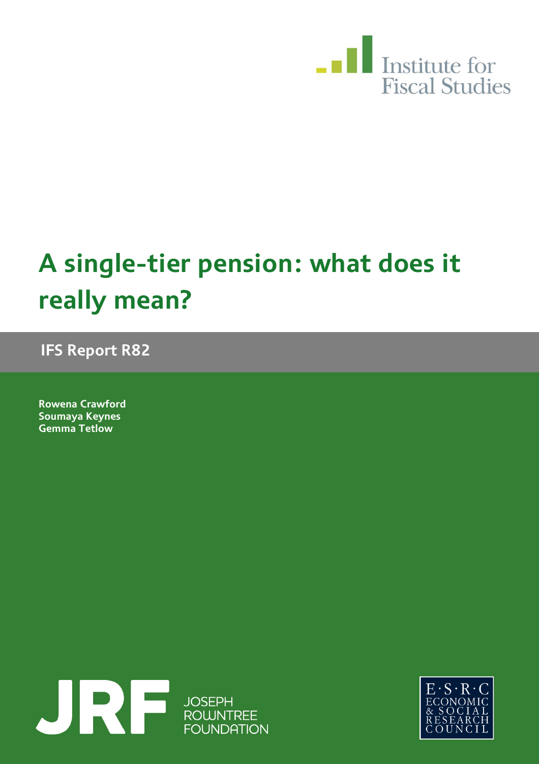Institute for Fiscal Studies

# A single-tier pension: what does it really mean?

**IFS Report R82**

**Rowena Crawford**
**Soumaya Keynes**
**Gemma Tetlow**

JRF JOSEPH ROWNTREE FOUNDATION

E·S·R·C ECONOMIC & SOCIAL RESEARCH COUNCIL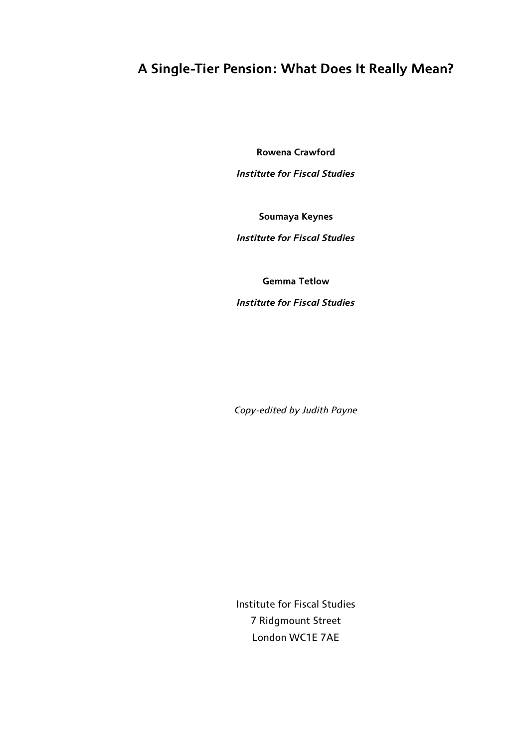# A Single-Tier Pension: What Does It Really Mean?

**Rowena Crawford**

***Institute for Fiscal Studies***

**Soumaya Keynes**

***Institute for Fiscal Studies***

**Gemma Tetlow**

***Institute for Fiscal Studies***

*Copy-edited by Judith Payne*

Institute for Fiscal Studies
7 Ridgmount Street
London WC1E 7AE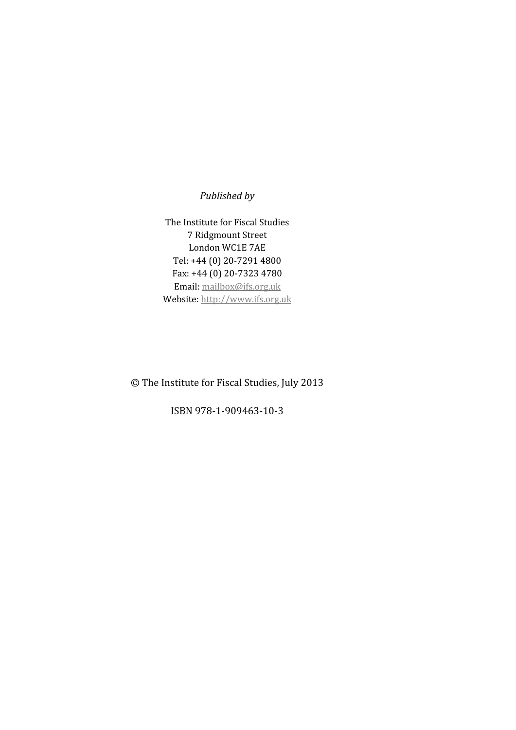*Published by*

The Institute for Fiscal Studies
7 Ridgmount Street
London WC1E 7AE
Tel: +44 (0) 20-7291 4800
Fax: +44 (0) 20-7323 4780
Email: mailbox@ifs.org.uk
Website: http://www.ifs.org.uk

© The Institute for Fiscal Studies, July 2013

ISBN 978-1-909463-10-3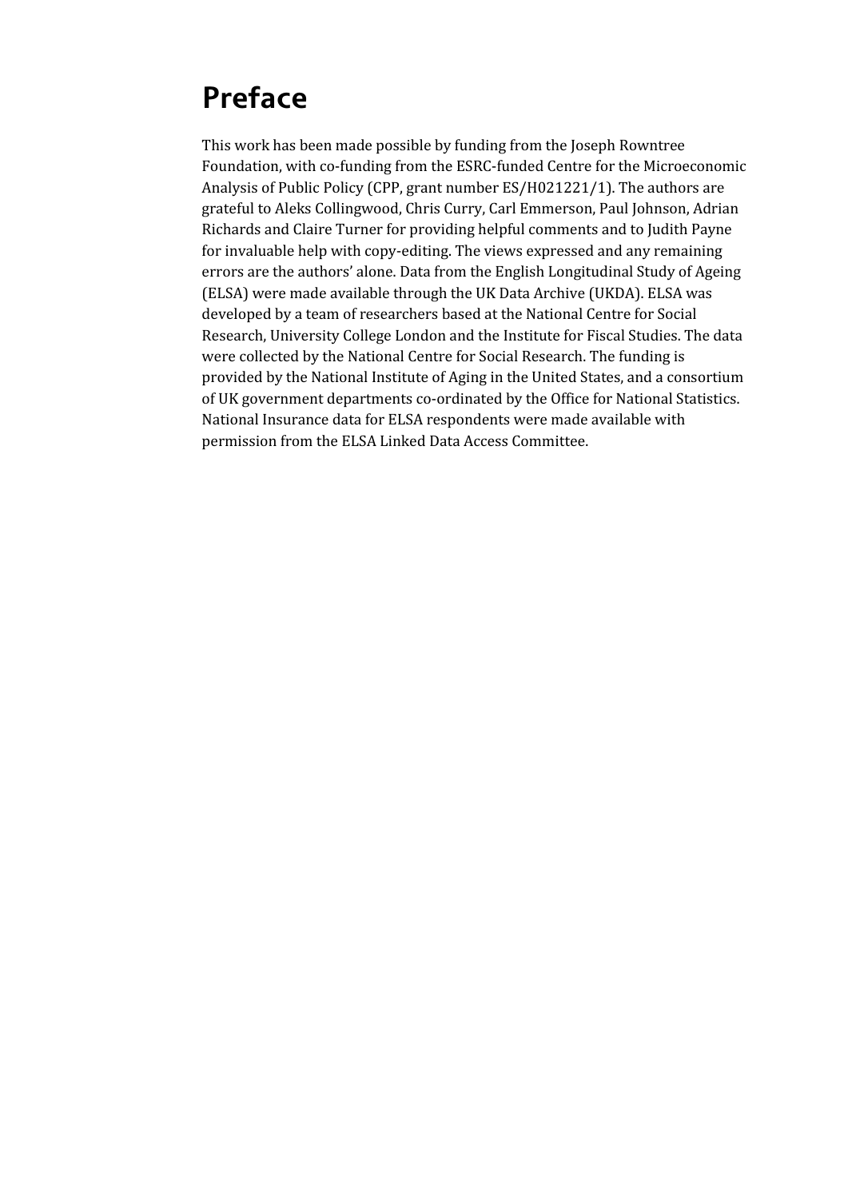# Preface

This work has been made possible by funding from the Joseph Rowntree Foundation, with co-funding from the ESRC-funded Centre for the Microeconomic Analysis of Public Policy (CPP, grant number ES/H021221/1). The authors are grateful to Aleks Collingwood, Chris Curry, Carl Emmerson, Paul Johnson, Adrian Richards and Claire Turner for providing helpful comments and to Judith Payne for invaluable help with copy-editing. The views expressed and any remaining errors are the authors' alone. Data from the English Longitudinal Study of Ageing (ELSA) were made available through the UK Data Archive (UKDA). ELSA was developed by a team of researchers based at the National Centre for Social Research, University College London and the Institute for Fiscal Studies. The data were collected by the National Centre for Social Research. The funding is provided by the National Institute of Aging in the United States, and a consortium of UK government departments co-ordinated by the Office for National Statistics. National Insurance data for ELSA respondents were made available with permission from the ELSA Linked Data Access Committee.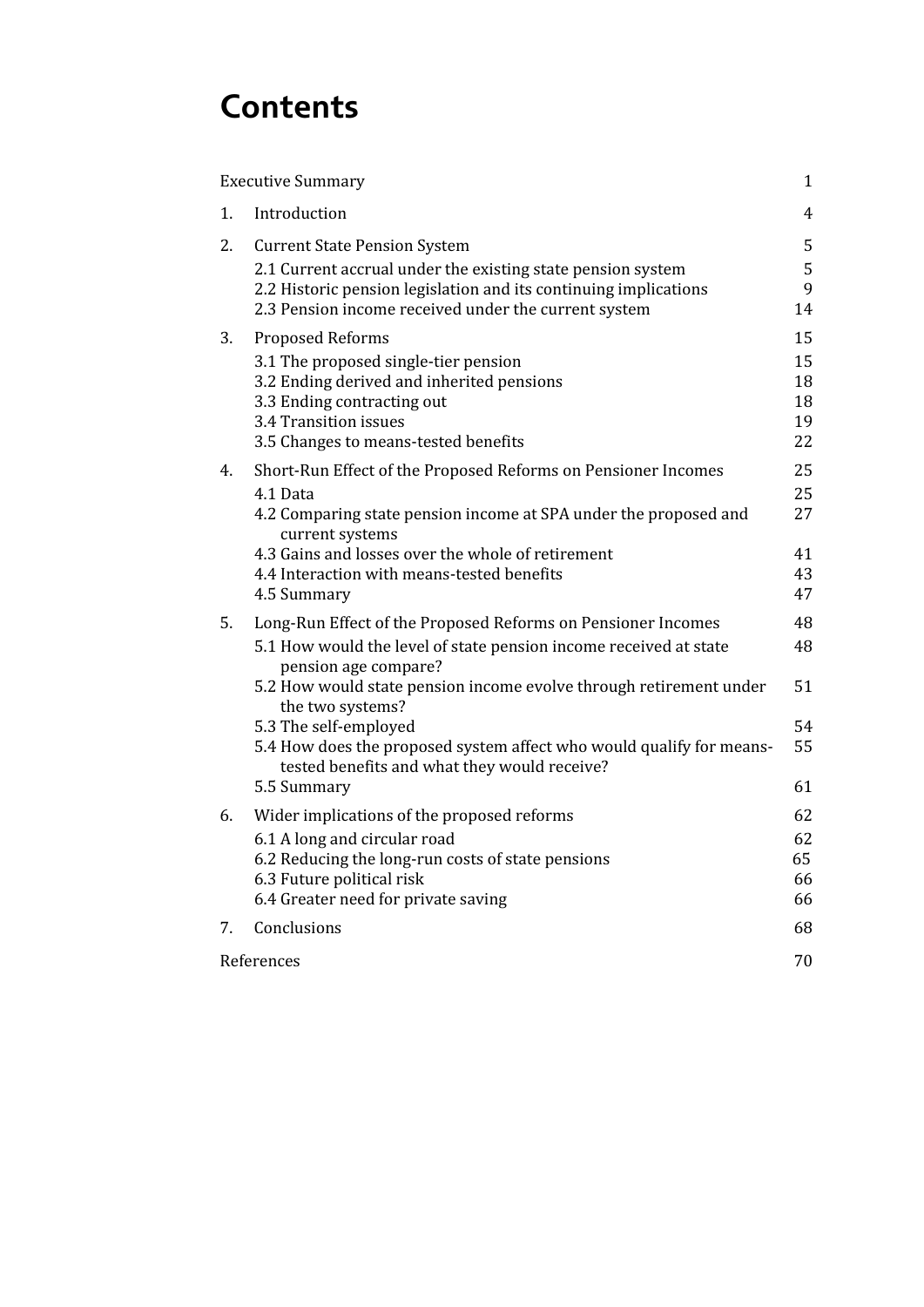# Contents

| | | |
|---|---|---|
| Executive Summary | | 1 |
| 1. | Introduction | 4 |
| 2. | Current State Pension System | 5 |
| | 2.1 Current accrual under the existing state pension system | 5 |
| | 2.2 Historic pension legislation and its continuing implications | 9 |
| | 2.3 Pension income received under the current system | 14 |
| 3. | Proposed Reforms | 15 |
| | 3.1 The proposed single-tier pension | 15 |
| | 3.2 Ending derived and inherited pensions | 18 |
| | 3.3 Ending contracting out | 18 |
| | 3.4 Transition issues | 19 |
| | 3.5 Changes to means-tested benefits | 22 |
| 4. | Short-Run Effect of the Proposed Reforms on Pensioner Incomes | 25 |
| | 4.1 Data | 25 |
| | 4.2 Comparing state pension income at SPA under the proposed and current systems | 27 |
| | 4.3 Gains and losses over the whole of retirement | 41 |
| | 4.4 Interaction with means-tested benefits | 43 |
| | 4.5 Summary | 47 |
| 5. | Long-Run Effect of the Proposed Reforms on Pensioner Incomes | 48 |
| | 5.1 How would the level of state pension income received at state pension age compare? | 48 |
| | 5.2 How would state pension income evolve through retirement under the two systems? | 51 |
| | 5.3 The self-employed | 54 |
| | 5.4 How does the proposed system affect who would qualify for means-tested benefits and what they would receive? | 55 |
| | 5.5 Summary | 61 |
| 6. | Wider implications of the proposed reforms | 62 |
| | 6.1 A long and circular road | 62 |
| | 6.2 Reducing the long-run costs of state pensions | 65 |
| | 6.3 Future political risk | 66 |
| | 6.4 Greater need for private saving | 66 |
| 7. | Conclusions | 68 |
| References | | 70 |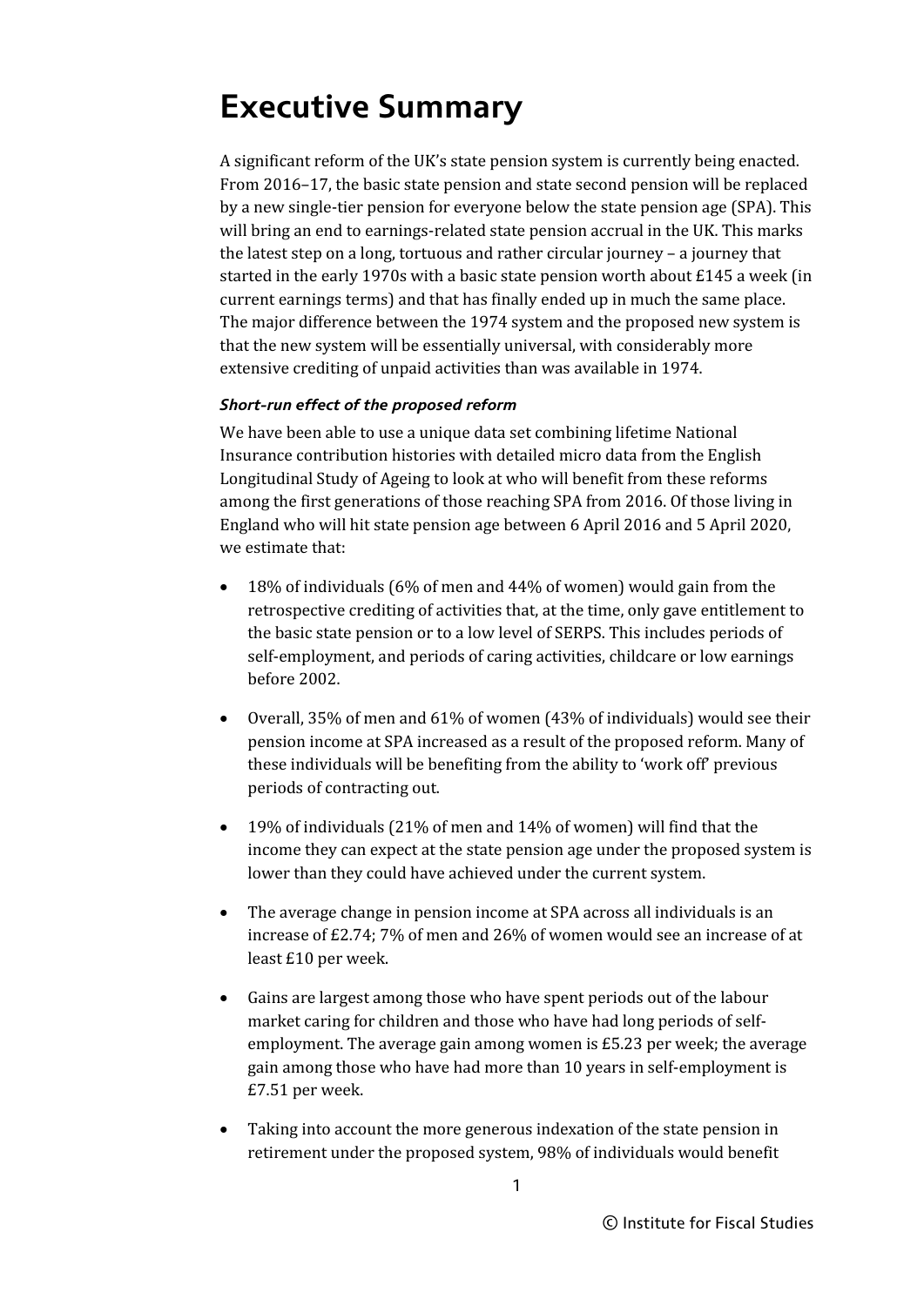# Executive Summary

A significant reform of the UK's state pension system is currently being enacted. From 2016–17, the basic state pension and state second pension will be replaced by a new single-tier pension for everyone below the state pension age (SPA). This will bring an end to earnings-related state pension accrual in the UK. This marks the latest step on a long, tortuous and rather circular journey – a journey that started in the early 1970s with a basic state pension worth about £145 a week (in current earnings terms) and that has finally ended up in much the same place. The major difference between the 1974 system and the proposed new system is that the new system will be essentially universal, with considerably more extensive crediting of unpaid activities than was available in 1974.

***Short-run effect of the proposed reform***

We have been able to use a unique data set combining lifetime National Insurance contribution histories with detailed micro data from the English Longitudinal Study of Ageing to look at who will benefit from these reforms among the first generations of those reaching SPA from 2016. Of those living in England who will hit state pension age between 6 April 2016 and 5 April 2020, we estimate that:

- 18% of individuals (6% of men and 44% of women) would gain from the retrospective crediting of activities that, at the time, only gave entitlement to the basic state pension or to a low level of SERPS. This includes periods of self-employment, and periods of caring activities, childcare or low earnings before 2002.
- Overall, 35% of men and 61% of women (43% of individuals) would see their pension income at SPA increased as a result of the proposed reform. Many of these individuals will be benefiting from the ability to 'work off' previous periods of contracting out.
- 19% of individuals (21% of men and 14% of women) will find that the income they can expect at the state pension age under the proposed system is lower than they could have achieved under the current system.
- The average change in pension income at SPA across all individuals is an increase of £2.74; 7% of men and 26% of women would see an increase of at least £10 per week.
- Gains are largest among those who have spent periods out of the labour market caring for children and those who have had long periods of self-employment. The average gain among women is £5.23 per week; the average gain among those who have had more than 10 years in self-employment is £7.51 per week.
- Taking into account the more generous indexation of the state pension in retirement under the proposed system, 98% of individuals would benefit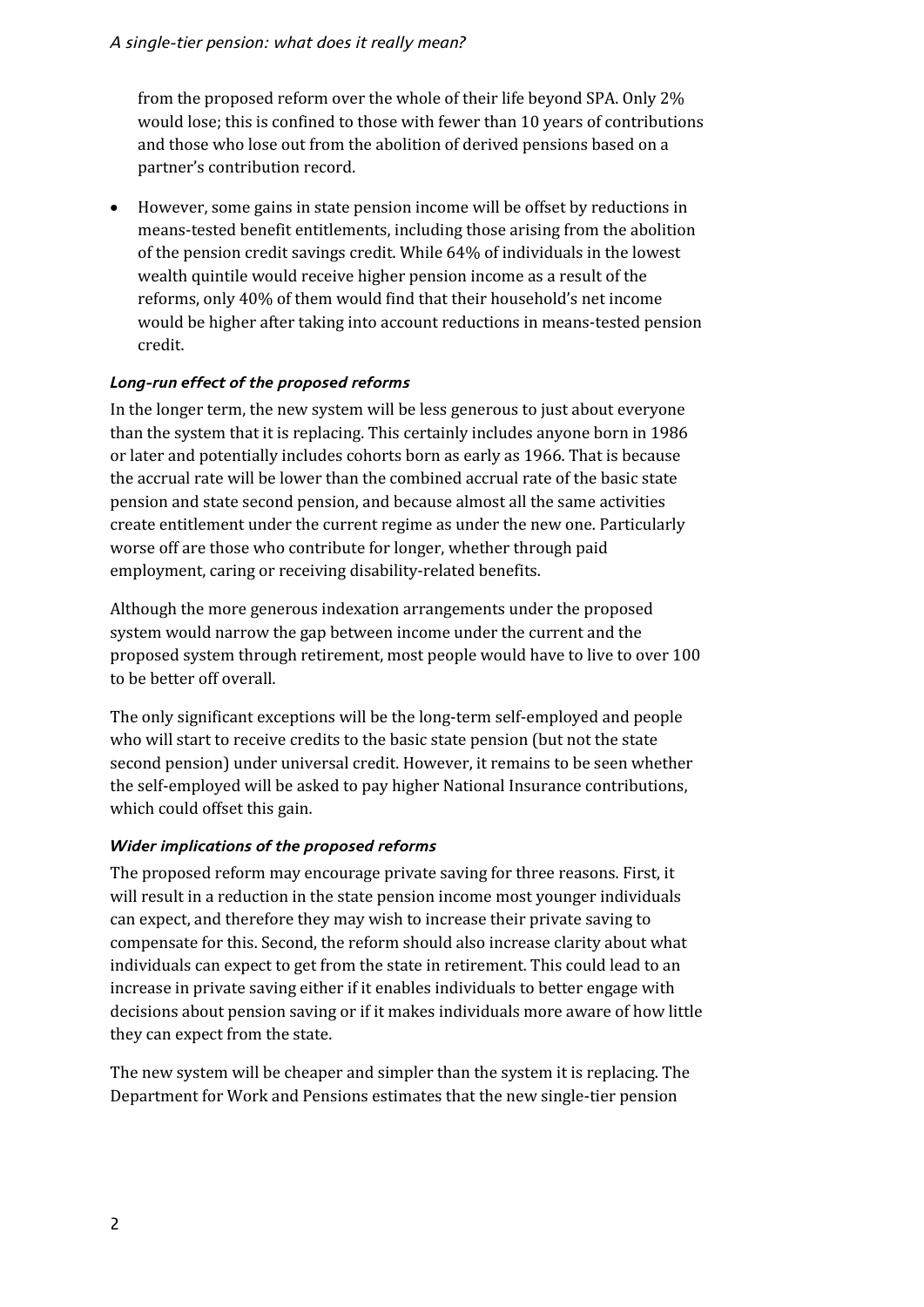from the proposed reform over the whole of their life beyond SPA. Only 2% would lose; this is confined to those with fewer than 10 years of contributions and those who lose out from the abolition of derived pensions based on a partner's contribution record.

- However, some gains in state pension income will be offset by reductions in means-tested benefit entitlements, including those arising from the abolition of the pension credit savings credit. While 64% of individuals in the lowest wealth quintile would receive higher pension income as a result of the reforms, only 40% of them would find that their household's net income would be higher after taking into account reductions in means-tested pension credit.

### *Long-run effect of the proposed reforms*

In the longer term, the new system will be less generous to just about everyone than the system that it is replacing. This certainly includes anyone born in 1986 or later and potentially includes cohorts born as early as 1966. That is because the accrual rate will be lower than the combined accrual rate of the basic state pension and state second pension, and because almost all the same activities create entitlement under the current regime as under the new one. Particularly worse off are those who contribute for longer, whether through paid employment, caring or receiving disability-related benefits.

Although the more generous indexation arrangements under the proposed system would narrow the gap between income under the current and the proposed system through retirement, most people would have to live to over 100 to be better off overall.

The only significant exceptions will be the long-term self-employed and people who will start to receive credits to the basic state pension (but not the state second pension) under universal credit. However, it remains to be seen whether the self-employed will be asked to pay higher National Insurance contributions, which could offset this gain.

### *Wider implications of the proposed reforms*

The proposed reform may encourage private saving for three reasons. First, it will result in a reduction in the state pension income most younger individuals can expect, and therefore they may wish to increase their private saving to compensate for this. Second, the reform should also increase clarity about what individuals can expect to get from the state in retirement. This could lead to an increase in private saving either if it enables individuals to better engage with decisions about pension saving or if it makes individuals more aware of how little they can expect from the state.

The new system will be cheaper and simpler than the system it is replacing. The Department for Work and Pensions estimates that the new single-tier pension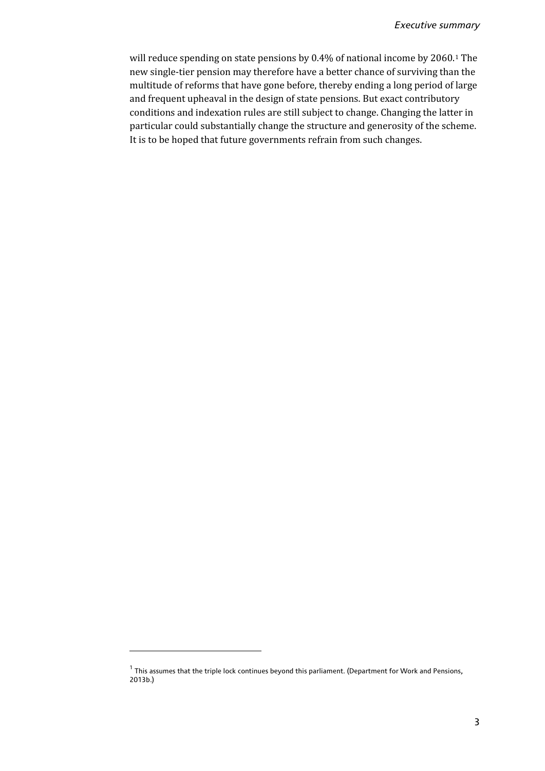will reduce spending on state pensions by 0.4% of national income by 2060.[1] The new single-tier pension may therefore have a better chance of surviving than the multitude of reforms that have gone before, thereby ending a long period of large and frequent upheaval in the design of state pensions. But exact contributory conditions and indexation rules are still subject to change. Changing the latter in particular could substantially change the structure and generosity of the scheme. It is to be hoped that future governments refrain from such changes.

[1] This assumes that the triple lock continues beyond this parliament. (Department for Work and Pensions, 2013b.)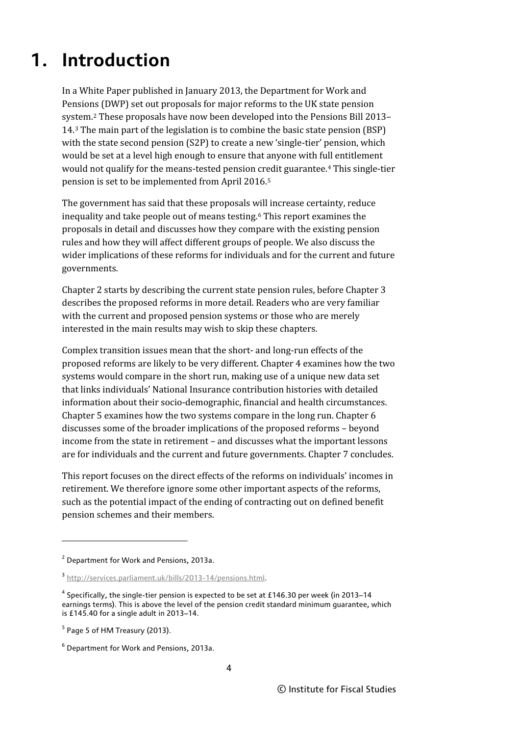# 1. Introduction

In a White Paper published in January 2013, the Department for Work and Pensions (DWP) set out proposals for major reforms to the UK state pension system.[2] These proposals have now been developed into the Pensions Bill 2013–14.[3] The main part of the legislation is to combine the basic state pension (BSP) with the state second pension (S2P) to create a new 'single-tier' pension, which would be set at a level high enough to ensure that anyone with full entitlement would not qualify for the means-tested pension credit guarantee.[4] This single-tier pension is set to be implemented from April 2016.[5]

The government has said that these proposals will increase certainty, reduce inequality and take people out of means testing.[6] This report examines the proposals in detail and discusses how they compare with the existing pension rules and how they will affect different groups of people. We also discuss the wider implications of these reforms for individuals and for the current and future governments.

Chapter 2 starts by describing the current state pension rules, before Chapter 3 describes the proposed reforms in more detail. Readers who are very familiar with the current and proposed pension systems or those who are merely interested in the main results may wish to skip these chapters.

Complex transition issues mean that the short- and long-run effects of the proposed reforms are likely to be very different. Chapter 4 examines how the two systems would compare in the short run, making use of a unique new data set that links individuals' National Insurance contribution histories with detailed information about their socio-demographic, financial and health circumstances. Chapter 5 examines how the two systems compare in the long run. Chapter 6 discusses some of the broader implications of the proposed reforms – beyond income from the state in retirement – and discusses what the important lessons are for individuals and the current and future governments. Chapter 7 concludes.

This report focuses on the direct effects of the reforms on individuals' incomes in retirement. We therefore ignore some other important aspects of the reforms, such as the potential impact of the ending of contracting out on defined benefit pension schemes and their members.

---

[2] Department for Work and Pensions, 2013a.

[3] http://services.parliament.uk/bills/2013-14/pensions.html.

[4] Specifically, the single-tier pension is expected to be set at £146.30 per week (in 2013–14 earnings terms). This is above the level of the pension credit standard minimum guarantee, which is £145.40 for a single adult in 2013–14.

[5] Page 5 of HM Treasury (2013).

[6] Department for Work and Pensions, 2013a.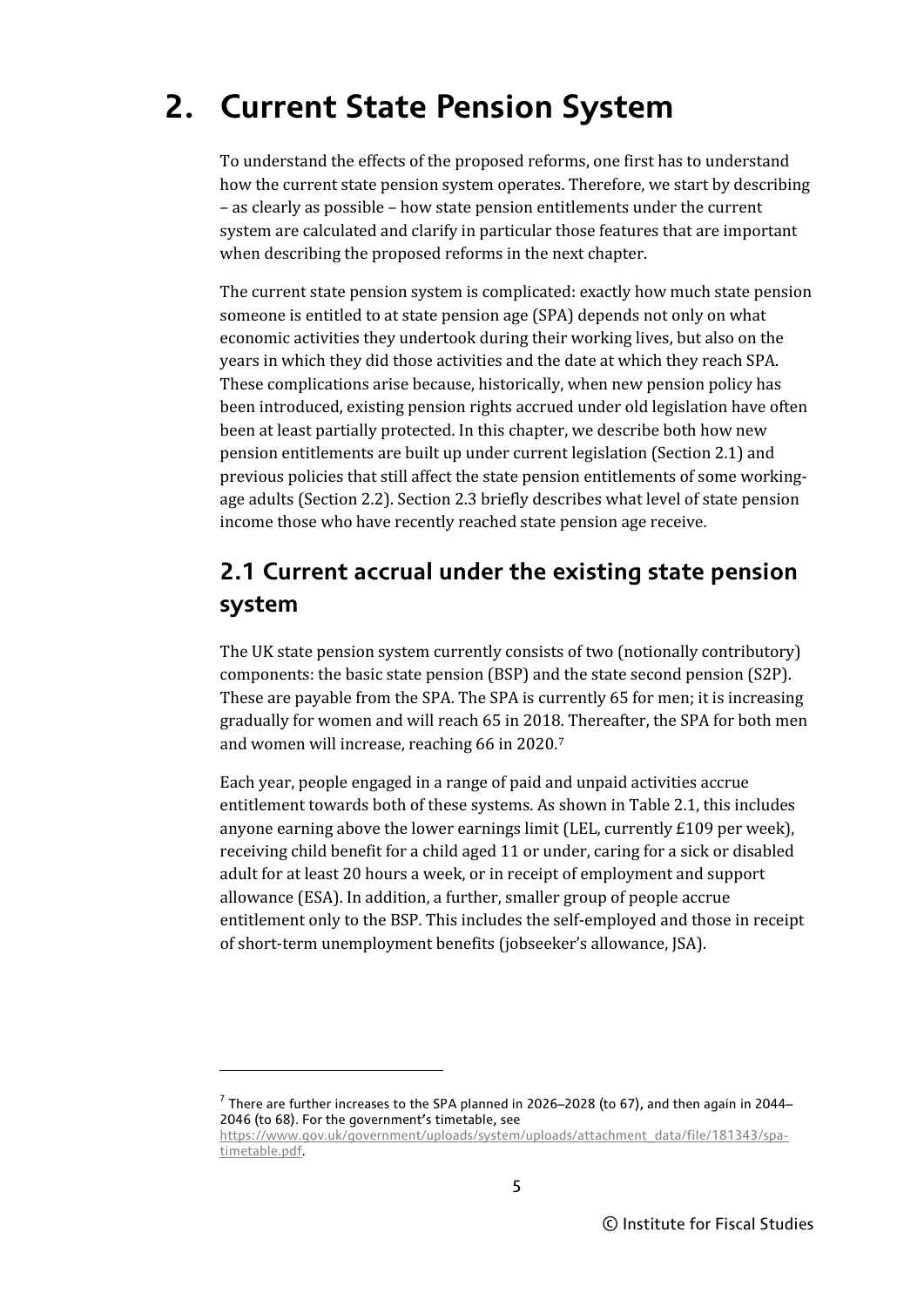# 2. Current State Pension System

To understand the effects of the proposed reforms, one first has to understand how the current state pension system operates. Therefore, we start by describing – as clearly as possible – how state pension entitlements under the current system are calculated and clarify in particular those features that are important when describing the proposed reforms in the next chapter.

The current state pension system is complicated: exactly how much state pension someone is entitled to at state pension age (SPA) depends not only on what economic activities they undertook during their working lives, but also on the years in which they did those activities and the date at which they reach SPA. These complications arise because, historically, when new pension policy has been introduced, existing pension rights accrued under old legislation have often been at least partially protected. In this chapter, we describe both how new pension entitlements are built up under current legislation (Section 2.1) and previous policies that still affect the state pension entitlements of some working-age adults (Section 2.2). Section 2.3 briefly describes what level of state pension income those who have recently reached state pension age receive.

## 2.1 Current accrual under the existing state pension system

The UK state pension system currently consists of two (notionally contributory) components: the basic state pension (BSP) and the state second pension (S2P). These are payable from the SPA. The SPA is currently 65 for men; it is increasing gradually for women and will reach 65 in 2018. Thereafter, the SPA for both men and women will increase, reaching 66 in 2020.[7]

Each year, people engaged in a range of paid and unpaid activities accrue entitlement towards both of these systems. As shown in Table 2.1, this includes anyone earning above the lower earnings limit (LEL, currently £109 per week), receiving child benefit for a child aged 11 or under, caring for a sick or disabled adult for at least 20 hours a week, or in receipt of employment and support allowance (ESA). In addition, a further, smaller group of people accrue entitlement only to the BSP. This includes the self-employed and those in receipt of short-term unemployment benefits (jobseeker's allowance, JSA).

---

[7] There are further increases to the SPA planned in 2026–2028 (to 67), and then again in 2044–2046 (to 68). For the government's timetable, see https://www.gov.uk/government/uploads/system/uploads/attachment_data/file/181343/spa-timetable.pdf.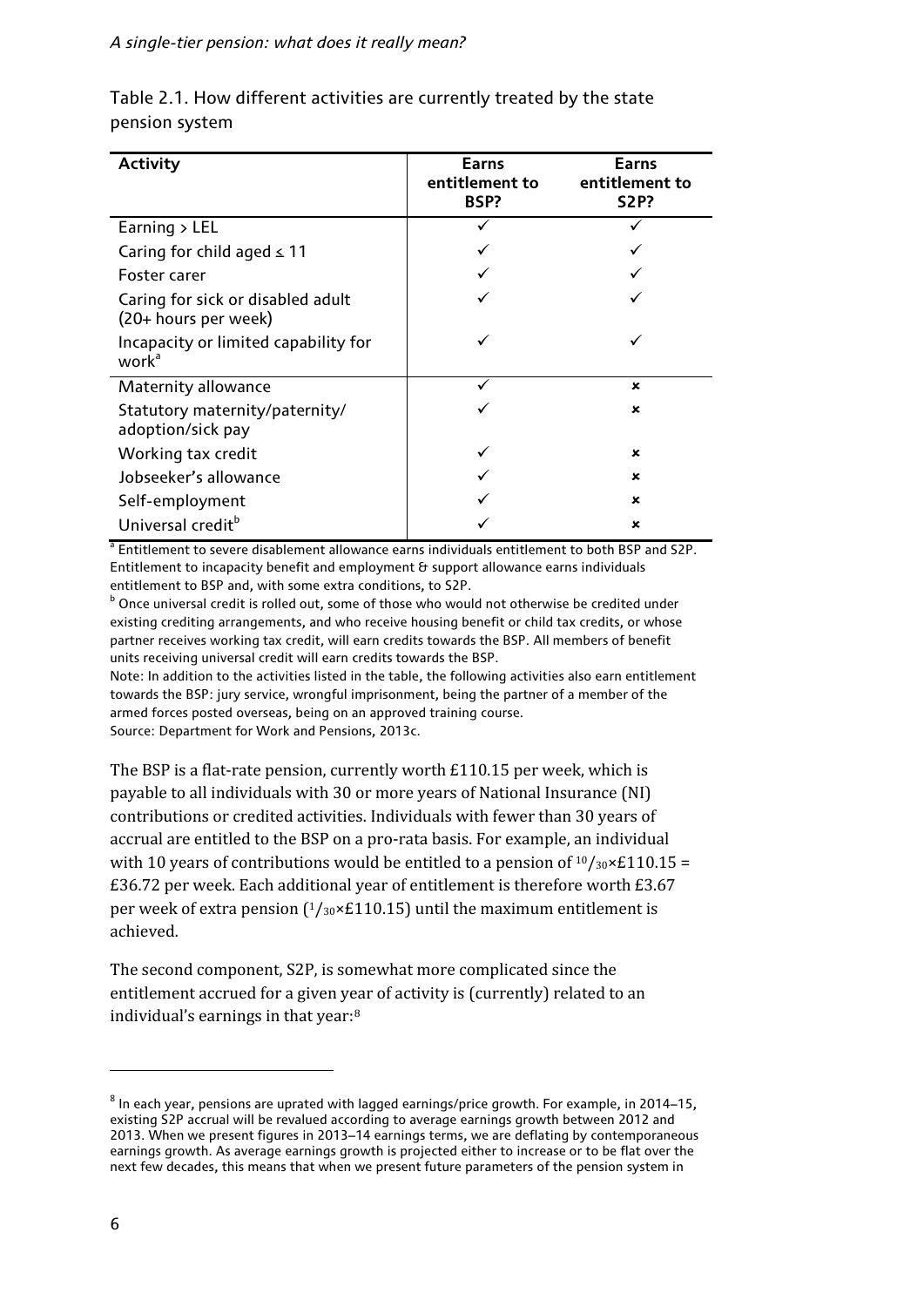Table 2.1. How different activities are currently treated by the state pension system

| Activity | Earns entitlement to BSP? | Earns entitlement to S2P? |
|---|---|---|
| Earning > LEL | ✓ | ✓ |
| Caring for child aged ≤ 11 | ✓ | ✓ |
| Foster carer | ✓ | ✓ |
| Caring for sick or disabled adult (20+ hours per week) | ✓ | ✓ |
| Incapacity or limited capability for work[a] | ✓ | ✓ |
| Maternity allowance | ✓ | ✗ |
| Statutory maternity/paternity/ adoption/sick pay | ✓ | ✗ |
| Working tax credit | ✓ | ✗ |
| Jobseeker's allowance | ✓ | ✗ |
| Self-employment | ✓ | ✗ |
| Universal credit[b] | ✓ | ✗ |

[a] Entitlement to severe disablement allowance earns individuals entitlement to both BSP and S2P. Entitlement to incapacity benefit and employment & support allowance earns individuals entitlement to BSP and, with some extra conditions, to S2P.

[b] Once universal credit is rolled out, some of those who would not otherwise be credited under existing crediting arrangements, and who receive housing benefit or child tax credits, or whose partner receives working tax credit, will earn credits towards the BSP. All members of benefit units receiving universal credit will earn credits towards the BSP.

Note: In addition to the activities listed in the table, the following activities also earn entitlement towards the BSP: jury service, wrongful imprisonment, being the partner of a member of the armed forces posted overseas, being on an approved training course.

Source: Department for Work and Pensions, 2013c.

The BSP is a flat-rate pension, currently worth £110.15 per week, which is payable to all individuals with 30 or more years of National Insurance (NI) contributions or credited activities. Individuals with fewer than 30 years of accrual are entitled to the BSP on a pro-rata basis. For example, an individual with 10 years of contributions would be entitled to a pension of $^{10}/_{30} \times £110.15 = £36.72$ per week. Each additional year of entitlement is therefore worth £3.67 per week of extra pension ($^{1}/_{30} \times £110.15$) until the maximum entitlement is achieved.

The second component, S2P, is somewhat more complicated since the entitlement accrued for a given year of activity is (currently) related to an individual's earnings in that year:[8]

[8] In each year, pensions are uprated with lagged earnings/price growth. For example, in 2014–15, existing S2P accrual will be revalued according to average earnings growth between 2012 and 2013. When we present figures in 2013–14 earnings terms, we are deflating by contemporaneous earnings growth. As average earnings growth is projected either to increase or to be flat over the next few decades, this means that when we present future parameters of the pension system in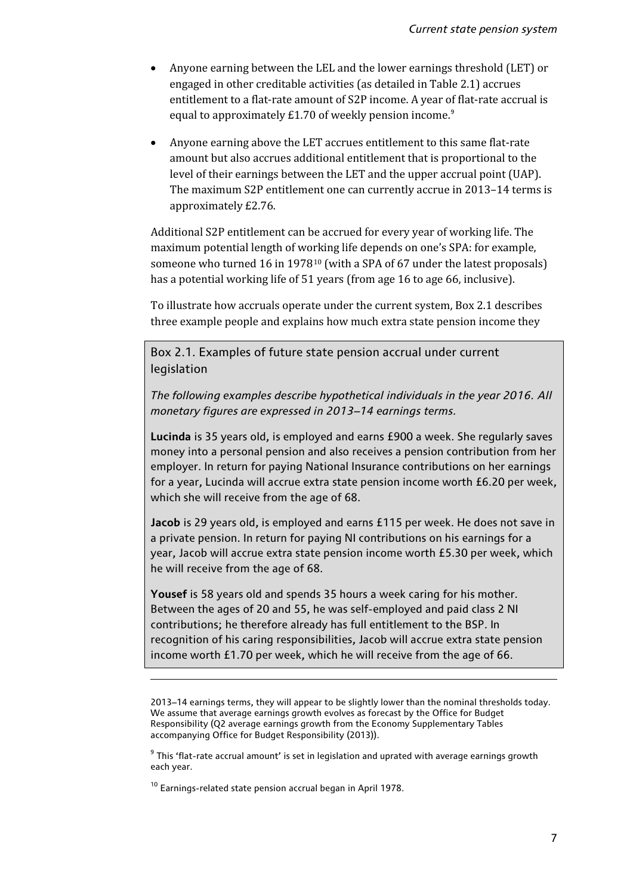- Anyone earning between the LEL and the lower earnings threshold (LET) or engaged in other creditable activities (as detailed in Table 2.1) accrues entitlement to a flat-rate amount of S2P income. A year of flat-rate accrual is equal to approximately £1.70 of weekly pension income.[9]
- Anyone earning above the LET accrues entitlement to this same flat-rate amount but also accrues additional entitlement that is proportional to the level of their earnings between the LET and the upper accrual point (UAP). The maximum S2P entitlement one can currently accrue in 2013–14 terms is approximately £2.76.

Additional S2P entitlement can be accrued for every year of working life. The maximum potential length of working life depends on one's SPA: for example, someone who turned 16 in 1978[10] (with a SPA of 67 under the latest proposals) has a potential working life of 51 years (from age 16 to age 66, inclusive).

To illustrate how accruals operate under the current system, Box 2.1 describes three example people and explains how much extra state pension income they

> Box 2.1. Examples of future state pension accrual under current legislation
>
> *The following examples describe hypothetical individuals in the year 2016. All monetary figures are expressed in 2013–14 earnings terms.*
>
> **Lucinda** is 35 years old, is employed and earns £900 a week. She regularly saves money into a personal pension and also receives a pension contribution from her employer. In return for paying National Insurance contributions on her earnings for a year, Lucinda will accrue extra state pension income worth £6.20 per week, which she will receive from the age of 68.
>
> **Jacob** is 29 years old, is employed and earns £115 per week. He does not save in a private pension. In return for paying NI contributions on his earnings for a year, Jacob will accrue extra state pension income worth £5.30 per week, which he will receive from the age of 68.
>
> **Yousef** is 58 years old and spends 35 hours a week caring for his mother. Between the ages of 20 and 55, he was self-employed and paid class 2 NI contributions; he therefore already has full entitlement to the BSP. In recognition of his caring responsibilities, Jacob will accrue extra state pension income worth £1.70 per week, which he will receive from the age of 66.

---

2013–14 earnings terms, they will appear to be slightly lower than the nominal thresholds today. We assume that average earnings growth evolves as forecast by the Office for Budget Responsibility (Q2 average earnings growth from the Economy Supplementary Tables accompanying Office for Budget Responsibility (2013)).

[9] This 'flat-rate accrual amount' is set in legislation and uprated with average earnings growth each year.

[10] Earnings-related state pension accrual began in April 1978.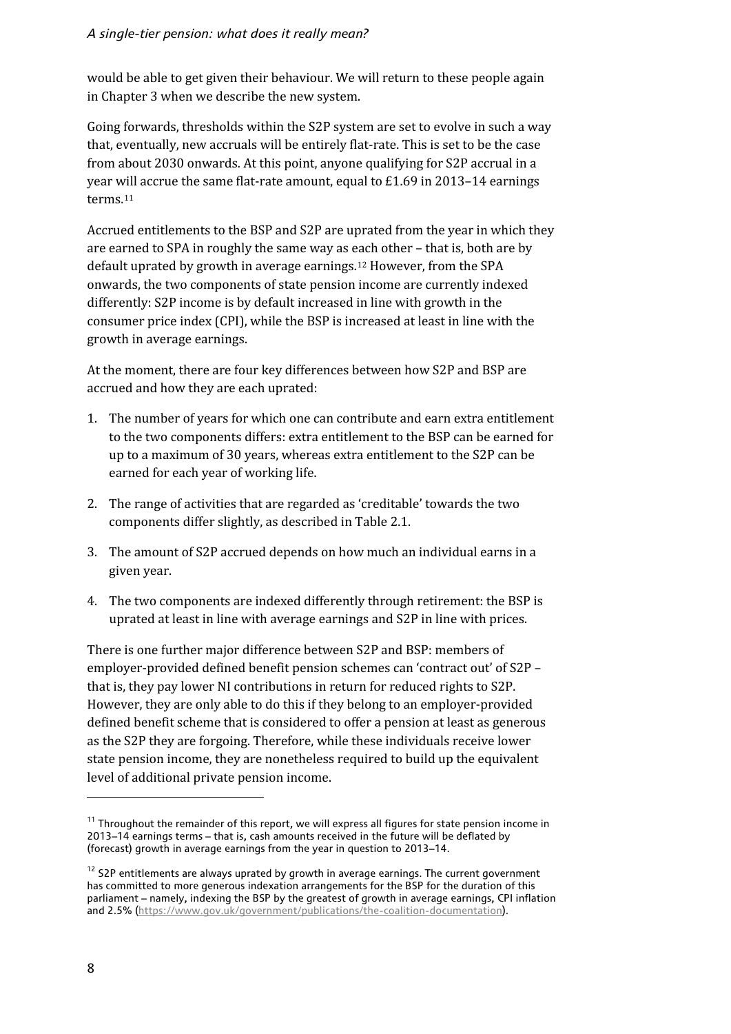would be able to get given their behaviour. We will return to these people again in Chapter 3 when we describe the new system.

Going forwards, thresholds within the S2P system are set to evolve in such a way that, eventually, new accruals will be entirely flat-rate. This is set to be the case from about 2030 onwards. At this point, anyone qualifying for S2P accrual in a year will accrue the same flat-rate amount, equal to £1.69 in 2013–14 earnings terms.[11]

Accrued entitlements to the BSP and S2P are uprated from the year in which they are earned to SPA in roughly the same way as each other – that is, both are by default uprated by growth in average earnings.[12] However, from the SPA onwards, the two components of state pension income are currently indexed differently: S2P income is by default increased in line with growth in the consumer price index (CPI), while the BSP is increased at least in line with the growth in average earnings.

At the moment, there are four key differences between how S2P and BSP are accrued and how they are each uprated:

1. The number of years for which one can contribute and earn extra entitlement to the two components differs: extra entitlement to the BSP can be earned for up to a maximum of 30 years, whereas extra entitlement to the S2P can be earned for each year of working life.
2. The range of activities that are regarded as 'creditable' towards the two components differ slightly, as described in Table 2.1.
3. The amount of S2P accrued depends on how much an individual earns in a given year.
4. The two components are indexed differently through retirement: the BSP is uprated at least in line with average earnings and S2P in line with prices.

There is one further major difference between S2P and BSP: members of employer-provided defined benefit pension schemes can 'contract out' of S2P – that is, they pay lower NI contributions in return for reduced rights to S2P. However, they are only able to do this if they belong to an employer-provided defined benefit scheme that is considered to offer a pension at least as generous as the S2P they are forgoing. Therefore, while these individuals receive lower state pension income, they are nonetheless required to build up the equivalent level of additional private pension income.

---

[11] Throughout the remainder of this report, we will express all figures for state pension income in 2013–14 earnings terms – that is, cash amounts received in the future will be deflated by (forecast) growth in average earnings from the year in question to 2013–14.

[12] S2P entitlements are always uprated by growth in average earnings. The current government has committed to more generous indexation arrangements for the BSP for the duration of this parliament – namely, indexing the BSP by the greatest of growth in average earnings, CPI inflation and 2.5% (https://www.gov.uk/government/publications/the-coalition-documentation).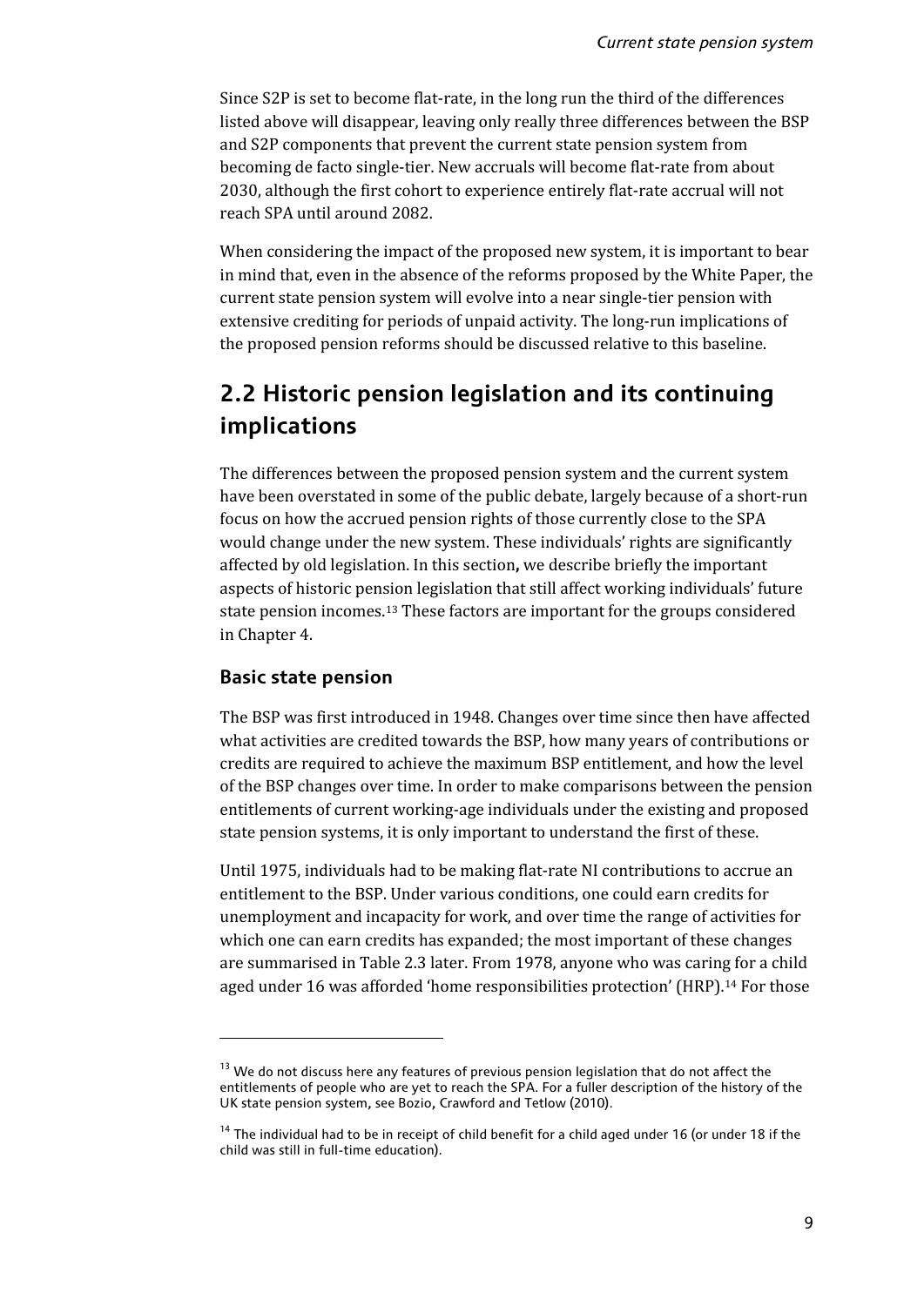Since S2P is set to become flat-rate, in the long run the third of the differences listed above will disappear, leaving only really three differences between the BSP and S2P components that prevent the current state pension system from becoming de facto single-tier. New accruals will become flat-rate from about 2030, although the first cohort to experience entirely flat-rate accrual will not reach SPA until around 2082.

When considering the impact of the proposed new system, it is important to bear in mind that, even in the absence of the reforms proposed by the White Paper, the current state pension system will evolve into a near single-tier pension with extensive crediting for periods of unpaid activity. The long-run implications of the proposed pension reforms should be discussed relative to this baseline.

## 2.2 Historic pension legislation and its continuing implications

The differences between the proposed pension system and the current system have been overstated in some of the public debate, largely because of a short-run focus on how the accrued pension rights of those currently close to the SPA would change under the new system. These individuals' rights are significantly affected by old legislation. In this section**,** we describe briefly the important aspects of historic pension legislation that still affect working individuals' future state pension incomes.[13] These factors are important for the groups considered in Chapter 4.

### Basic state pension

The BSP was first introduced in 1948. Changes over time since then have affected what activities are credited towards the BSP, how many years of contributions or credits are required to achieve the maximum BSP entitlement, and how the level of the BSP changes over time. In order to make comparisons between the pension entitlements of current working-age individuals under the existing and proposed state pension systems, it is only important to understand the first of these.

Until 1975, individuals had to be making flat-rate NI contributions to accrue an entitlement to the BSP. Under various conditions, one could earn credits for unemployment and incapacity for work, and over time the range of activities for which one can earn credits has expanded; the most important of these changes are summarised in Table 2.3 later. From 1978, anyone who was caring for a child aged under 16 was afforded 'home responsibilities protection' (HRP).[14] For those

---

[13] We do not discuss here any features of previous pension legislation that do not affect the entitlements of people who are yet to reach the SPA. For a fuller description of the history of the UK state pension system, see Bozio, Crawford and Tetlow (2010).

[14] The individual had to be in receipt of child benefit for a child aged under 16 (or under 18 if the child was still in full-time education).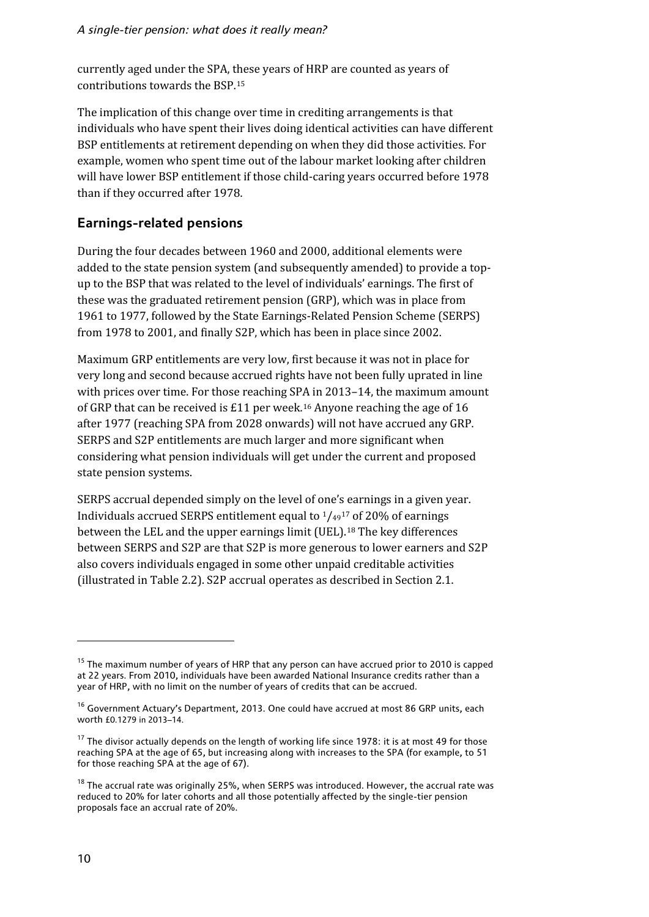currently aged under the SPA, these years of HRP are counted as years of contributions towards the BSP.[15]

The implication of this change over time in crediting arrangements is that individuals who have spent their lives doing identical activities can have different BSP entitlements at retirement depending on when they did those activities. For example, women who spent time out of the labour market looking after children will have lower BSP entitlement if those child-caring years occurred before 1978 than if they occurred after 1978.

## Earnings-related pensions

During the four decades between 1960 and 2000, additional elements were added to the state pension system (and subsequently amended) to provide a top-up to the BSP that was related to the level of individuals' earnings. The first of these was the graduated retirement pension (GRP), which was in place from 1961 to 1977, followed by the State Earnings-Related Pension Scheme (SERPS) from 1978 to 2001, and finally S2P, which has been in place since 2002.

Maximum GRP entitlements are very low, first because it was not in place for very long and second because accrued rights have not been fully uprated in line with prices over time. For those reaching SPA in 2013–14, the maximum amount of GRP that can be received is £11 per week.[16] Anyone reaching the age of 16 after 1977 (reaching SPA from 2028 onwards) will not have accrued any GRP. SERPS and S2P entitlements are much larger and more significant when considering what pension individuals will get under the current and proposed state pension systems.

SERPS accrual depended simply on the level of one's earnings in a given year. Individuals accrued SERPS entitlement equal to $^{1}/_{49}$[17] of 20% of earnings between the LEL and the upper earnings limit (UEL).[18] The key differences between SERPS and S2P are that S2P is more generous to lower earners and S2P also covers individuals engaged in some other unpaid creditable activities (illustrated in Table 2.2). S2P accrual operates as described in Section 2.1.

---

[15] The maximum number of years of HRP that any person can have accrued prior to 2010 is capped at 22 years. From 2010, individuals have been awarded National Insurance credits rather than a year of HRP, with no limit on the number of years of credits that can be accrued.

[16] Government Actuary's Department, 2013. One could have accrued at most 86 GRP units, each worth £0.1279 in 2013–14.

[17] The divisor actually depends on the length of working life since 1978: it is at most 49 for those reaching SPA at the age of 65, but increasing along with increases to the SPA (for example, to 51 for those reaching SPA at the age of 67).

[18] The accrual rate was originally 25%, when SERPS was introduced. However, the accrual rate was reduced to 20% for later cohorts and all those potentially affected by the single-tier pension proposals face an accrual rate of 20%.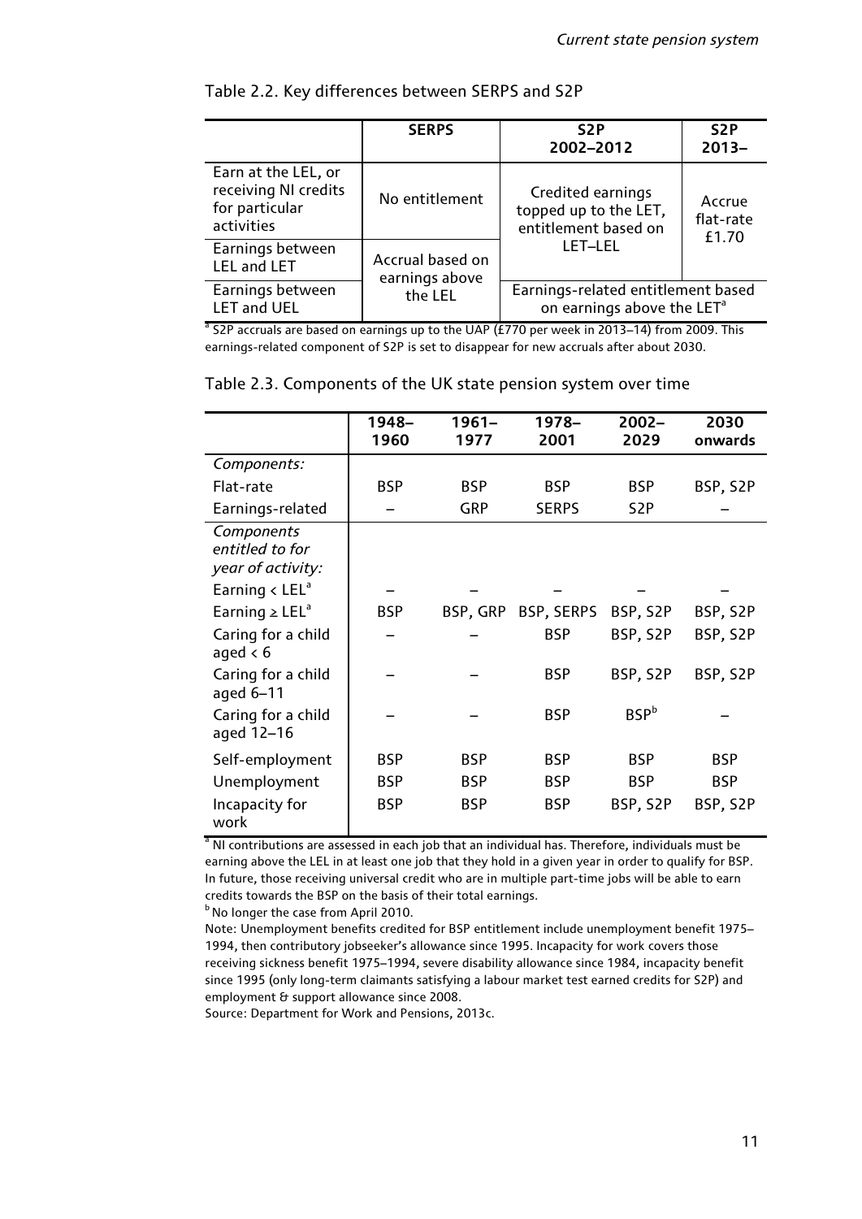Table 2.2. Key differences between SERPS and S2P

| | SERPS | S2P 2002–2012 | S2P 2013– |
|---|---|---|---|
| Earn at the LEL, or receiving NI credits for particular activities | No entitlement | Credited earnings topped up to the LET, entitlement based on LET–LEL | Accrue flat-rate £1.70 |
| Earnings between LEL and LET | Accrual based on earnings above the LEL | Credited earnings topped up to the LET, entitlement based on LET–LEL | Accrue flat-rate £1.70 |
| Earnings between LET and UEL | Accrual based on earnings above the LEL | Earnings-related entitlement based on earnings above the LET[a] | Earnings-related entitlement based on earnings above the LET[a] |

[a] S2P accruals are based on earnings up to the UAP (£770 per week in 2013–14) from 2009. This earnings-related component of S2P is set to disappear for new accruals after about 2030.

Table 2.3. Components of the UK state pension system over time

| | 1948–1960 | 1961–1977 | 1978–2001 | 2002–2029 | 2030 onwards |
|---|---|---|---|---|---|
| *Components:* | | | | | |
| Flat-rate | BSP | BSP | BSP | BSP | BSP, S2P |
| Earnings-related | – | GRP | SERPS | S2P | – |
| *Components entitled to for year of activity:* | | | | | |
| Earning < LEL[a] | – | – | – | – | – |
| Earning ≥ LEL[a] | BSP | BSP, GRP | BSP, SERPS | BSP, S2P | BSP, S2P |
| Caring for a child aged < 6 | – | – | BSP | BSP, S2P | BSP, S2P |
| Caring for a child aged 6–11 | – | – | BSP | BSP, S2P | BSP, S2P |
| Caring for a child aged 12–16 | – | – | BSP | BSP[b] | – |
| Self-employment | BSP | BSP | BSP | BSP | BSP |
| Unemployment | BSP | BSP | BSP | BSP | BSP |
| Incapacity for work | BSP | BSP | BSP | BSP, S2P | BSP, S2P |

[a] NI contributions are assessed in each job that an individual has. Therefore, individuals must be earning above the LEL in at least one job that they hold in a given year in order to qualify for BSP. In future, those receiving universal credit who are in multiple part-time jobs will be able to earn credits towards the BSP on the basis of their total earnings.

[b] No longer the case from April 2010.

Note: Unemployment benefits credited for BSP entitlement include unemployment benefit 1975–1994, then contributory jobseeker's allowance since 1995. Incapacity for work covers those receiving sickness benefit 1975–1994, severe disability allowance since 1984, incapacity benefit since 1995 (only long-term claimants satisfying a labour market test earned credits for S2P) and employment & support allowance since 2008.

Source: Department for Work and Pensions, 2013c.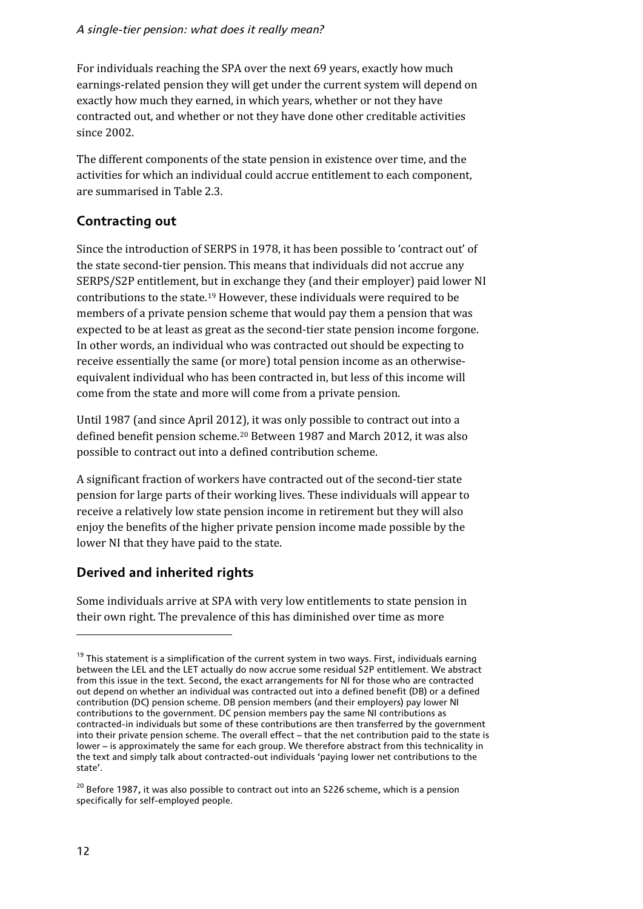For individuals reaching the SPA over the next 69 years, exactly how much earnings-related pension they will get under the current system will depend on exactly how much they earned, in which years, whether or not they have contracted out, and whether or not they have done other creditable activities since 2002.

The different components of the state pension in existence over time, and the activities for which an individual could accrue entitlement to each component, are summarised in Table 2.3.

## Contracting out

Since the introduction of SERPS in 1978, it has been possible to 'contract out' of the state second-tier pension. This means that individuals did not accrue any SERPS/S2P entitlement, but in exchange they (and their employer) paid lower NI contributions to the state.[19] However, these individuals were required to be members of a private pension scheme that would pay them a pension that was expected to be at least as great as the second-tier state pension income forgone. In other words, an individual who was contracted out should be expecting to receive essentially the same (or more) total pension income as an otherwise-equivalent individual who has been contracted in, but less of this income will come from the state and more will come from a private pension.

Until 1987 (and since April 2012), it was only possible to contract out into a defined benefit pension scheme.[20] Between 1987 and March 2012, it was also possible to contract out into a defined contribution scheme.

A significant fraction of workers have contracted out of the second-tier state pension for large parts of their working lives. These individuals will appear to receive a relatively low state pension income in retirement but they will also enjoy the benefits of the higher private pension income made possible by the lower NI that they have paid to the state.

## Derived and inherited rights

Some individuals arrive at SPA with very low entitlements to state pension in their own right. The prevalence of this has diminished over time as more

---

[19] This statement is a simplification of the current system in two ways. First, individuals earning between the LEL and the LET actually do now accrue some residual S2P entitlement. We abstract from this issue in the text. Second, the exact arrangements for NI for those who are contracted out depend on whether an individual was contracted out into a defined benefit (DB) or a defined contribution (DC) pension scheme. DB pension members (and their employers) pay lower NI contributions to the government. DC pension members pay the same NI contributions as contracted-in individuals but some of these contributions are then transferred by the government into their private pension scheme. The overall effect – that the net contribution paid to the state is lower – is approximately the same for each group. We therefore abstract from this technicality in the text and simply talk about contracted-out individuals 'paying lower net contributions to the state'.

[20] Before 1987, it was also possible to contract out into an S226 scheme, which is a pension specifically for self-employed people.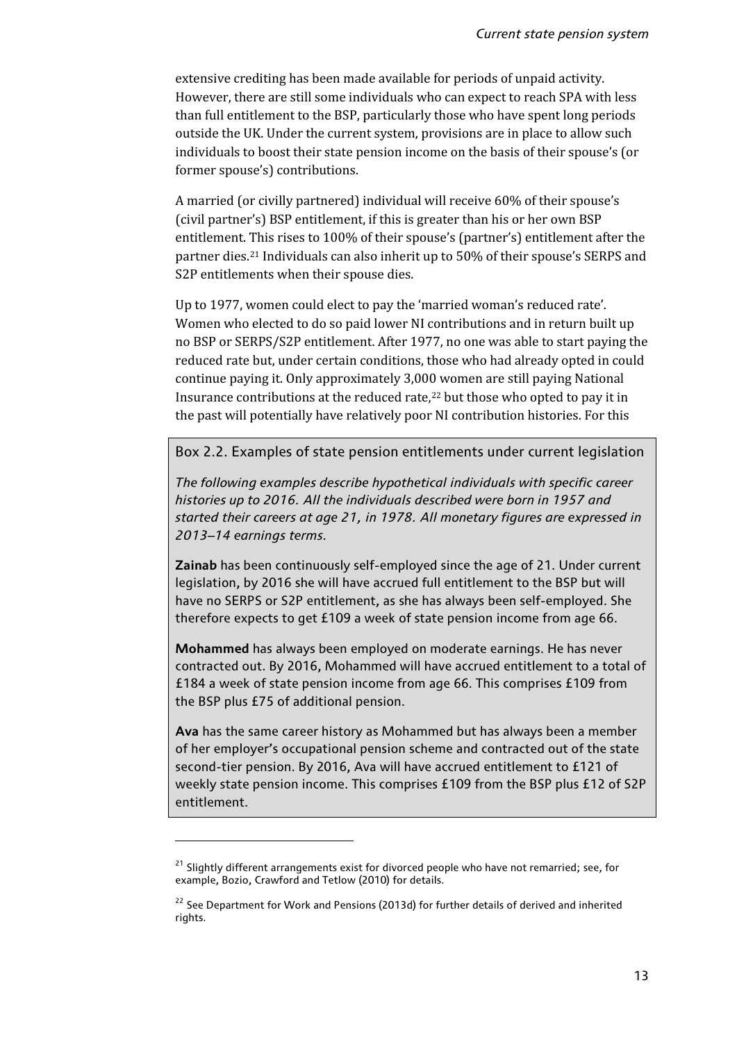extensive crediting has been made available for periods of unpaid activity. However, there are still some individuals who can expect to reach SPA with less than full entitlement to the BSP, particularly those who have spent long periods outside the UK. Under the current system, provisions are in place to allow such individuals to boost their state pension income on the basis of their spouse's (or former spouse's) contributions.

A married (or civilly partnered) individual will receive 60% of their spouse's (civil partner's) BSP entitlement, if this is greater than his or her own BSP entitlement. This rises to 100% of their spouse's (partner's) entitlement after the partner dies.[21] Individuals can also inherit up to 50% of their spouse's SERPS and S2P entitlements when their spouse dies.

Up to 1977, women could elect to pay the 'married woman's reduced rate'. Women who elected to do so paid lower NI contributions and in return built up no BSP or SERPS/S2P entitlement. After 1977, no one was able to start paying the reduced rate but, under certain conditions, those who had already opted in could continue paying it. Only approximately 3,000 women are still paying National Insurance contributions at the reduced rate,[22] but those who opted to pay it in the past will potentially have relatively poor NI contribution histories. For this

> **Box 2.2. Examples of state pension entitlements under current legislation**
>
> *The following examples describe hypothetical individuals with specific career histories up to 2016. All the individuals described were born in 1957 and started their careers at age 21, in 1978. All monetary figures are expressed in 2013–14 earnings terms.*
>
> **Zainab** has been continuously self-employed since the age of 21. Under current legislation, by 2016 she will have accrued full entitlement to the BSP but will have no SERPS or S2P entitlement, as she has always been self-employed. She therefore expects to get £109 a week of state pension income from age 66.
>
> **Mohammed** has always been employed on moderate earnings. He has never contracted out. By 2016, Mohammed will have accrued entitlement to a total of £184 a week of state pension income from age 66. This comprises £109 from the BSP plus £75 of additional pension.
>
> **Ava** has the same career history as Mohammed but has always been a member of her employer's occupational pension scheme and contracted out of the state second-tier pension. By 2016, Ava will have accrued entitlement to £121 of weekly state pension income. This comprises £109 from the BSP plus £12 of S2P entitlement.

[21] Slightly different arrangements exist for divorced people who have not remarried; see, for example, Bozio, Crawford and Tetlow (2010) for details.

[22] See Department for Work and Pensions (2013d) for further details of derived and inherited rights.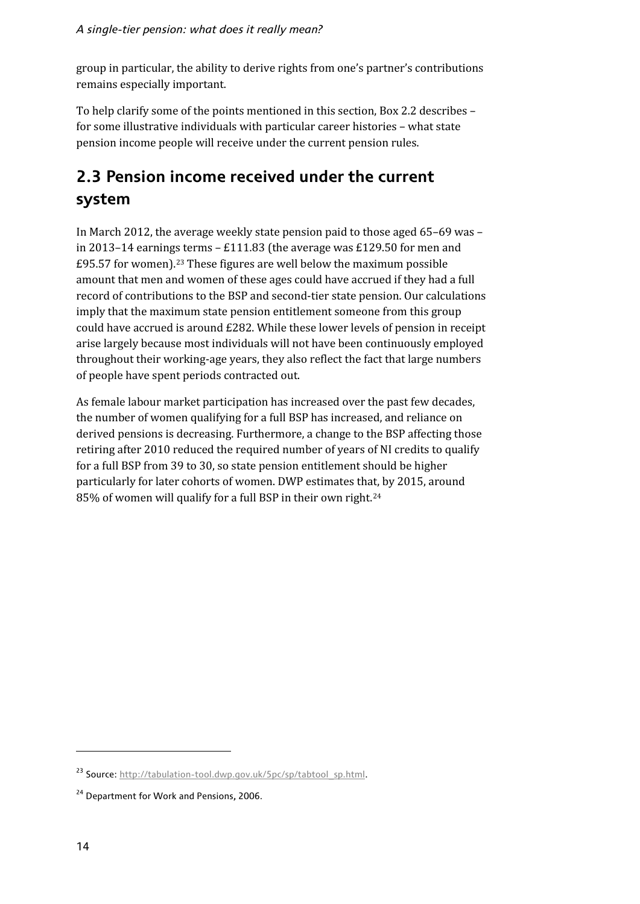group in particular, the ability to derive rights from one's partner's contributions remains especially important.

To help clarify some of the points mentioned in this section, Box 2.2 describes – for some illustrative individuals with particular career histories – what state pension income people will receive under the current pension rules.

## 2.3 Pension income received under the current system

In March 2012, the average weekly state pension paid to those aged 65–69 was – in 2013–14 earnings terms – £111.83 (the average was £129.50 for men and £95.57 for women).[23] These figures are well below the maximum possible amount that men and women of these ages could have accrued if they had a full record of contributions to the BSP and second-tier state pension. Our calculations imply that the maximum state pension entitlement someone from this group could have accrued is around £282. While these lower levels of pension in receipt arise largely because most individuals will not have been continuously employed throughout their working-age years, they also reflect the fact that large numbers of people have spent periods contracted out.

As female labour market participation has increased over the past few decades, the number of women qualifying for a full BSP has increased, and reliance on derived pensions is decreasing. Furthermore, a change to the BSP affecting those retiring after 2010 reduced the required number of years of NI credits to qualify for a full BSP from 39 to 30, so state pension entitlement should be higher particularly for later cohorts of women. DWP estimates that, by 2015, around 85% of women will qualify for a full BSP in their own right.[24]

---

[23] Source: http://tabulation-tool.dwp.gov.uk/5pc/sp/tabtool_sp.html.

[24] Department for Work and Pensions, 2006.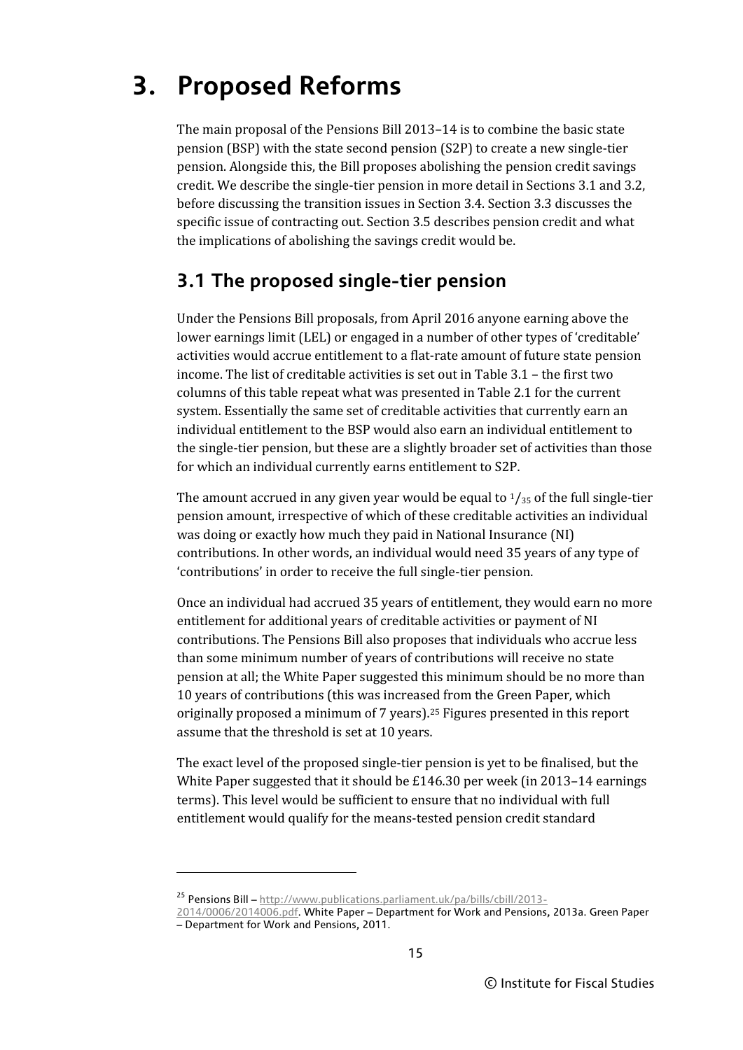# 3. Proposed Reforms

The main proposal of the Pensions Bill 2013–14 is to combine the basic state pension (BSP) with the state second pension (S2P) to create a new single-tier pension. Alongside this, the Bill proposes abolishing the pension credit savings credit. We describe the single-tier pension in more detail in Sections 3.1 and 3.2, before discussing the transition issues in Section 3.4. Section 3.3 discusses the specific issue of contracting out. Section 3.5 describes pension credit and what the implications of abolishing the savings credit would be.

## 3.1 The proposed single-tier pension

Under the Pensions Bill proposals, from April 2016 anyone earning above the lower earnings limit (LEL) or engaged in a number of other types of 'creditable' activities would accrue entitlement to a flat-rate amount of future state pension income. The list of creditable activities is set out in Table 3.1 – the first two columns of this table repeat what was presented in Table 2.1 for the current system. Essentially the same set of creditable activities that currently earn an individual entitlement to the BSP would also earn an individual entitlement to the single-tier pension, but these are a slightly broader set of activities than those for which an individual currently earns entitlement to S2P.

The amount accrued in any given year would be equal to $^{1}/_{35}$ of the full single-tier pension amount, irrespective of which of these creditable activities an individual was doing or exactly how much they paid in National Insurance (NI) contributions. In other words, an individual would need 35 years of any type of 'contributions' in order to receive the full single-tier pension.

Once an individual had accrued 35 years of entitlement, they would earn no more entitlement for additional years of creditable activities or payment of NI contributions. The Pensions Bill also proposes that individuals who accrue less than some minimum number of years of contributions will receive no state pension at all; the White Paper suggested this minimum should be no more than 10 years of contributions (this was increased from the Green Paper, which originally proposed a minimum of 7 years).[25] Figures presented in this report assume that the threshold is set at 10 years.

The exact level of the proposed single-tier pension is yet to be finalised, but the White Paper suggested that it should be £146.30 per week (in 2013–14 earnings terms). This level would be sufficient to ensure that no individual with full entitlement would qualify for the means-tested pension credit standard

[25] Pensions Bill – http://www.publications.parliament.uk/pa/bills/cbill/2013-2014/0006/2014006.pdf. White Paper – Department for Work and Pensions, 2013a. Green Paper – Department for Work and Pensions, 2011.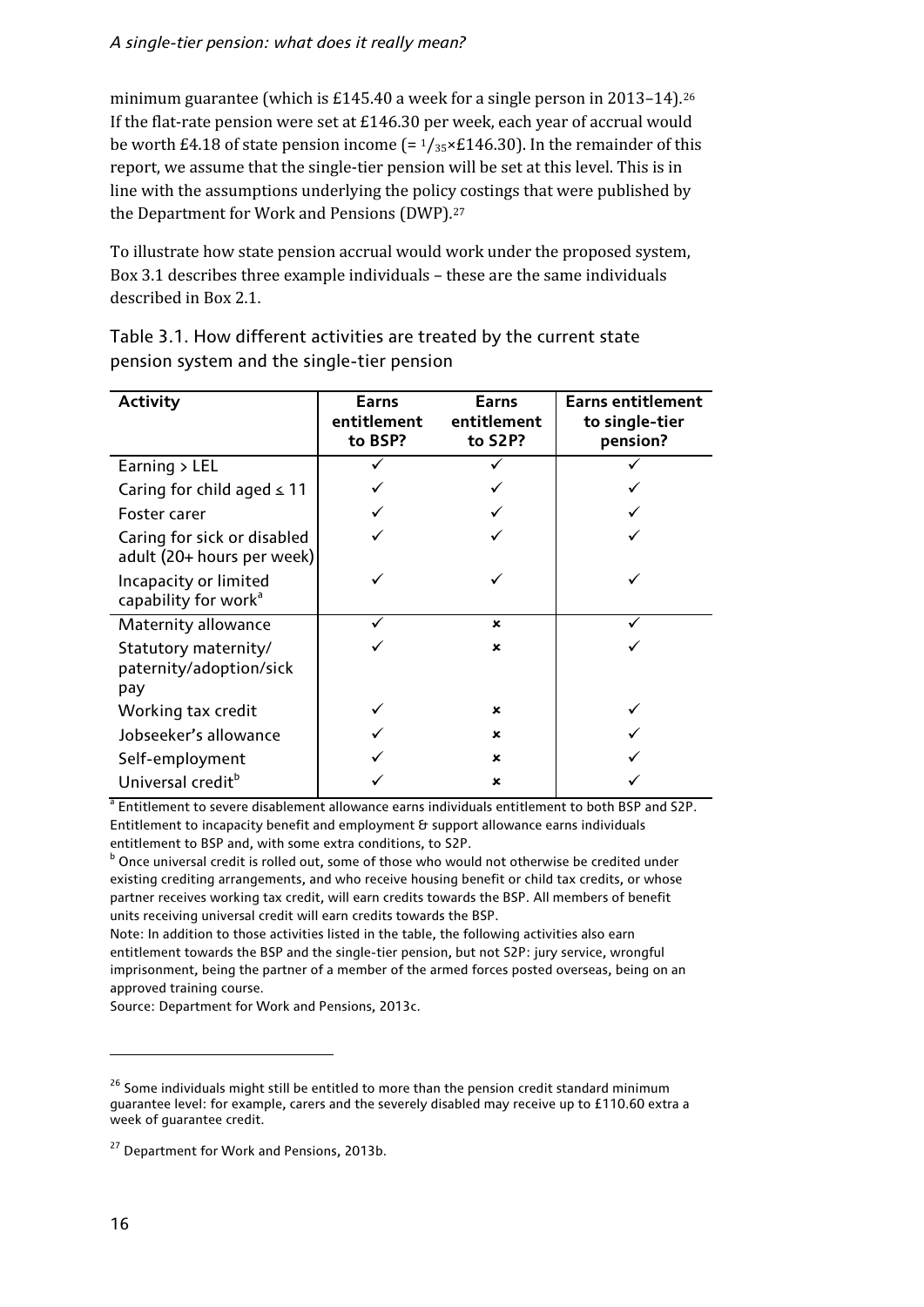minimum guarantee (which is £145.40 a week for a single person in 2013–14).[26] If the flat-rate pension were set at £146.30 per week, each year of accrual would be worth £4.18 of state pension income (= $^{1}/_{35}$×£146.30). In the remainder of this report, we assume that the single-tier pension will be set at this level. This is in line with the assumptions underlying the policy costings that were published by the Department for Work and Pensions (DWP).[27]

To illustrate how state pension accrual would work under the proposed system, Box 3.1 describes three example individuals – these are the same individuals described in Box 2.1.

Table 3.1. How different activities are treated by the current state pension system and the single-tier pension

| Activity | Earns entitlement to BSP? | Earns entitlement to S2P? | Earns entitlement to single-tier pension? |
|---|---|---|---|
| Earning > LEL | ✓ | ✓ | ✓ |
| Caring for child aged ≤ 11 | ✓ | ✓ | ✓ |
| Foster carer | ✓ | ✓ | ✓ |
| Caring for sick or disabled adult (20+ hours per week) | ✓ | ✓ | ✓ |
| Incapacity or limited capability for work[a] | ✓ | ✓ | ✓ |
| Maternity allowance | ✓ | ✗ | ✓ |
| Statutory maternity/ paternity/adoption/sick pay | ✓ | ✗ | ✓ |
| Working tax credit | ✓ | ✗ | ✓ |
| Jobseeker's allowance | ✓ | ✗ | ✓ |
| Self-employment | ✓ | ✗ | ✓ |
| Universal credit[b] | ✓ | ✗ | ✓ |

[a] Entitlement to severe disablement allowance earns individuals entitlement to both BSP and S2P. Entitlement to incapacity benefit and employment & support allowance earns individuals entitlement to BSP and, with some extra conditions, to S2P.

[b] Once universal credit is rolled out, some of those who would not otherwise be credited under existing crediting arrangements, and who receive housing benefit or child tax credits, or whose partner receives working tax credit, will earn credits towards the BSP. All members of benefit units receiving universal credit will earn credits towards the BSP.

Note: In addition to those activities listed in the table, the following activities also earn entitlement towards the BSP and the single-tier pension, but not S2P: jury service, wrongful imprisonment, being the partner of a member of the armed forces posted overseas, being on an approved training course.

Source: Department for Work and Pensions, 2013c.

[26] Some individuals might still be entitled to more than the pension credit standard minimum guarantee level: for example, carers and the severely disabled may receive up to £110.60 extra a week of guarantee credit.

[27] Department for Work and Pensions, 2013b.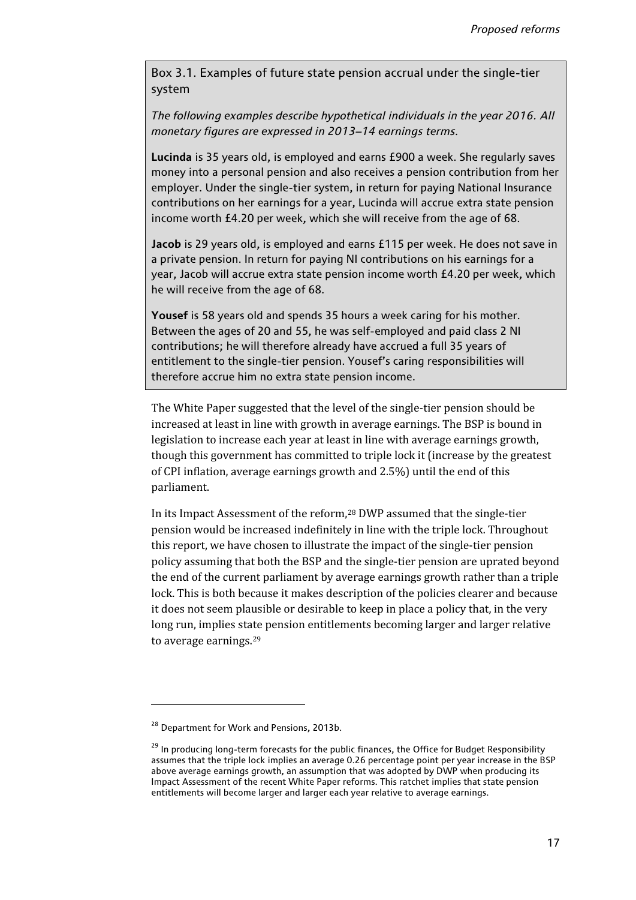Box 3.1. Examples of future state pension accrual under the single-tier system

*The following examples describe hypothetical individuals in the year 2016. All monetary figures are expressed in 2013–14 earnings terms.*

**Lucinda** is 35 years old, is employed and earns £900 a week. She regularly saves money into a personal pension and also receives a pension contribution from her employer. Under the single-tier system, in return for paying National Insurance contributions on her earnings for a year, Lucinda will accrue extra state pension income worth £4.20 per week, which she will receive from the age of 68.

**Jacob** is 29 years old, is employed and earns £115 per week. He does not save in a private pension. In return for paying NI contributions on his earnings for a year, Jacob will accrue extra state pension income worth £4.20 per week, which he will receive from the age of 68.

**Yousef** is 58 years old and spends 35 hours a week caring for his mother. Between the ages of 20 and 55, he was self-employed and paid class 2 NI contributions; he will therefore already have accrued a full 35 years of entitlement to the single-tier pension. Yousef's caring responsibilities will therefore accrue him no extra state pension income.

The White Paper suggested that the level of the single-tier pension should be increased at least in line with growth in average earnings. The BSP is bound in legislation to increase each year at least in line with average earnings growth, though this government has committed to triple lock it (increase by the greatest of CPI inflation, average earnings growth and 2.5%) until the end of this parliament.

In its Impact Assessment of the reform,[28] DWP assumed that the single-tier pension would be increased indefinitely in line with the triple lock. Throughout this report, we have chosen to illustrate the impact of the single-tier pension policy assuming that both the BSP and the single-tier pension are uprated beyond the end of the current parliament by average earnings growth rather than a triple lock. This is both because it makes description of the policies clearer and because it does not seem plausible or desirable to keep in place a policy that, in the very long run, implies state pension entitlements becoming larger and larger relative to average earnings.[29]

---

[28] Department for Work and Pensions, 2013b.

[29] In producing long-term forecasts for the public finances, the Office for Budget Responsibility assumes that the triple lock implies an average 0.26 percentage point per year increase in the BSP above average earnings growth, an assumption that was adopted by DWP when producing its Impact Assessment of the recent White Paper reforms. This ratchet implies that state pension entitlements will become larger and larger each year relative to average earnings.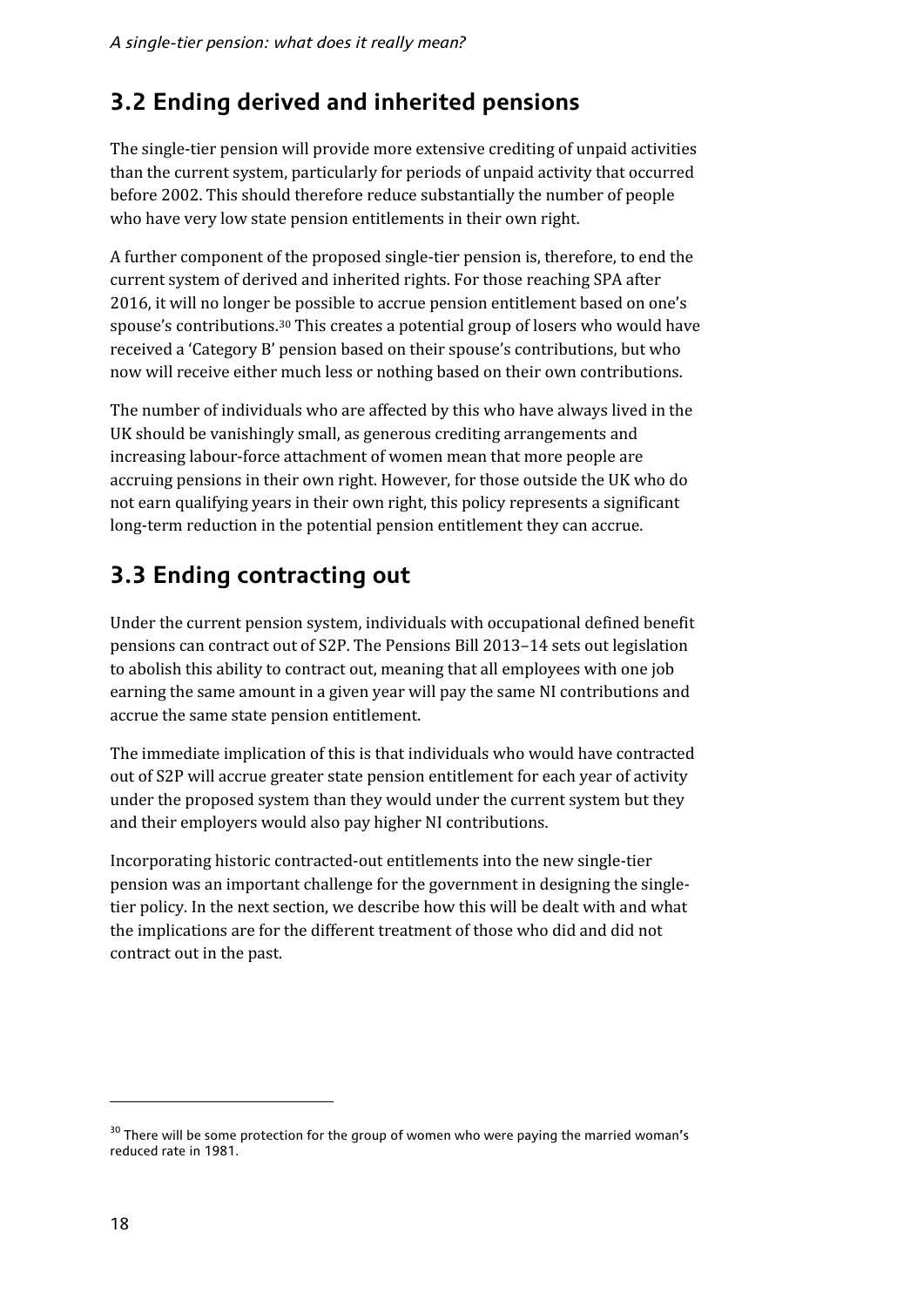## 3.2 Ending derived and inherited pensions

The single-tier pension will provide more extensive crediting of unpaid activities than the current system, particularly for periods of unpaid activity that occurred before 2002. This should therefore reduce substantially the number of people who have very low state pension entitlements in their own right.

A further component of the proposed single-tier pension is, therefore, to end the current system of derived and inherited rights. For those reaching SPA after 2016, it will no longer be possible to accrue pension entitlement based on one's spouse's contributions.[30] This creates a potential group of losers who would have received a 'Category B' pension based on their spouse's contributions, but who now will receive either much less or nothing based on their own contributions.

The number of individuals who are affected by this who have always lived in the UK should be vanishingly small, as generous crediting arrangements and increasing labour-force attachment of women mean that more people are accruing pensions in their own right. However, for those outside the UK who do not earn qualifying years in their own right, this policy represents a significant long-term reduction in the potential pension entitlement they can accrue.

## 3.3 Ending contracting out

Under the current pension system, individuals with occupational defined benefit pensions can contract out of S2P. The Pensions Bill 2013–14 sets out legislation to abolish this ability to contract out, meaning that all employees with one job earning the same amount in a given year will pay the same NI contributions and accrue the same state pension entitlement.

The immediate implication of this is that individuals who would have contracted out of S2P will accrue greater state pension entitlement for each year of activity under the proposed system than they would under the current system but they and their employers would also pay higher NI contributions.

Incorporating historic contracted-out entitlements into the new single-tier pension was an important challenge for the government in designing the single-tier policy. In the next section, we describe how this will be dealt with and what the implications are for the different treatment of those who did and did not contract out in the past.

---

[30] There will be some protection for the group of women who were paying the married woman's reduced rate in 1981.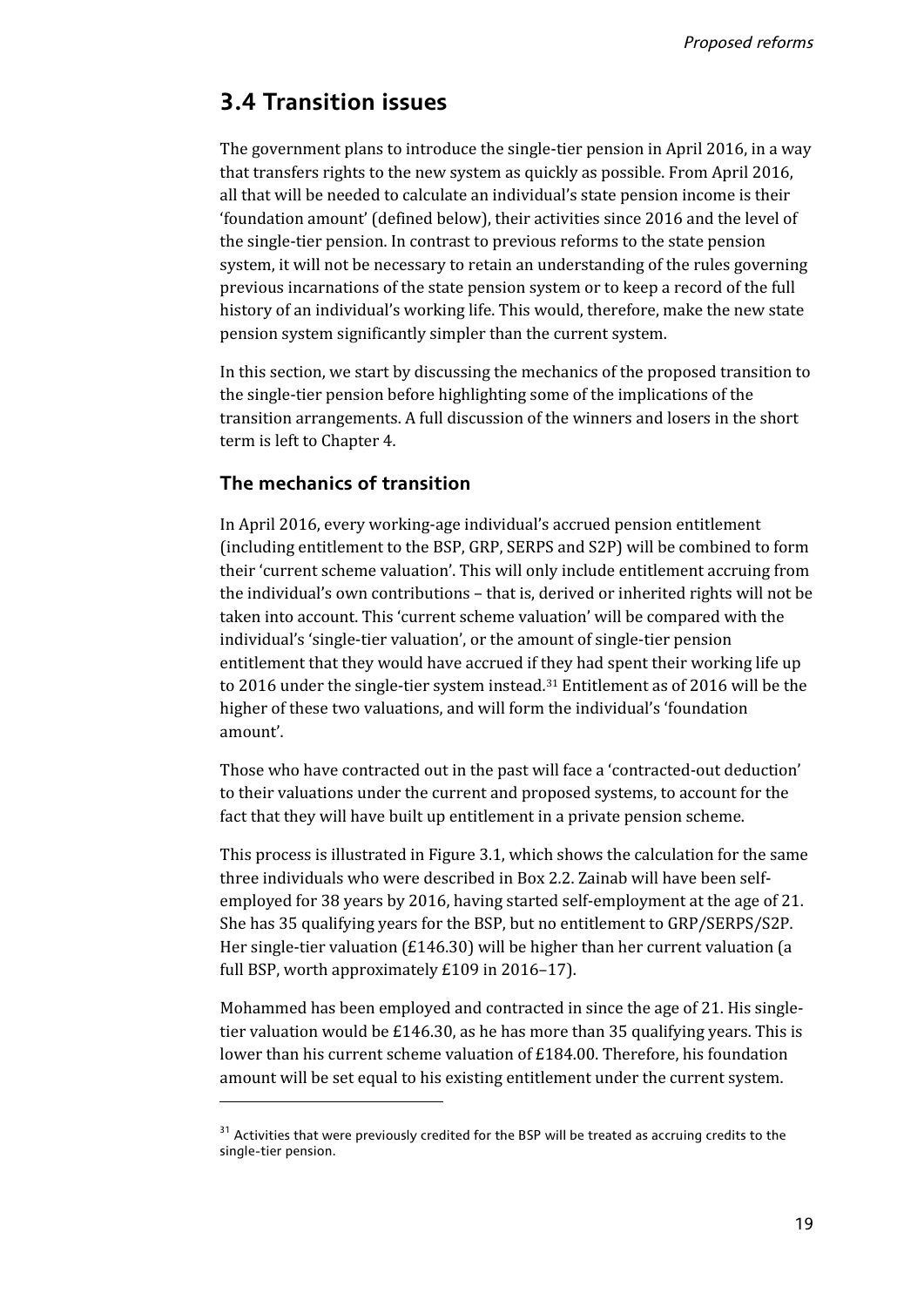## 3.4 Transition issues

The government plans to introduce the single-tier pension in April 2016, in a way that transfers rights to the new system as quickly as possible. From April 2016, all that will be needed to calculate an individual's state pension income is their 'foundation amount' (defined below), their activities since 2016 and the level of the single-tier pension. In contrast to previous reforms to the state pension system, it will not be necessary to retain an understanding of the rules governing previous incarnations of the state pension system or to keep a record of the full history of an individual's working life. This would, therefore, make the new state pension system significantly simpler than the current system.

In this section, we start by discussing the mechanics of the proposed transition to the single-tier pension before highlighting some of the implications of the transition arrangements. A full discussion of the winners and losers in the short term is left to Chapter 4.

### The mechanics of transition

In April 2016, every working-age individual's accrued pension entitlement (including entitlement to the BSP, GRP, SERPS and S2P) will be combined to form their 'current scheme valuation'. This will only include entitlement accruing from the individual's own contributions – that is, derived or inherited rights will not be taken into account. This 'current scheme valuation' will be compared with the individual's 'single-tier valuation', or the amount of single-tier pension entitlement that they would have accrued if they had spent their working life up to 2016 under the single-tier system instead.[31] Entitlement as of 2016 will be the higher of these two valuations, and will form the individual's 'foundation amount'.

Those who have contracted out in the past will face a 'contracted-out deduction' to their valuations under the current and proposed systems, to account for the fact that they will have built up entitlement in a private pension scheme.

This process is illustrated in Figure 3.1, which shows the calculation for the same three individuals who were described in Box 2.2. Zainab will have been self-employed for 38 years by 2016, having started self-employment at the age of 21. She has 35 qualifying years for the BSP, but no entitlement to GRP/SERPS/S2P. Her single-tier valuation (£146.30) will be higher than her current valuation (a full BSP, worth approximately £109 in 2016–17).

Mohammed has been employed and contracted in since the age of 21. His single-tier valuation would be £146.30, as he has more than 35 qualifying years. This is lower than his current scheme valuation of £184.00. Therefore, his foundation amount will be set equal to his existing entitlement under the current system.

[31] Activities that were previously credited for the BSP will be treated as accruing credits to the single-tier pension.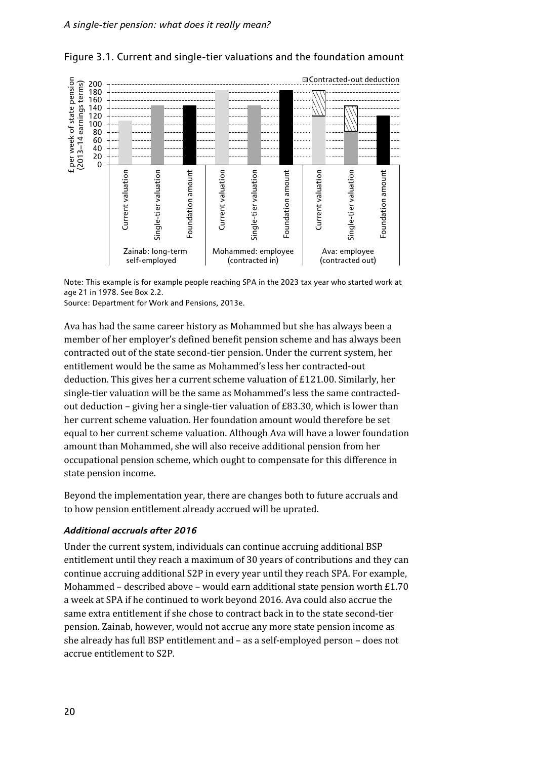Figure 3.1. Current and single-tier valuations and the foundation amount

Note: This example is for example people reaching SPA in the 2023 tax year who started work at age 21 in 1978. See Box 2.2.
Source: Department for Work and Pensions, 2013e.

Ava has had the same career history as Mohammed but she has always been a member of her employer's defined benefit pension scheme and has always been contracted out of the state second-tier pension. Under the current system, her entitlement would be the same as Mohammed's less her contracted-out deduction. This gives her a current scheme valuation of £121.00. Similarly, her single-tier valuation will be the same as Mohammed's less the same contracted-out deduction – giving her a single-tier valuation of £83.30, which is lower than her current scheme valuation. Her foundation amount would therefore be set equal to her current scheme valuation. Although Ava will have a lower foundation amount than Mohammed, she will also receive additional pension from her occupational pension scheme, which ought to compensate for this difference in state pension income.

Beyond the implementation year, there are changes both to future accruals and to how pension entitlement already accrued will be uprated.

### *Additional accruals after 2016*

Under the current system, individuals can continue accruing additional BSP entitlement until they reach a maximum of 30 years of contributions and they can continue accruing additional S2P in every year until they reach SPA. For example, Mohammed – described above – would earn additional state pension worth £1.70 a week at SPA if he continued to work beyond 2016. Ava could also accrue the same extra entitlement if she chose to contract back in to the state second-tier pension. Zainab, however, would not accrue any more state pension income as she already has full BSP entitlement and – as a self-employed person – does not accrue entitlement to S2P.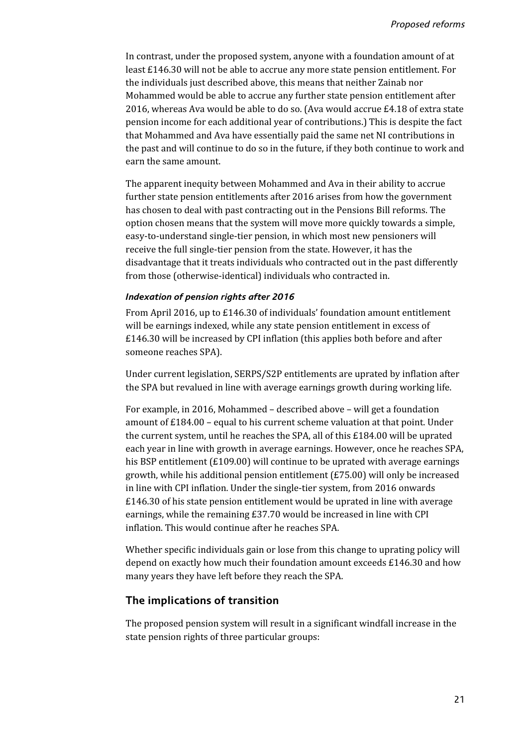In contrast, under the proposed system, anyone with a foundation amount of at least £146.30 will not be able to accrue any more state pension entitlement. For the individuals just described above, this means that neither Zainab nor Mohammed would be able to accrue any further state pension entitlement after 2016, whereas Ava would be able to do so. (Ava would accrue £4.18 of extra state pension income for each additional year of contributions.) This is despite the fact that Mohammed and Ava have essentially paid the same net NI contributions in the past and will continue to do so in the future, if they both continue to work and earn the same amount.

The apparent inequity between Mohammed and Ava in their ability to accrue further state pension entitlements after 2016 arises from how the government has chosen to deal with past contracting out in the Pensions Bill reforms. The option chosen means that the system will move more quickly towards a simple, easy-to-understand single-tier pension, in which most new pensioners will receive the full single-tier pension from the state. However, it has the disadvantage that it treats individuals who contracted out in the past differently from those (otherwise-identical) individuals who contracted in.

#### *Indexation of pension rights after 2016*

From April 2016, up to £146.30 of individuals' foundation amount entitlement will be earnings indexed, while any state pension entitlement in excess of £146.30 will be increased by CPI inflation (this applies both before and after someone reaches SPA).

Under current legislation, SERPS/S2P entitlements are uprated by inflation after the SPA but revalued in line with average earnings growth during working life.

For example, in 2016, Mohammed – described above – will get a foundation amount of £184.00 – equal to his current scheme valuation at that point. Under the current system, until he reaches the SPA, all of this £184.00 will be uprated each year in line with growth in average earnings. However, once he reaches SPA, his BSP entitlement (£109.00) will continue to be uprated with average earnings growth, while his additional pension entitlement (£75.00) will only be increased in line with CPI inflation. Under the single-tier system, from 2016 onwards £146.30 of his state pension entitlement would be uprated in line with average earnings, while the remaining £37.70 would be increased in line with CPI inflation. This would continue after he reaches SPA.

Whether specific individuals gain or lose from this change to uprating policy will depend on exactly how much their foundation amount exceeds £146.30 and how many years they have left before they reach the SPA.

### The implications of transition

The proposed pension system will result in a significant windfall increase in the state pension rights of three particular groups: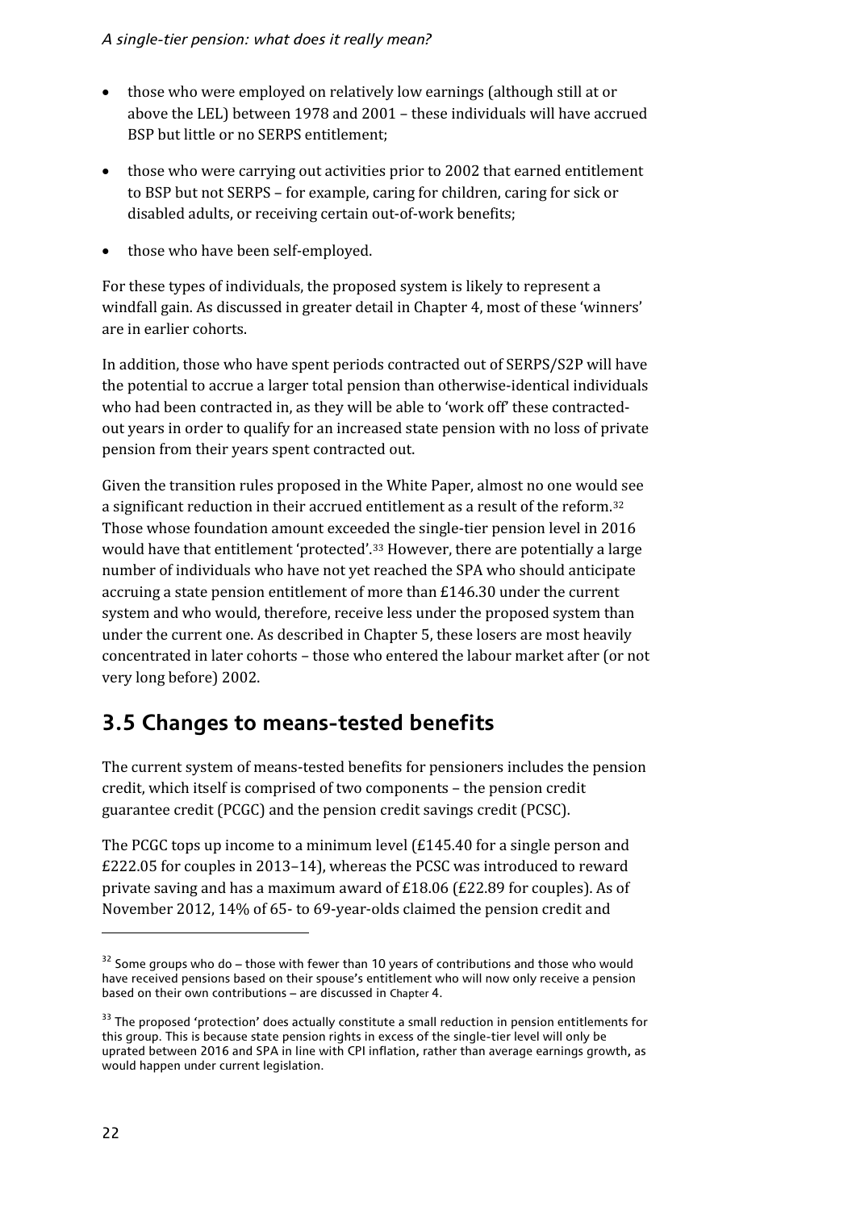- those who were employed on relatively low earnings (although still at or above the LEL) between 1978 and 2001 – these individuals will have accrued BSP but little or no SERPS entitlement;
- those who were carrying out activities prior to 2002 that earned entitlement to BSP but not SERPS – for example, caring for children, caring for sick or disabled adults, or receiving certain out-of-work benefits;
- those who have been self-employed.

For these types of individuals, the proposed system is likely to represent a windfall gain. As discussed in greater detail in Chapter 4, most of these 'winners' are in earlier cohorts.

In addition, those who have spent periods contracted out of SERPS/S2P will have the potential to accrue a larger total pension than otherwise-identical individuals who had been contracted in, as they will be able to 'work off' these contracted-out years in order to qualify for an increased state pension with no loss of private pension from their years spent contracted out.

Given the transition rules proposed in the White Paper, almost no one would see a significant reduction in their accrued entitlement as a result of the reform.[32] Those whose foundation amount exceeded the single-tier pension level in 2016 would have that entitlement 'protected'.[33] However, there are potentially a large number of individuals who have not yet reached the SPA who should anticipate accruing a state pension entitlement of more than £146.30 under the current system and who would, therefore, receive less under the proposed system than under the current one. As described in Chapter 5, these losers are most heavily concentrated in later cohorts – those who entered the labour market after (or not very long before) 2002.

## 3.5 Changes to means-tested benefits

The current system of means-tested benefits for pensioners includes the pension credit, which itself is comprised of two components – the pension credit guarantee credit (PCGC) and the pension credit savings credit (PCSC).

The PCGC tops up income to a minimum level (£145.40 for a single person and £222.05 for couples in 2013–14), whereas the PCSC was introduced to reward private saving and has a maximum award of £18.06 (£22.89 for couples). As of November 2012, 14% of 65- to 69-year-olds claimed the pension credit and

---

[32] Some groups who do – those with fewer than 10 years of contributions and those who would have received pensions based on their spouse's entitlement who will now only receive a pension based on their own contributions – are discussed in Chapter 4.

[33] The proposed 'protection' does actually constitute a small reduction in pension entitlements for this group. This is because state pension rights in excess of the single-tier level will only be uprated between 2016 and SPA in line with CPI inflation, rather than average earnings growth, as would happen under current legislation.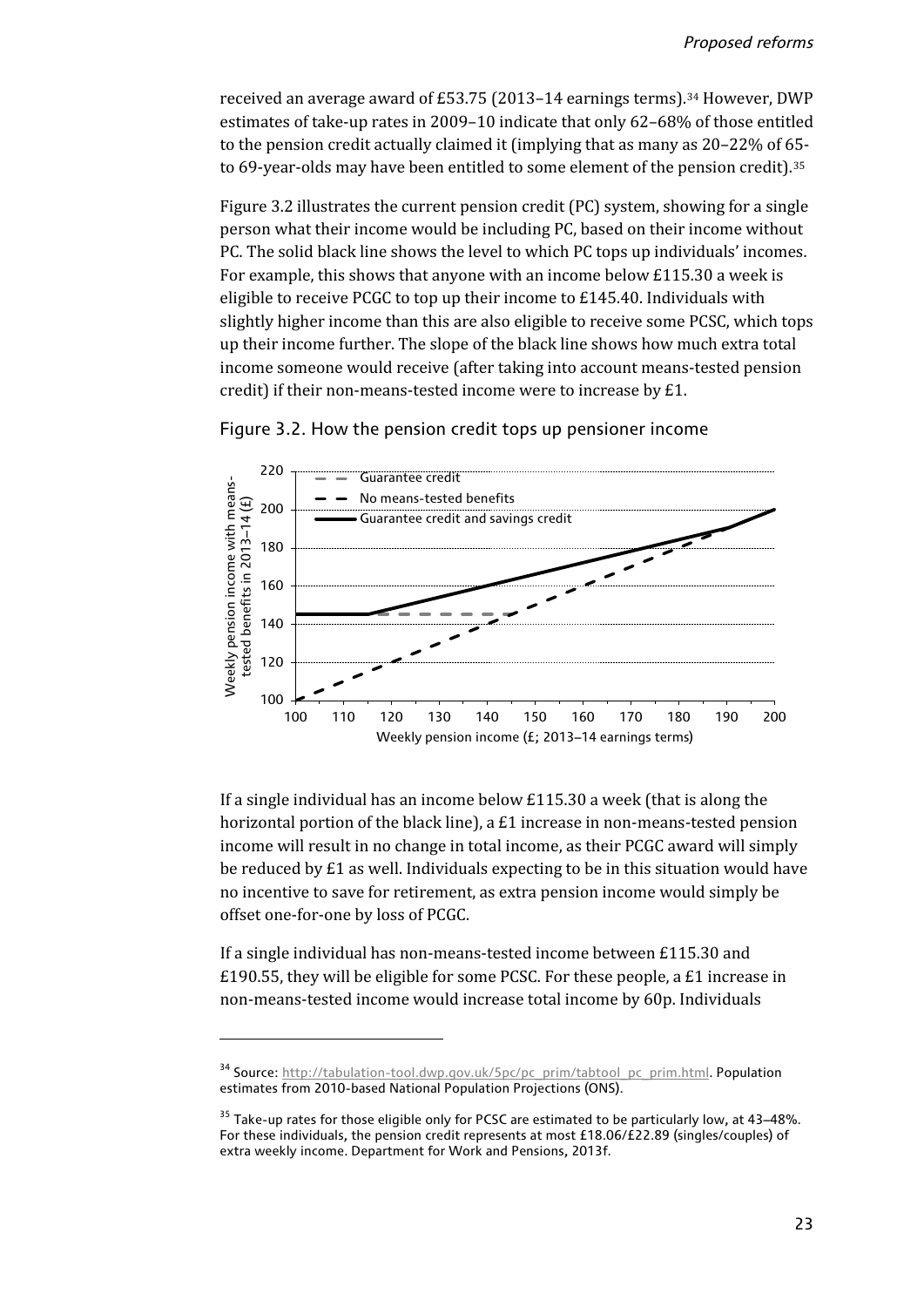received an average award of £53.75 (2013–14 earnings terms).[34] However, DWP estimates of take-up rates in 2009–10 indicate that only 62–68% of those entitled to the pension credit actually claimed it (implying that as many as 20–22% of 65- to 69-year-olds may have been entitled to some element of the pension credit).[35]

Figure 3.2 illustrates the current pension credit (PC) system, showing for a single person what their income would be including PC, based on their income without PC. The solid black line shows the level to which PC tops up individuals' incomes. For example, this shows that anyone with an income below £115.30 a week is eligible to receive PCGC to top up their income to £145.40. Individuals with slightly higher income than this are also eligible to receive some PCSC, which tops up their income further. The slope of the black line shows how much extra total income someone would receive (after taking into account means-tested pension credit) if their non-means-tested income were to increase by £1.

Figure 3.2. How the pension credit tops up pensioner income

If a single individual has an income below £115.30 a week (that is along the horizontal portion of the black line), a £1 increase in non-means-tested pension income will result in no change in total income, as their PCGC award will simply be reduced by £1 as well. Individuals expecting to be in this situation would have no incentive to save for retirement, as extra pension income would simply be offset one-for-one by loss of PCGC.

If a single individual has non-means-tested income between £115.30 and £190.55, they will be eligible for some PCSC. For these people, a £1 increase in non-means-tested income would increase total income by 60p. Individuals

[34] Source: http://tabulation-tool.dwp.gov.uk/5pc/pc_prim/tabtool_pc_prim.html. Population estimates from 2010-based National Population Projections (ONS).

[35] Take-up rates for those eligible only for PCSC are estimated to be particularly low, at 43–48%. For these individuals, the pension credit represents at most £18.06/£22.89 (singles/couples) of extra weekly income. Department for Work and Pensions, 2013f.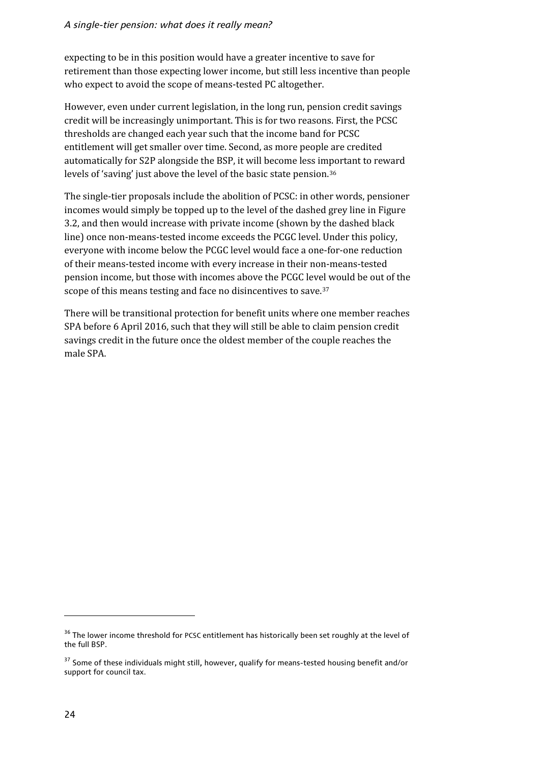expecting to be in this position would have a greater incentive to save for retirement than those expecting lower income, but still less incentive than people who expect to avoid the scope of means-tested PC altogether.

However, even under current legislation, in the long run, pension credit savings credit will be increasingly unimportant. This is for two reasons. First, the PCSC thresholds are changed each year such that the income band for PCSC entitlement will get smaller over time. Second, as more people are credited automatically for S2P alongside the BSP, it will become less important to reward levels of 'saving' just above the level of the basic state pension.[36]

The single-tier proposals include the abolition of PCSC: in other words, pensioner incomes would simply be topped up to the level of the dashed grey line in Figure 3.2, and then would increase with private income (shown by the dashed black line) once non-means-tested income exceeds the PCGC level. Under this policy, everyone with income below the PCGC level would face a one-for-one reduction of their means-tested income with every increase in their non-means-tested pension income, but those with incomes above the PCGC level would be out of the scope of this means testing and face no disincentives to save.[37]

There will be transitional protection for benefit units where one member reaches SPA before 6 April 2016, such that they will still be able to claim pension credit savings credit in the future once the oldest member of the couple reaches the male SPA.

---

[36] The lower income threshold for PCSC entitlement has historically been set roughly at the level of the full BSP.

[37] Some of these individuals might still, however, qualify for means-tested housing benefit and/or support for council tax.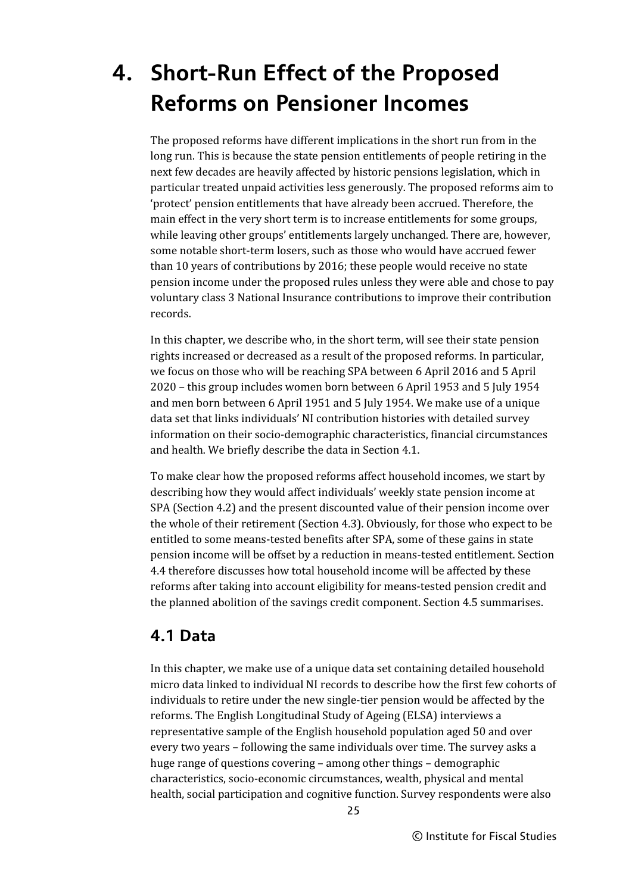# 4. Short-Run Effect of the Proposed Reforms on Pensioner Incomes

The proposed reforms have different implications in the short run from in the long run. This is because the state pension entitlements of people retiring in the next few decades are heavily affected by historic pensions legislation, which in particular treated unpaid activities less generously. The proposed reforms aim to 'protect' pension entitlements that have already been accrued. Therefore, the main effect in the very short term is to increase entitlements for some groups, while leaving other groups' entitlements largely unchanged. There are, however, some notable short-term losers, such as those who would have accrued fewer than 10 years of contributions by 2016; these people would receive no state pension income under the proposed rules unless they were able and chose to pay voluntary class 3 National Insurance contributions to improve their contribution records.

In this chapter, we describe who, in the short term, will see their state pension rights increased or decreased as a result of the proposed reforms. In particular, we focus on those who will be reaching SPA between 6 April 2016 and 5 April 2020 – this group includes women born between 6 April 1953 and 5 July 1954 and men born between 6 April 1951 and 5 July 1954. We make use of a unique data set that links individuals' NI contribution histories with detailed survey information on their socio-demographic characteristics, financial circumstances and health. We briefly describe the data in Section 4.1.

To make clear how the proposed reforms affect household incomes, we start by describing how they would affect individuals' weekly state pension income at SPA (Section 4.2) and the present discounted value of their pension income over the whole of their retirement (Section 4.3). Obviously, for those who expect to be entitled to some means-tested benefits after SPA, some of these gains in state pension income will be offset by a reduction in means-tested entitlement. Section 4.4 therefore discusses how total household income will be affected by these reforms after taking into account eligibility for means-tested pension credit and the planned abolition of the savings credit component. Section 4.5 summarises.

## 4.1 Data

In this chapter, we make use of a unique data set containing detailed household micro data linked to individual NI records to describe how the first few cohorts of individuals to retire under the new single-tier pension would be affected by the reforms. The English Longitudinal Study of Ageing (ELSA) interviews a representative sample of the English household population aged 50 and over every two years – following the same individuals over time. The survey asks a huge range of questions covering – among other things – demographic characteristics, socio-economic circumstances, wealth, physical and mental health, social participation and cognitive function. Survey respondents were also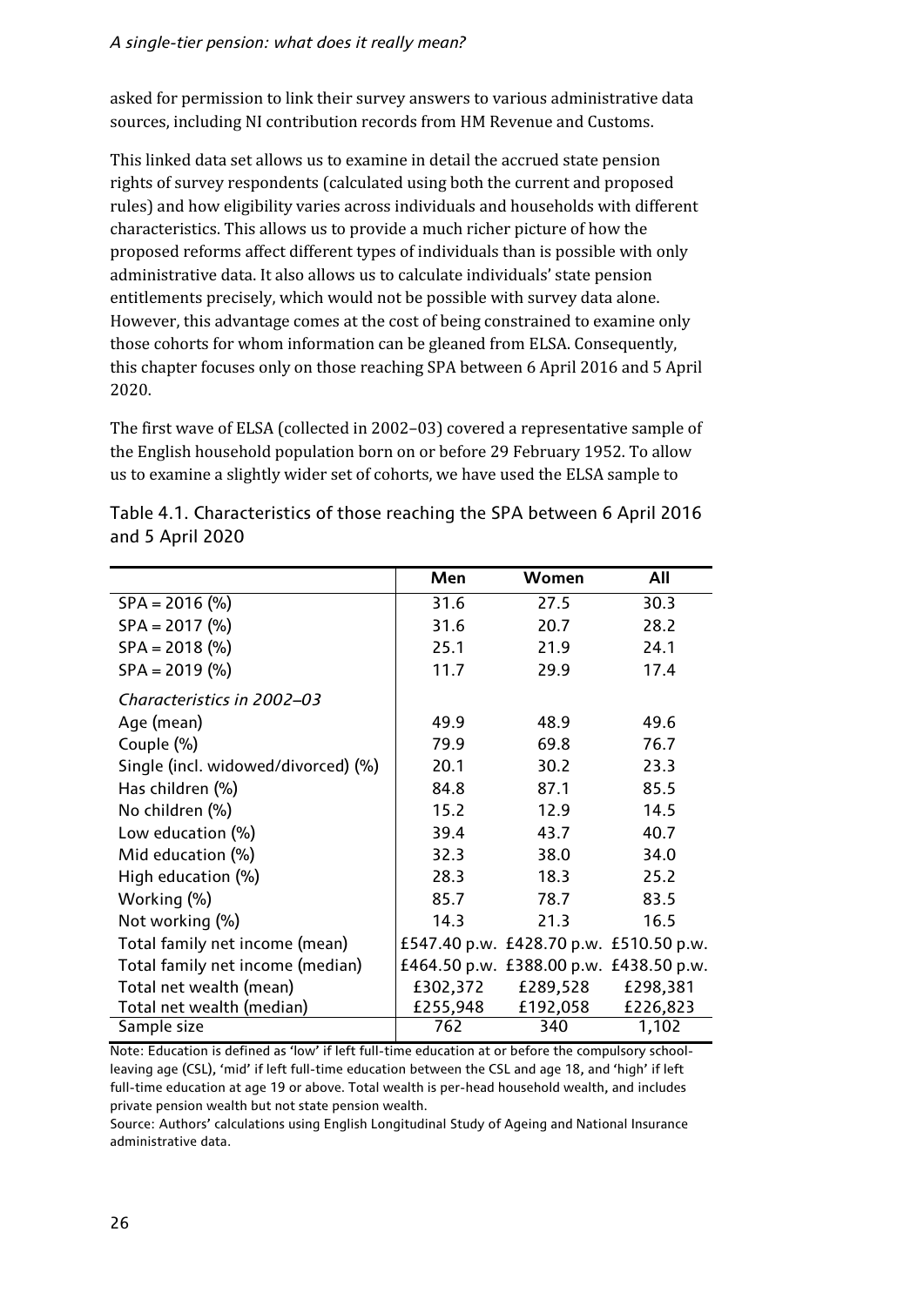asked for permission to link their survey answers to various administrative data sources, including NI contribution records from HM Revenue and Customs.

This linked data set allows us to examine in detail the accrued state pension rights of survey respondents (calculated using both the current and proposed rules) and how eligibility varies across individuals and households with different characteristics. This allows us to provide a much richer picture of how the proposed reforms affect different types of individuals than is possible with only administrative data. It also allows us to calculate individuals' state pension entitlements precisely, which would not be possible with survey data alone. However, this advantage comes at the cost of being constrained to examine only those cohorts for whom information can be gleaned from ELSA. Consequently, this chapter focuses only on those reaching SPA between 6 April 2016 and 5 April 2020.

The first wave of ELSA (collected in 2002–03) covered a representative sample of the English household population born on or before 29 February 1952. To allow us to examine a slightly wider set of cohorts, we have used the ELSA sample to

Table 4.1. Characteristics of those reaching the SPA between 6 April 2016 and 5 April 2020

| | Men | Women | All |
|---|---|---|---|
| SPA = 2016 (%) | 31.6 | 27.5 | 30.3 |
| SPA = 2017 (%) | 31.6 | 20.7 | 28.2 |
| SPA = 2018 (%) | 25.1 | 21.9 | 24.1 |
| SPA = 2019 (%) | 11.7 | 29.9 | 17.4 |
| *Characteristics in 2002–03* | | | |
| Age (mean) | 49.9 | 48.9 | 49.6 |
| Couple (%) | 79.9 | 69.8 | 76.7 |
| Single (incl. widowed/divorced) (%) | 20.1 | 30.2 | 23.3 |
| Has children (%) | 84.8 | 87.1 | 85.5 |
| No children (%) | 15.2 | 12.9 | 14.5 |
| Low education (%) | 39.4 | 43.7 | 40.7 |
| Mid education (%) | 32.3 | 38.0 | 34.0 |
| High education (%) | 28.3 | 18.3 | 25.2 |
| Working (%) | 85.7 | 78.7 | 83.5 |
| Not working (%) | 14.3 | 21.3 | 16.5 |
| Total family net income (mean) | £547.40 p.w. | £428.70 p.w. | £510.50 p.w. |
| Total family net income (median) | £464.50 p.w. | £388.00 p.w. | £438.50 p.w. |
| Total net wealth (mean) | £302,372 | £289,528 | £298,381 |
| Total net wealth (median) | £255,948 | £192,058 | £226,823 |
| Sample size | 762 | 340 | 1,102 |

Note: Education is defined as 'low' if left full-time education at or before the compulsory school-leaving age (CSL), 'mid' if left full-time education between the CSL and age 18, and 'high' if left full-time education at age 19 or above. Total wealth is per-head household wealth, and includes private pension wealth but not state pension wealth.

Source: Authors' calculations using English Longitudinal Study of Ageing and National Insurance administrative data.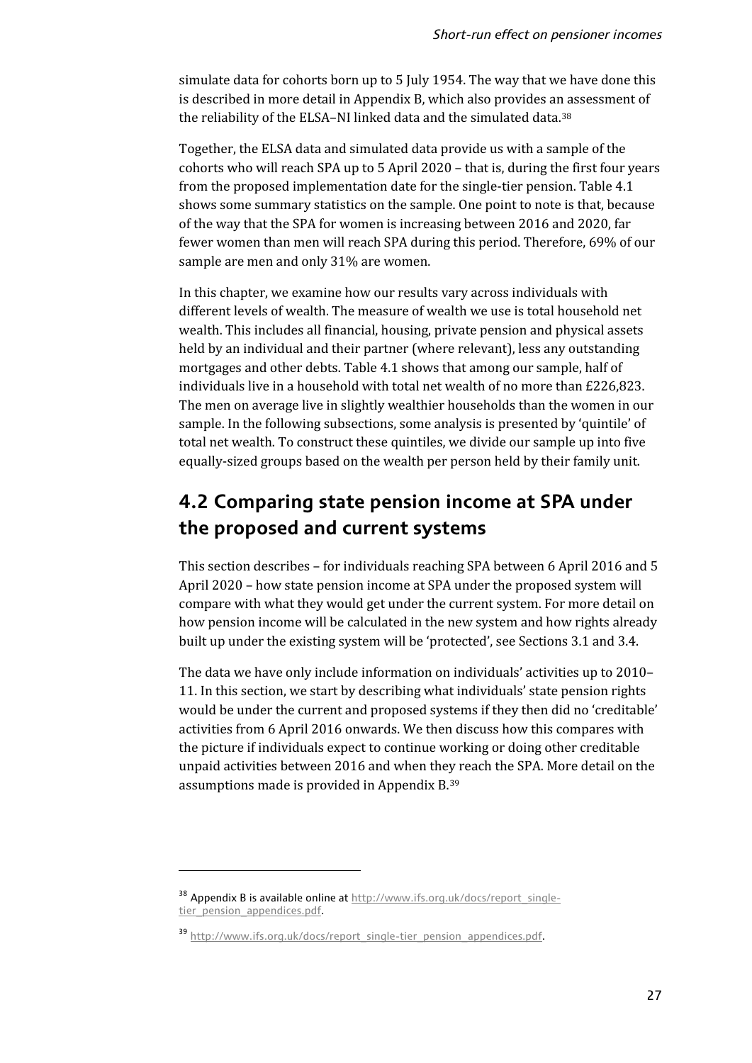simulate data for cohorts born up to 5 July 1954. The way that we have done this is described in more detail in Appendix B, which also provides an assessment of the reliability of the ELSA–NI linked data and the simulated data.[38]

Together, the ELSA data and simulated data provide us with a sample of the cohorts who will reach SPA up to 5 April 2020 – that is, during the first four years from the proposed implementation date for the single-tier pension. Table 4.1 shows some summary statistics on the sample. One point to note is that, because of the way that the SPA for women is increasing between 2016 and 2020, far fewer women than men will reach SPA during this period. Therefore, 69% of our sample are men and only 31% are women.

In this chapter, we examine how our results vary across individuals with different levels of wealth. The measure of wealth we use is total household net wealth. This includes all financial, housing, private pension and physical assets held by an individual and their partner (where relevant), less any outstanding mortgages and other debts. Table 4.1 shows that among our sample, half of individuals live in a household with total net wealth of no more than £226,823. The men on average live in slightly wealthier households than the women in our sample. In the following subsections, some analysis is presented by 'quintile' of total net wealth. To construct these quintiles, we divide our sample up into five equally-sized groups based on the wealth per person held by their family unit.

## 4.2 Comparing state pension income at SPA under the proposed and current systems

This section describes – for individuals reaching SPA between 6 April 2016 and 5 April 2020 – how state pension income at SPA under the proposed system will compare with what they would get under the current system. For more detail on how pension income will be calculated in the new system and how rights already built up under the existing system will be 'protected', see Sections 3.1 and 3.4.

The data we have only include information on individuals' activities up to 2010–11. In this section, we start by describing what individuals' state pension rights would be under the current and proposed systems if they then did no 'creditable' activities from 6 April 2016 onwards. We then discuss how this compares with the picture if individuals expect to continue working or doing other creditable unpaid activities between 2016 and when they reach the SPA. More detail on the assumptions made is provided in Appendix B.[39]

---

[38] Appendix B is available online at http://www.ifs.org.uk/docs/report_single-tier_pension_appendices.pdf.

[39] http://www.ifs.org.uk/docs/report_single-tier_pension_appendices.pdf.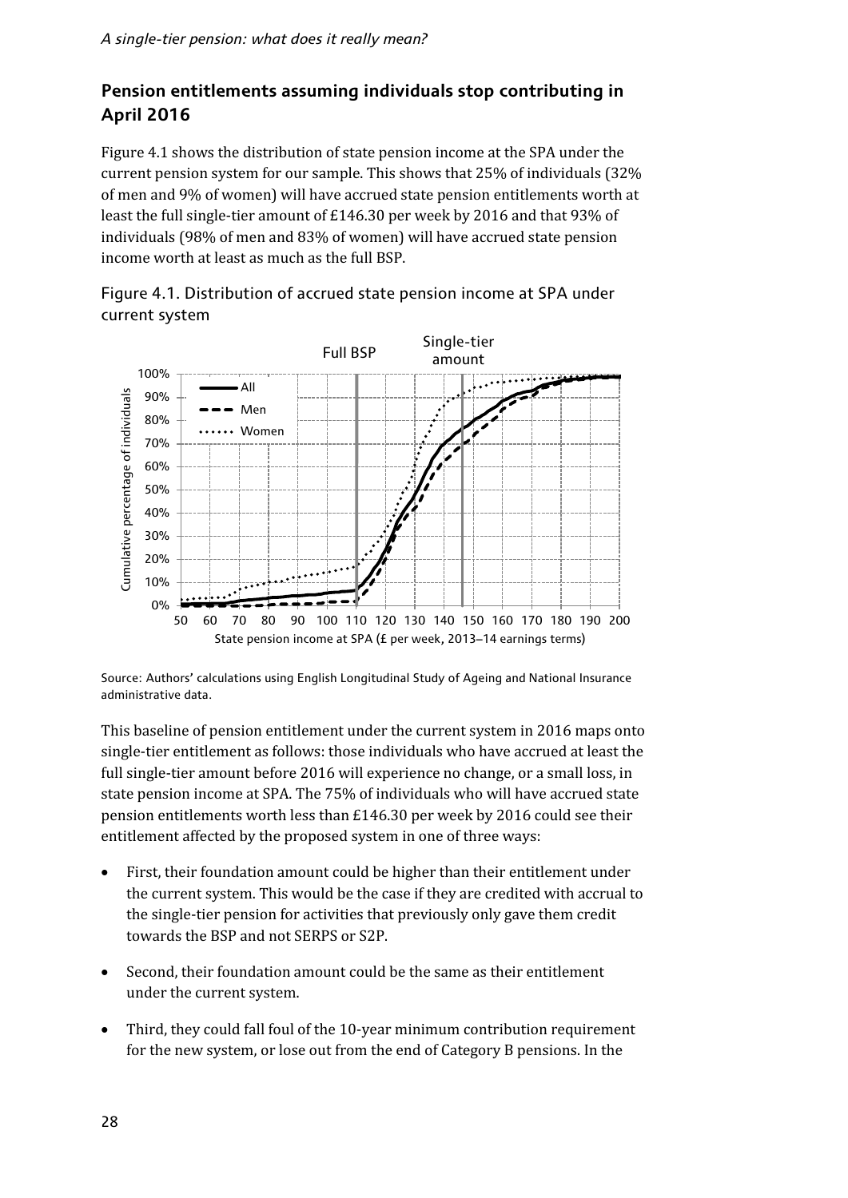## Pension entitlements assuming individuals stop contributing in April 2016

Figure 4.1 shows the distribution of state pension income at the SPA under the current pension system for our sample. This shows that 25% of individuals (32% of men and 9% of women) will have accrued state pension entitlements worth at least the full single-tier amount of £146.30 per week by 2016 and that 93% of individuals (98% of men and 83% of women) will have accrued state pension income worth at least as much as the full BSP.

Figure 4.1. Distribution of accrued state pension income at SPA under current system

Source: Authors' calculations using English Longitudinal Study of Ageing and National Insurance administrative data.

This baseline of pension entitlement under the current system in 2016 maps onto single-tier entitlement as follows: those individuals who have accrued at least the full single-tier amount before 2016 will experience no change, or a small loss, in state pension income at SPA. The 75% of individuals who will have accrued state pension entitlements worth less than £146.30 per week by 2016 could see their entitlement affected by the proposed system in one of three ways:

- First, their foundation amount could be higher than their entitlement under the current system. This would be the case if they are credited with accrual to the single-tier pension for activities that previously only gave them credit towards the BSP and not SERPS or S2P.
- Second, their foundation amount could be the same as their entitlement under the current system.
- Third, they could fall foul of the 10-year minimum contribution requirement for the new system, or lose out from the end of Category B pensions. In the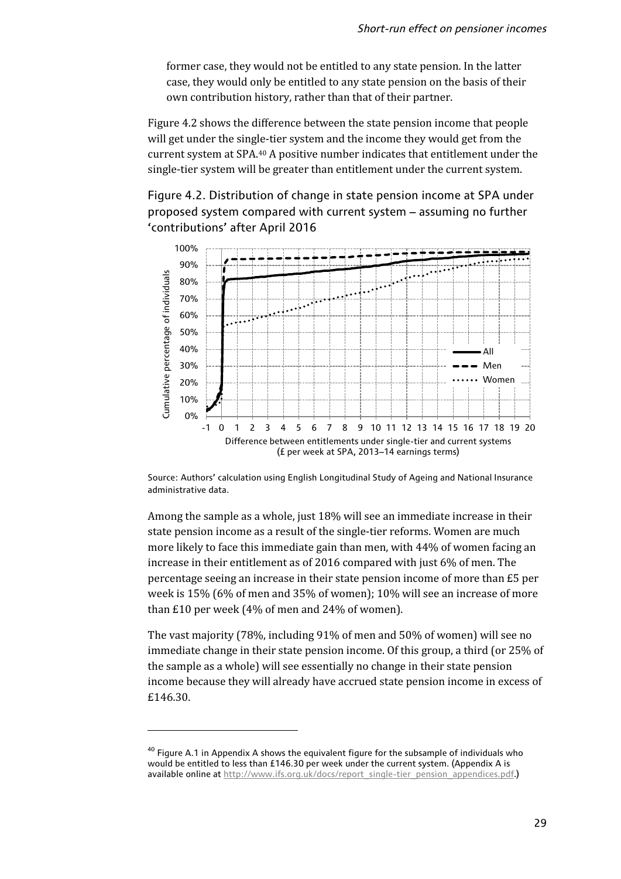former case, they would not be entitled to any state pension. In the latter case, they would only be entitled to any state pension on the basis of their own contribution history, rather than that of their partner.

Figure 4.2 shows the difference between the state pension income that people will get under the single-tier system and the income they would get from the current system at SPA.[40] A positive number indicates that entitlement under the single-tier system will be greater than entitlement under the current system.

Figure 4.2. Distribution of change in state pension income at SPA under proposed system compared with current system – assuming no further 'contributions' after April 2016

Source: Authors' calculation using English Longitudinal Study of Ageing and National Insurance administrative data.

Among the sample as a whole, just 18% will see an immediate increase in their state pension income as a result of the single-tier reforms. Women are much more likely to face this immediate gain than men, with 44% of women facing an increase in their entitlement as of 2016 compared with just 6% of men. The percentage seeing an increase in their state pension income of more than £5 per week is 15% (6% of men and 35% of women); 10% will see an increase of more than £10 per week (4% of men and 24% of women).

The vast majority (78%, including 91% of men and 50% of women) will see no immediate change in their state pension income. Of this group, a third (or 25% of the sample as a whole) will see essentially no change in their state pension income because they will already have accrued state pension income in excess of £146.30.

[40] Figure A.1 in Appendix A shows the equivalent figure for the subsample of individuals who would be entitled to less than £146.30 per week under the current system. (Appendix A is available online at http://www.ifs.org.uk/docs/report_single-tier_pension_appendices.pdf.)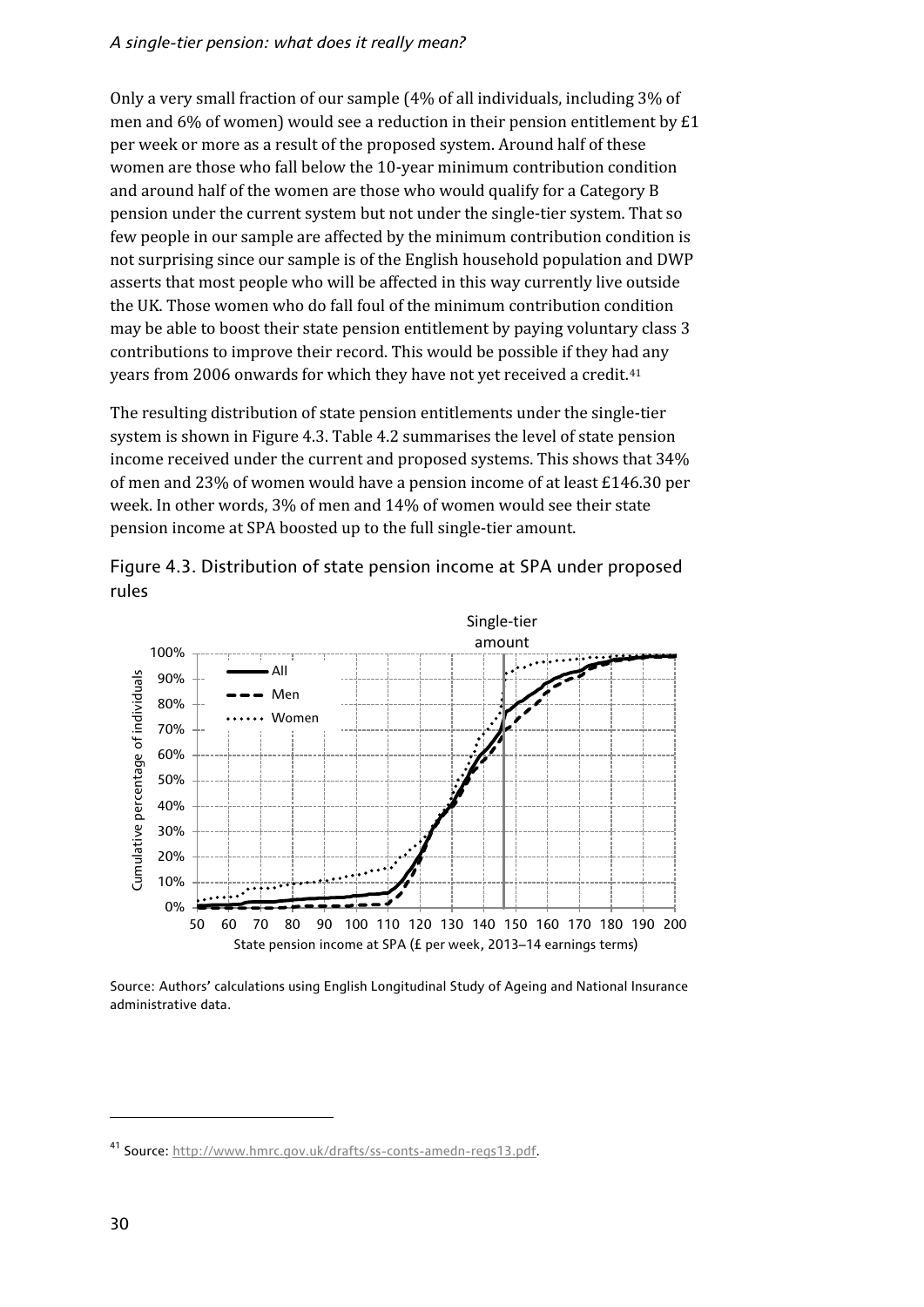Only a very small fraction of our sample (4% of all individuals, including 3% of men and 6% of women) would see a reduction in their pension entitlement by £1 per week or more as a result of the proposed system. Around half of these women are those who fall below the 10-year minimum contribution condition and around half of the women are those who would qualify for a Category B pension under the current system but not under the single-tier system. That so few people in our sample are affected by the minimum contribution condition is not surprising since our sample is of the English household population and DWP asserts that most people who will be affected in this way currently live outside the UK. Those women who do fall foul of the minimum contribution condition may be able to boost their state pension entitlement by paying voluntary class 3 contributions to improve their record. This would be possible if they had any years from 2006 onwards for which they have not yet received a credit.[41]

The resulting distribution of state pension entitlements under the single-tier system is shown in Figure 4.3. Table 4.2 summarises the level of state pension income received under the current and proposed systems. This shows that 34% of men and 23% of women would have a pension income of at least £146.30 per week. In other words, 3% of men and 14% of women would see their state pension income at SPA boosted up to the full single-tier amount.

Figure 4.3. Distribution of state pension income at SPA under proposed rules

Source: Authors' calculations using English Longitudinal Study of Ageing and National Insurance administrative data.

[41] Source: http://www.hmrc.gov.uk/drafts/ss-conts-amedn-regs13.pdf.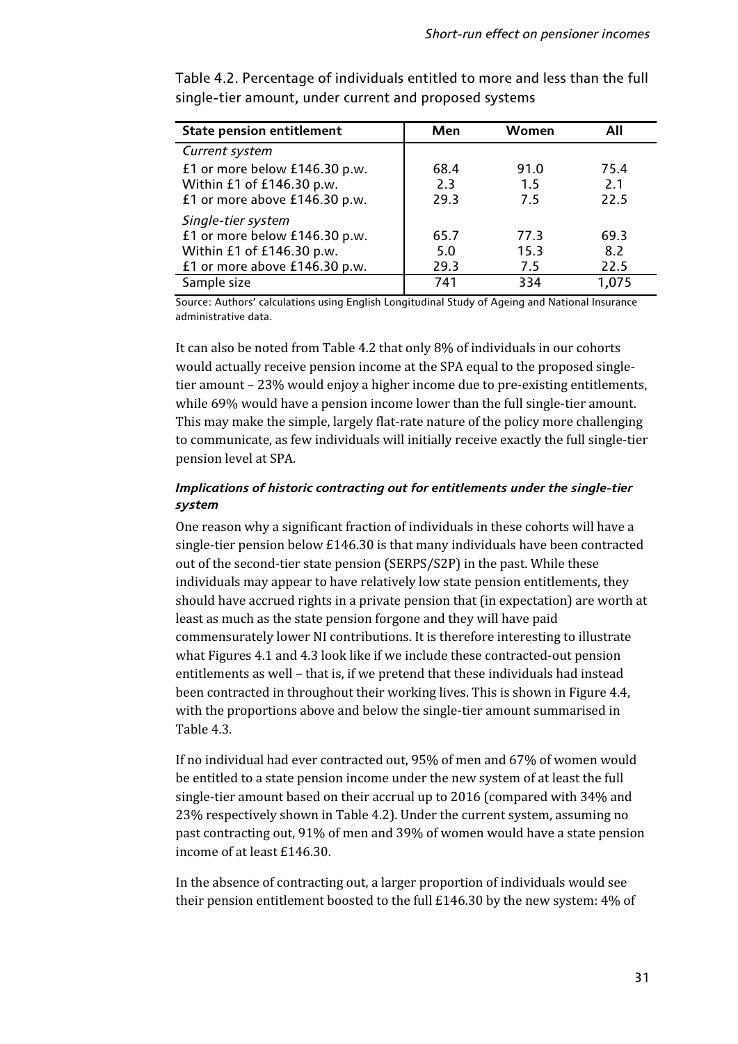Table 4.2. Percentage of individuals entitled to more and less than the full single-tier amount, under current and proposed systems

| State pension entitlement | Men | Women | All |
|---|---|---|---|
| *Current system* | | | |
| £1 or more below £146.30 p.w. | 68.4 | 91.0 | 75.4 |
| Within £1 of £146.30 p.w. | 2.3 | 1.5 | 2.1 |
| £1 or more above £146.30 p.w. | 29.3 | 7.5 | 22.5 |
| *Single-tier system* | | | |
| £1 or more below £146.30 p.w. | 65.7 | 77.3 | 69.3 |
| Within £1 of £146.30 p.w. | 5.0 | 15.3 | 8.2 |
| £1 or more above £146.30 p.w. | 29.3 | 7.5 | 22.5 |
| Sample size | 741 | 334 | 1,075 |

Source: Authors' calculations using English Longitudinal Study of Ageing and National Insurance administrative data.

It can also be noted from Table 4.2 that only 8% of individuals in our cohorts would actually receive pension income at the SPA equal to the proposed single-tier amount – 23% would enjoy a higher income due to pre-existing entitlements, while 69% would have a pension income lower than the full single-tier amount. This may make the simple, largely flat-rate nature of the policy more challenging to communicate, as few individuals will initially receive exactly the full single-tier pension level at SPA.

#### *Implications of historic contracting out for entitlements under the single-tier system*

One reason why a significant fraction of individuals in these cohorts will have a single-tier pension below £146.30 is that many individuals have been contracted out of the second-tier state pension (SERPS/S2P) in the past. While these individuals may appear to have relatively low state pension entitlements, they should have accrued rights in a private pension that (in expectation) are worth at least as much as the state pension forgone and they will have paid commensurately lower NI contributions. It is therefore interesting to illustrate what Figures 4.1 and 4.3 look like if we include these contracted-out pension entitlements as well – that is, if we pretend that these individuals had instead been contracted in throughout their working lives. This is shown in Figure 4.4, with the proportions above and below the single-tier amount summarised in Table 4.3.

If no individual had ever contracted out, 95% of men and 67% of women would be entitled to a state pension income under the new system of at least the full single-tier amount based on their accrual up to 2016 (compared with 34% and 23% respectively shown in Table 4.2). Under the current system, assuming no past contracting out, 91% of men and 39% of women would have a state pension income of at least £146.30.

In the absence of contracting out, a larger proportion of individuals would see their pension entitlement boosted to the full £146.30 by the new system: 4% of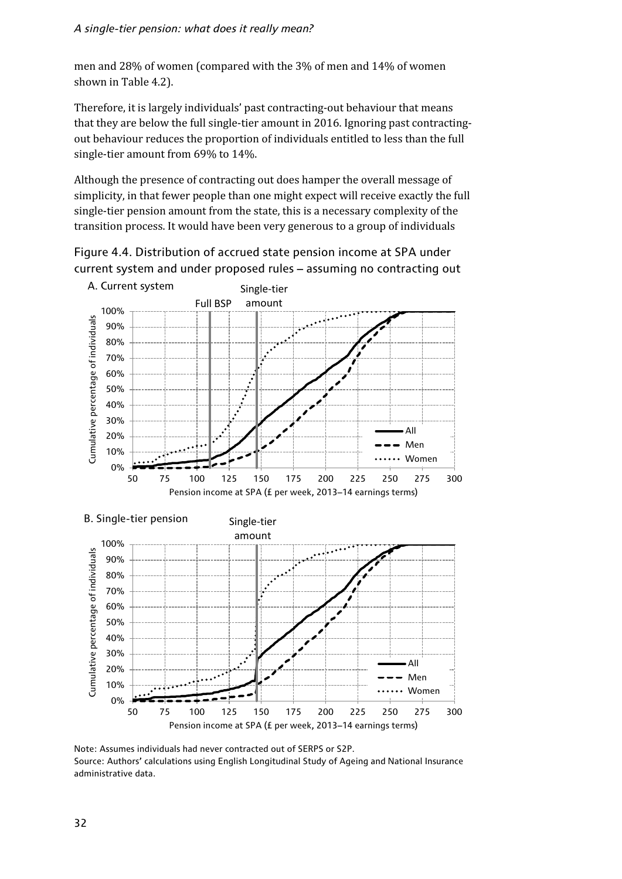men and 28% of women (compared with the 3% of men and 14% of women shown in Table 4.2).

Therefore, it is largely individuals' past contracting-out behaviour that means that they are below the full single-tier amount in 2016. Ignoring past contracting-out behaviour reduces the proportion of individuals entitled to less than the full single-tier amount from 69% to 14%.

Although the presence of contracting out does hamper the overall message of simplicity, in that fewer people than one might expect will receive exactly the full single-tier pension amount from the state, this is a necessary complexity of the transition process. It would have been very generous to a group of individuals

Figure 4.4. Distribution of accrued state pension income at SPA under current system and under proposed rules – assuming no contracting out

Note: Assumes individuals had never contracted out of SERPS or S2P.

Source: Authors' calculations using English Longitudinal Study of Ageing and National Insurance administrative data.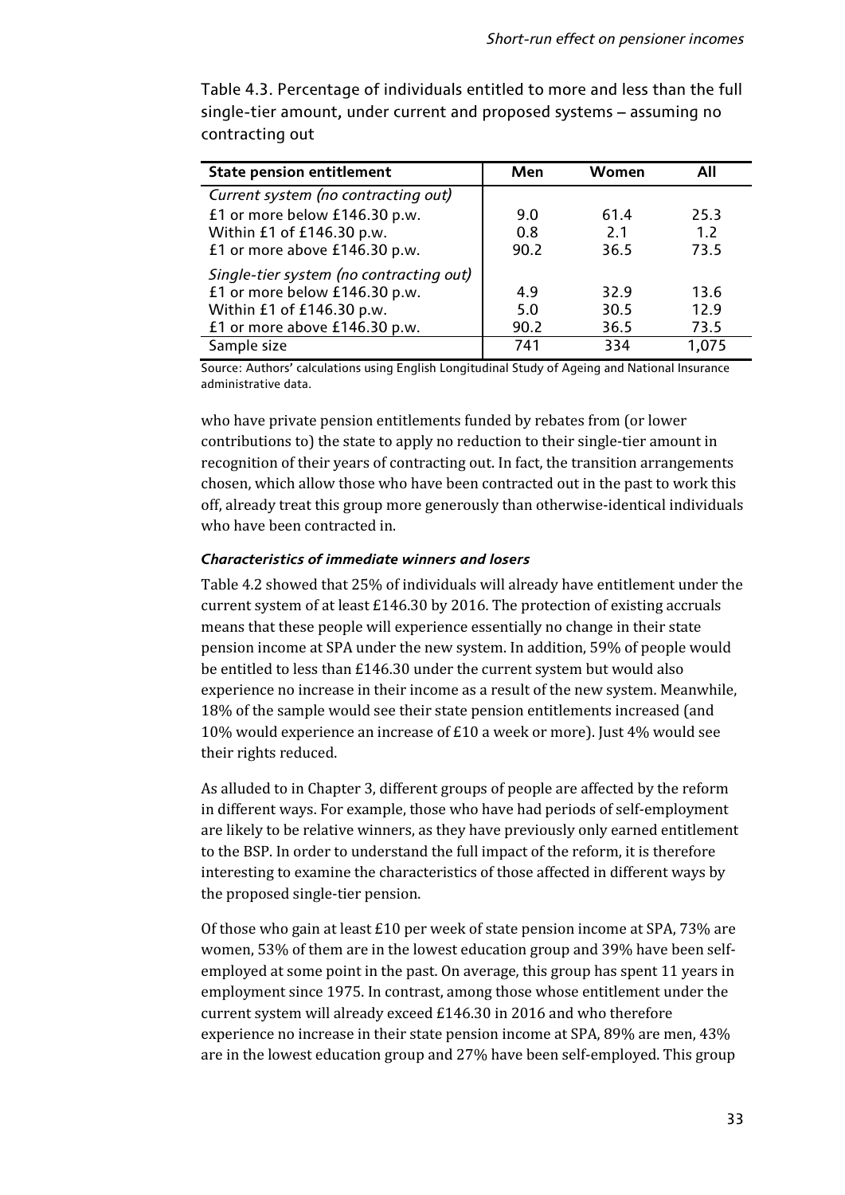Table 4.3. Percentage of individuals entitled to more and less than the full single-tier amount, under current and proposed systems – assuming no contracting out

| State pension entitlement | Men | Women | All |
|---|---|---|---|
| *Current system (no contracting out)* | | | |
| £1 or more below £146.30 p.w. | 9.0 | 61.4 | 25.3 |
| Within £1 of £146.30 p.w. | 0.8 | 2.1 | 1.2 |
| £1 or more above £146.30 p.w. | 90.2 | 36.5 | 73.5 |
| *Single-tier system (no contracting out)* | | | |
| £1 or more below £146.30 p.w. | 4.9 | 32.9 | 13.6 |
| Within £1 of £146.30 p.w. | 5.0 | 30.5 | 12.9 |
| £1 or more above £146.30 p.w. | 90.2 | 36.5 | 73.5 |
| Sample size | 741 | 334 | 1,075 |

Source: Authors' calculations using English Longitudinal Study of Ageing and National Insurance administrative data.

who have private pension entitlements funded by rebates from (or lower contributions to) the state to apply no reduction to their single-tier amount in recognition of their years of contracting out. In fact, the transition arrangements chosen, which allow those who have been contracted out in the past to work this off, already treat this group more generously than otherwise-identical individuals who have been contracted in.

#### *Characteristics of immediate winners and losers*

Table 4.2 showed that 25% of individuals will already have entitlement under the current system of at least £146.30 by 2016. The protection of existing accruals means that these people will experience essentially no change in their state pension income at SPA under the new system. In addition, 59% of people would be entitled to less than £146.30 under the current system but would also experience no increase in their income as a result of the new system. Meanwhile, 18% of the sample would see their state pension entitlements increased (and 10% would experience an increase of £10 a week or more). Just 4% would see their rights reduced.

As alluded to in Chapter 3, different groups of people are affected by the reform in different ways. For example, those who have had periods of self-employment are likely to be relative winners, as they have previously only earned entitlement to the BSP. In order to understand the full impact of the reform, it is therefore interesting to examine the characteristics of those affected in different ways by the proposed single-tier pension.

Of those who gain at least £10 per week of state pension income at SPA, 73% are women, 53% of them are in the lowest education group and 39% have been self-employed at some point in the past. On average, this group has spent 11 years in employment since 1975. In contrast, among those whose entitlement under the current system will already exceed £146.30 in 2016 and who therefore experience no increase in their state pension income at SPA, 89% are men, 43% are in the lowest education group and 27% have been self-employed. This group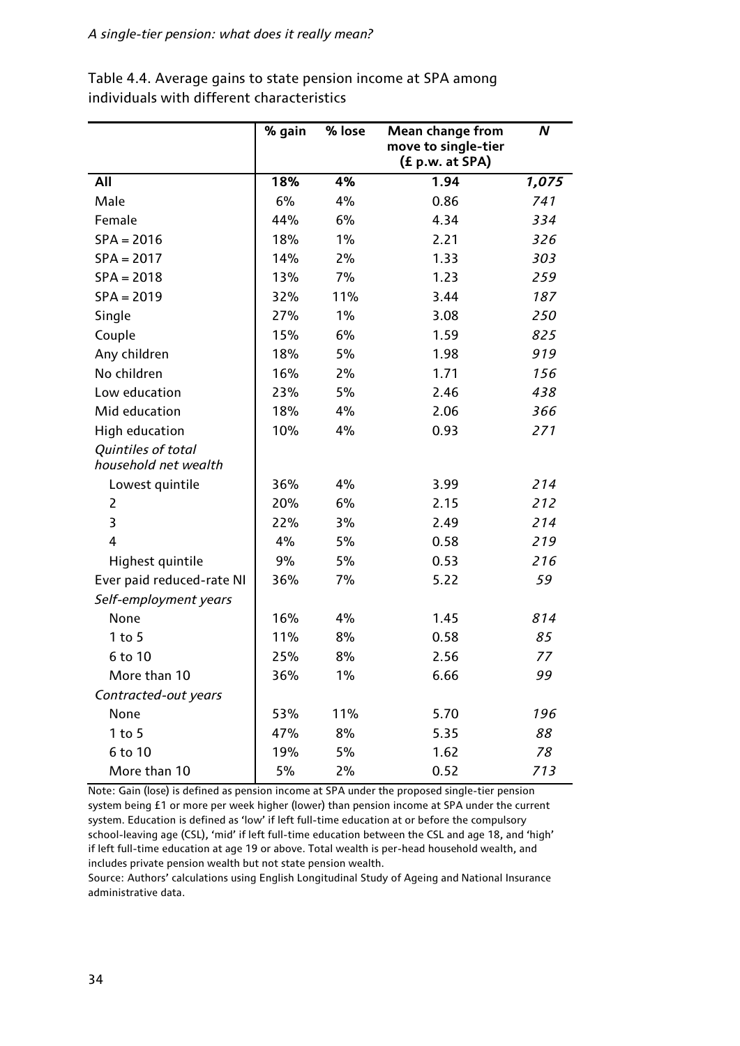Table 4.4. Average gains to state pension income at SPA among individuals with different characteristics

| | % gain | % lose | Mean change from move to single-tier (£ p.w. at SPA) | *N* |
|---|---|---|---|---|
| **All** | **18%** | **4%** | **1.94** | ***1,075*** |
| Male | 6% | 4% | 0.86 | *741* |
| Female | 44% | 6% | 4.34 | *334* |
| SPA = 2016 | 18% | 1% | 2.21 | *326* |
| SPA = 2017 | 14% | 2% | 1.33 | *303* |
| SPA = 2018 | 13% | 7% | 1.23 | *259* |
| SPA = 2019 | 32% | 11% | 3.44 | *187* |
| Single | 27% | 1% | 3.08 | *250* |
| Couple | 15% | 6% | 1.59 | *825* |
| Any children | 18% | 5% | 1.98 | *919* |
| No children | 16% | 2% | 1.71 | *156* |
| Low education | 23% | 5% | 2.46 | *438* |
| Mid education | 18% | 4% | 2.06 | *366* |
| High education | 10% | 4% | 0.93 | *271* |
| *Quintiles of total household net wealth* | | | | |
| Lowest quintile | 36% | 4% | 3.99 | *214* |
| 2 | 20% | 6% | 2.15 | *212* |
| 3 | 22% | 3% | 2.49 | *214* |
| 4 | 4% | 5% | 0.58 | *219* |
| Highest quintile | 9% | 5% | 0.53 | *216* |
| Ever paid reduced-rate NI | 36% | 7% | 5.22 | *59* |
| *Self-employment years* | | | | |
| None | 16% | 4% | 1.45 | *814* |
| 1 to 5 | 11% | 8% | 0.58 | *85* |
| 6 to 10 | 25% | 8% | 2.56 | *77* |
| More than 10 | 36% | 1% | 6.66 | *99* |
| *Contracted-out years* | | | | |
| None | 53% | 11% | 5.70 | *196* |
| 1 to 5 | 47% | 8% | 5.35 | *88* |
| 6 to 10 | 19% | 5% | 1.62 | *78* |
| More than 10 | 5% | 2% | 0.52 | *713* |

Note: Gain (lose) is defined as pension income at SPA under the proposed single-tier pension system being £1 or more per week higher (lower) than pension income at SPA under the current system. Education is defined as 'low' if left full-time education at or before the compulsory school-leaving age (CSL), 'mid' if left full-time education between the CSL and age 18, and 'high' if left full-time education at age 19 or above. Total wealth is per-head household wealth, and includes private pension wealth but not state pension wealth.

Source: Authors' calculations using English Longitudinal Study of Ageing and National Insurance administrative data.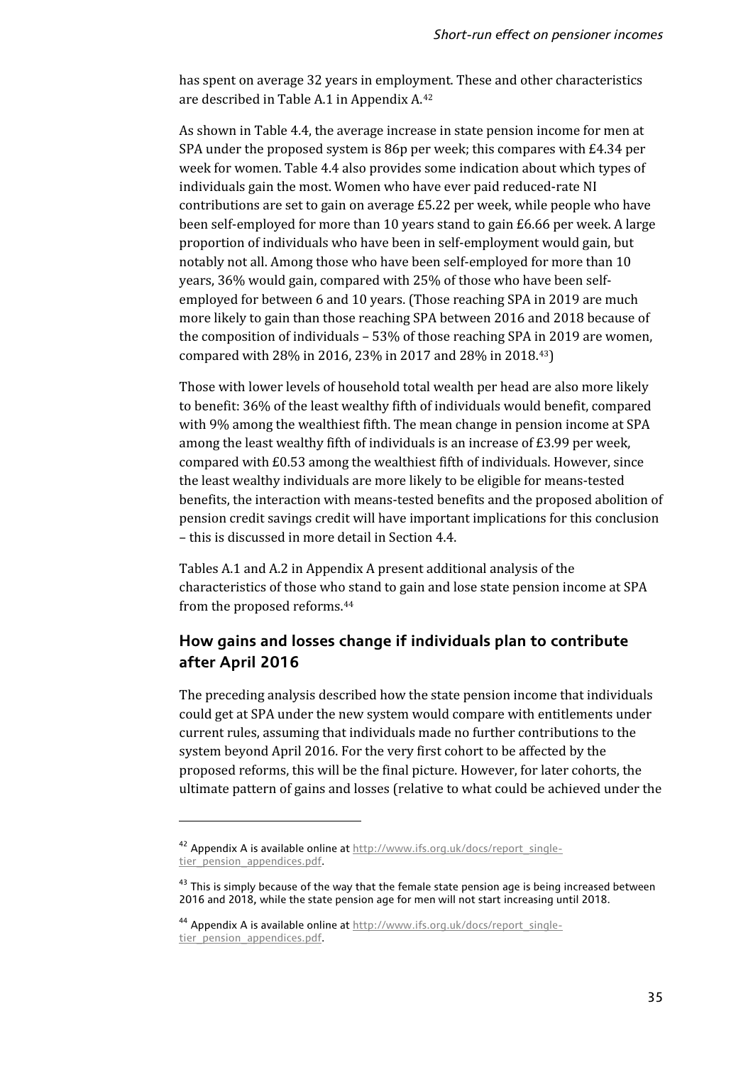has spent on average 32 years in employment. These and other characteristics are described in Table A.1 in Appendix A.[42]

As shown in Table 4.4, the average increase in state pension income for men at SPA under the proposed system is 86p per week; this compares with £4.34 per week for women. Table 4.4 also provides some indication about which types of individuals gain the most. Women who have ever paid reduced-rate NI contributions are set to gain on average £5.22 per week, while people who have been self-employed for more than 10 years stand to gain £6.66 per week. A large proportion of individuals who have been in self-employment would gain, but notably not all. Among those who have been self-employed for more than 10 years, 36% would gain, compared with 25% of those who have been self-employed for between 6 and 10 years. (Those reaching SPA in 2019 are much more likely to gain than those reaching SPA between 2016 and 2018 because of the composition of individuals – 53% of those reaching SPA in 2019 are women, compared with 28% in 2016, 23% in 2017 and 28% in 2018.[43])

Those with lower levels of household total wealth per head are also more likely to benefit: 36% of the least wealthy fifth of individuals would benefit, compared with 9% among the wealthiest fifth. The mean change in pension income at SPA among the least wealthy fifth of individuals is an increase of £3.99 per week, compared with £0.53 among the wealthiest fifth of individuals. However, since the least wealthy individuals are more likely to be eligible for means-tested benefits, the interaction with means-tested benefits and the proposed abolition of pension credit savings credit will have important implications for this conclusion – this is discussed in more detail in Section 4.4.

Tables A.1 and A.2 in Appendix A present additional analysis of the characteristics of those who stand to gain and lose state pension income at SPA from the proposed reforms.[44]

### How gains and losses change if individuals plan to contribute after April 2016

The preceding analysis described how the state pension income that individuals could get at SPA under the new system would compare with entitlements under current rules, assuming that individuals made no further contributions to the system beyond April 2016. For the very first cohort to be affected by the proposed reforms, this will be the final picture. However, for later cohorts, the ultimate pattern of gains and losses (relative to what could be achieved under the

---

[42] Appendix A is available online at http://www.ifs.org.uk/docs/report_single-tier_pension_appendices.pdf.

[43] This is simply because of the way that the female state pension age is being increased between 2016 and 2018, while the state pension age for men will not start increasing until 2018.

[44] Appendix A is available online at http://www.ifs.org.uk/docs/report_single-tier_pension_appendices.pdf.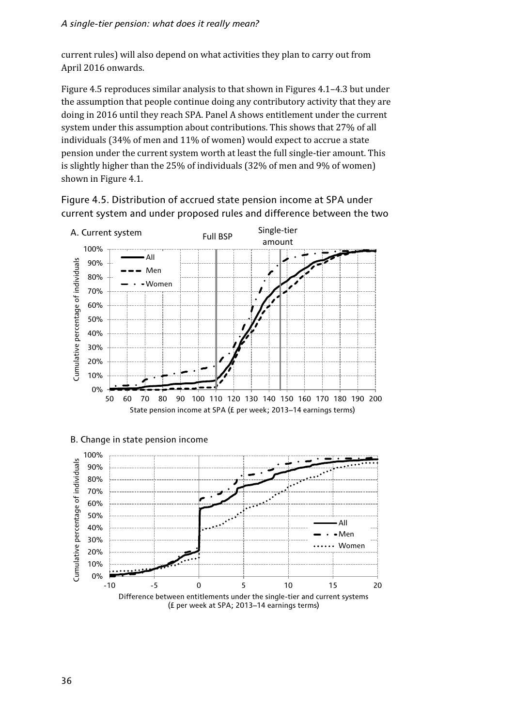current rules) will also depend on what activities they plan to carry out from April 2016 onwards.

Figure 4.5 reproduces similar analysis to that shown in Figures 4.1–4.3 but under the assumption that people continue doing any contributory activity that they are doing in 2016 until they reach SPA. Panel A shows entitlement under the current system under this assumption about contributions. This shows that 27% of all individuals (34% of men and 11% of women) would expect to accrue a state pension under the current system worth at least the full single-tier amount. This is slightly higher than the 25% of individuals (32% of men and 9% of women) shown in Figure 4.1.

Figure 4.5. Distribution of accrued state pension income at SPA under current system and under proposed rules and difference between the two

A. Current system

B. Change in state pension income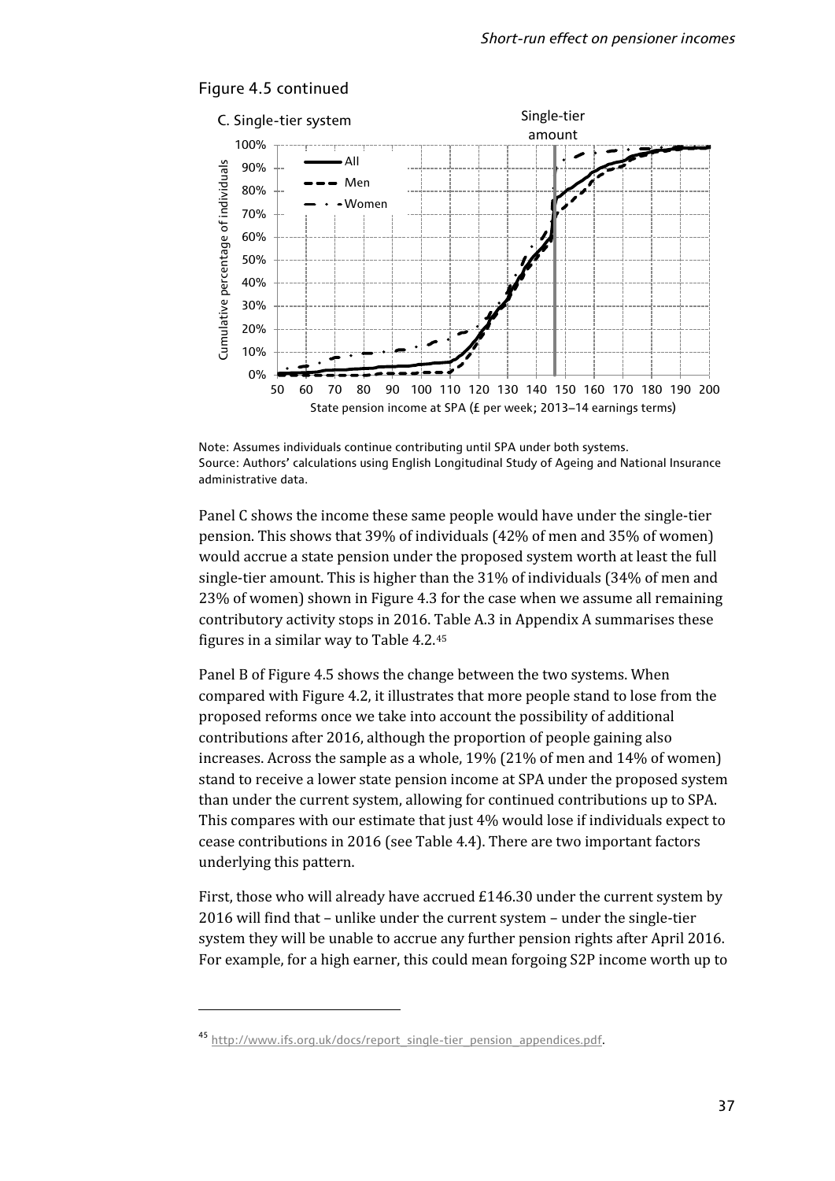Figure 4.5 continued

C. Single-tier system

Note: Assumes individuals continue contributing until SPA under both systems.
Source: Authors' calculations using English Longitudinal Study of Ageing and National Insurance administrative data.

Panel C shows the income these same people would have under the single-tier pension. This shows that 39% of individuals (42% of men and 35% of women) would accrue a state pension under the proposed system worth at least the full single-tier amount. This is higher than the 31% of individuals (34% of men and 23% of women) shown in Figure 4.3 for the case when we assume all remaining contributory activity stops in 2016. Table A.3 in Appendix A summarises these figures in a similar way to Table 4.2.[45]

Panel B of Figure 4.5 shows the change between the two systems. When compared with Figure 4.2, it illustrates that more people stand to lose from the proposed reforms once we take into account the possibility of additional contributions after 2016, although the proportion of people gaining also increases. Across the sample as a whole, 19% (21% of men and 14% of women) stand to receive a lower state pension income at SPA under the proposed system than under the current system, allowing for continued contributions up to SPA. This compares with our estimate that just 4% would lose if individuals expect to cease contributions in 2016 (see Table 4.4). There are two important factors underlying this pattern.

First, those who will already have accrued £146.30 under the current system by 2016 will find that – unlike under the current system – under the single-tier system they will be unable to accrue any further pension rights after April 2016. For example, for a high earner, this could mean forgoing S2P income worth up to

[45] http://www.ifs.org.uk/docs/report_single-tier_pension_appendices.pdf.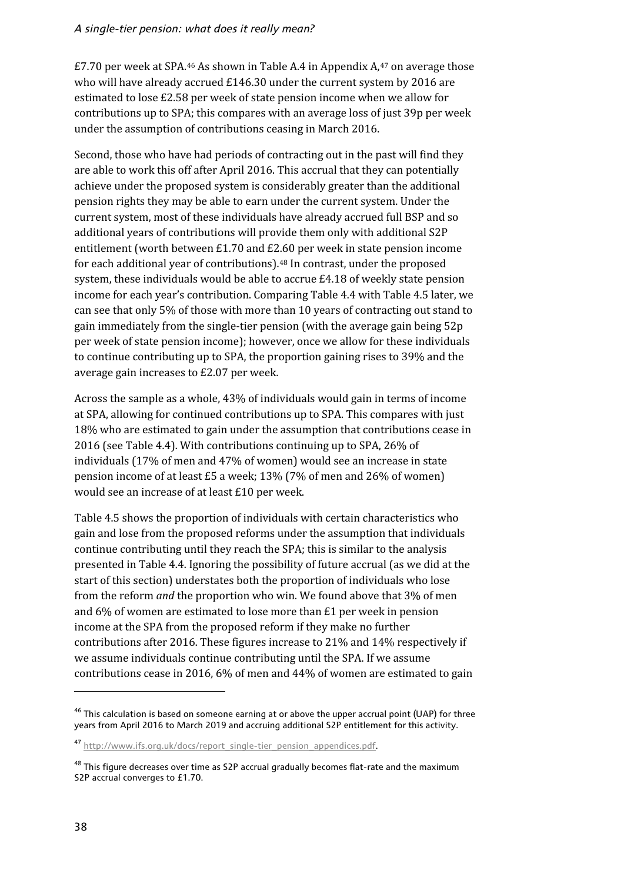£7.70 per week at SPA.[46] As shown in Table A.4 in Appendix A,[47] on average those who will have already accrued £146.30 under the current system by 2016 are estimated to lose £2.58 per week of state pension income when we allow for contributions up to SPA; this compares with an average loss of just 39p per week under the assumption of contributions ceasing in March 2016.

Second, those who have had periods of contracting out in the past will find they are able to work this off after April 2016. This accrual that they can potentially achieve under the proposed system is considerably greater than the additional pension rights they may be able to earn under the current system. Under the current system, most of these individuals have already accrued full BSP and so additional years of contributions will provide them only with additional S2P entitlement (worth between £1.70 and £2.60 per week in state pension income for each additional year of contributions).[48] In contrast, under the proposed system, these individuals would be able to accrue £4.18 of weekly state pension income for each year's contribution. Comparing Table 4.4 with Table 4.5 later, we can see that only 5% of those with more than 10 years of contracting out stand to gain immediately from the single-tier pension (with the average gain being 52p per week of state pension income); however, once we allow for these individuals to continue contributing up to SPA, the proportion gaining rises to 39% and the average gain increases to £2.07 per week.

Across the sample as a whole, 43% of individuals would gain in terms of income at SPA, allowing for continued contributions up to SPA. This compares with just 18% who are estimated to gain under the assumption that contributions cease in 2016 (see Table 4.4). With contributions continuing up to SPA, 26% of individuals (17% of men and 47% of women) would see an increase in state pension income of at least £5 a week; 13% (7% of men and 26% of women) would see an increase of at least £10 per week.

Table 4.5 shows the proportion of individuals with certain characteristics who gain and lose from the proposed reforms under the assumption that individuals continue contributing until they reach the SPA; this is similar to the analysis presented in Table 4.4. Ignoring the possibility of future accrual (as we did at the start of this section) understates both the proportion of individuals who lose from the reform *and* the proportion who win. We found above that 3% of men and 6% of women are estimated to lose more than £1 per week in pension income at the SPA from the proposed reform if they make no further contributions after 2016. These figures increase to 21% and 14% respectively if we assume individuals continue contributing until the SPA. If we assume contributions cease in 2016, 6% of men and 44% of women are estimated to gain

[46] This calculation is based on someone earning at or above the upper accrual point (UAP) for three years from April 2016 to March 2019 and accruing additional S2P entitlement for this activity.

[47] http://www.ifs.org.uk/docs/report_single-tier_pension_appendices.pdf.

[48] This figure decreases over time as S2P accrual gradually becomes flat-rate and the maximum S2P accrual converges to £1.70.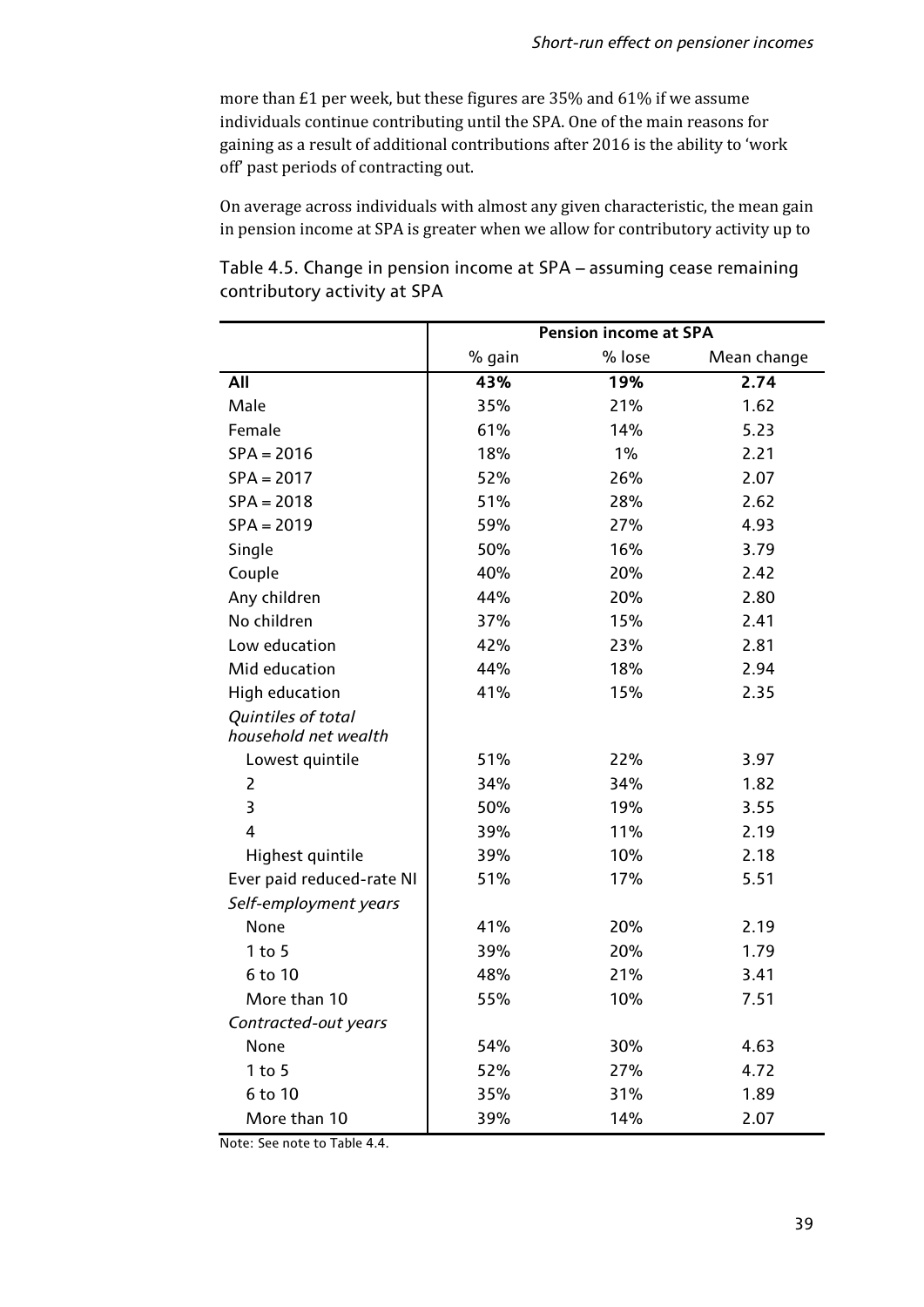more than £1 per week, but these figures are 35% and 61% if we assume individuals continue contributing until the SPA. One of the main reasons for gaining as a result of additional contributions after 2016 is the ability to 'work off' past periods of contracting out.

On average across individuals with almost any given characteristic, the mean gain in pension income at SPA is greater when we allow for contributory activity up to

Table 4.5. Change in pension income at SPA – assuming cease remaining contributory activity at SPA

| | Pension income at SPA | | |
|---|---|---|---|
| | % gain | % lose | Mean change |
| **All** | **43%** | **19%** | **2.74** |
| Male | 35% | 21% | 1.62 |
| Female | 61% | 14% | 5.23 |
| SPA = 2016 | 18% | 1% | 2.21 |
| SPA = 2017 | 52% | 26% | 2.07 |
| SPA = 2018 | 51% | 28% | 2.62 |
| SPA = 2019 | 59% | 27% | 4.93 |
| Single | 50% | 16% | 3.79 |
| Couple | 40% | 20% | 2.42 |
| Any children | 44% | 20% | 2.80 |
| No children | 37% | 15% | 2.41 |
| Low education | 42% | 23% | 2.81 |
| Mid education | 44% | 18% | 2.94 |
| High education | 41% | 15% | 2.35 |
| *Quintiles of total household net wealth* | | | |
| Lowest quintile | 51% | 22% | 3.97 |
| 2 | 34% | 34% | 1.82 |
| 3 | 50% | 19% | 3.55 |
| 4 | 39% | 11% | 2.19 |
| Highest quintile | 39% | 10% | 2.18 |
| Ever paid reduced-rate NI | 51% | 17% | 5.51 |
| *Self-employment years* | | | |
| None | 41% | 20% | 2.19 |
| 1 to 5 | 39% | 20% | 1.79 |
| 6 to 10 | 48% | 21% | 3.41 |
| More than 10 | 55% | 10% | 7.51 |
| *Contracted-out years* | | | |
| None | 54% | 30% | 4.63 |
| 1 to 5 | 52% | 27% | 4.72 |
| 6 to 10 | 35% | 31% | 1.89 |
| More than 10 | 39% | 14% | 2.07 |

Note: See note to Table 4.4.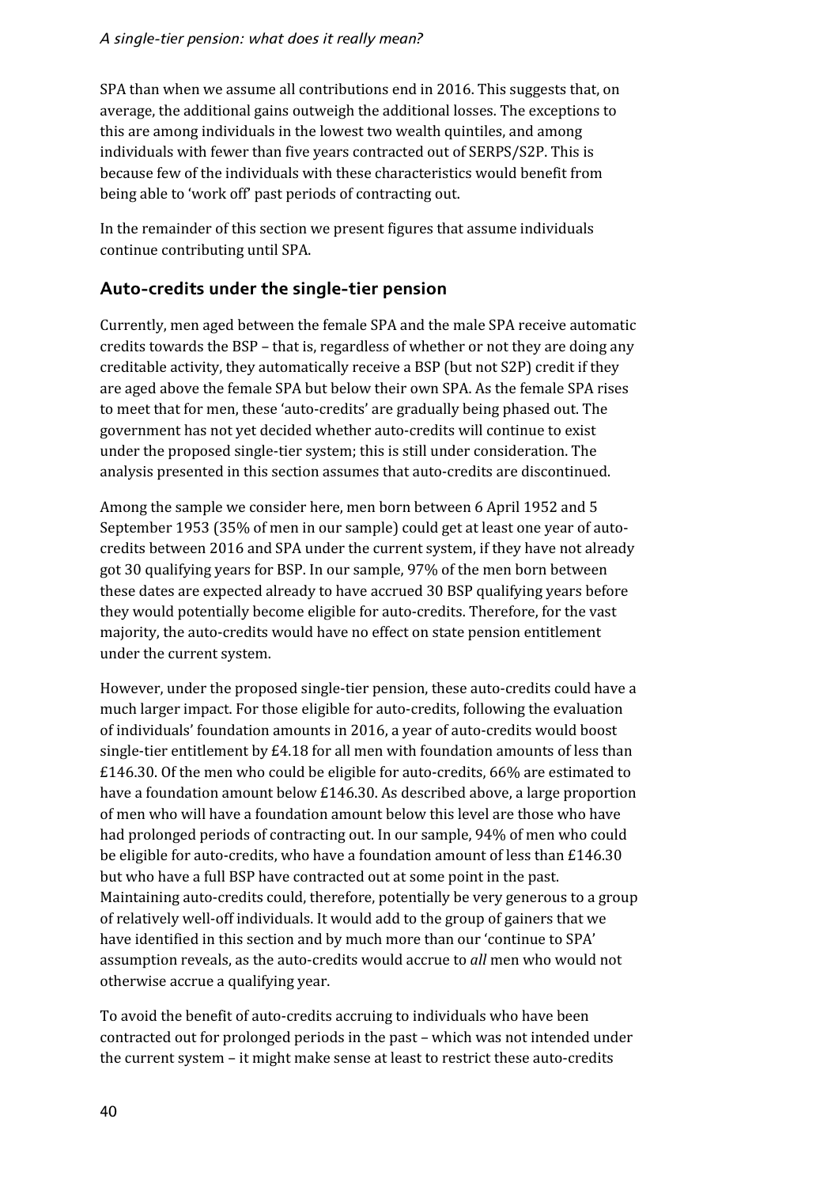SPA than when we assume all contributions end in 2016. This suggests that, on average, the additional gains outweigh the additional losses. The exceptions to this are among individuals in the lowest two wealth quintiles, and among individuals with fewer than five years contracted out of SERPS/S2P. This is because few of the individuals with these characteristics would benefit from being able to 'work off' past periods of contracting out.

In the remainder of this section we present figures that assume individuals continue contributing until SPA.

## Auto-credits under the single-tier pension

Currently, men aged between the female SPA and the male SPA receive automatic credits towards the BSP – that is, regardless of whether or not they are doing any creditable activity, they automatically receive a BSP (but not S2P) credit if they are aged above the female SPA but below their own SPA. As the female SPA rises to meet that for men, these 'auto-credits' are gradually being phased out. The government has not yet decided whether auto-credits will continue to exist under the proposed single-tier system; this is still under consideration. The analysis presented in this section assumes that auto-credits are discontinued.

Among the sample we consider here, men born between 6 April 1952 and 5 September 1953 (35% of men in our sample) could get at least one year of auto-credits between 2016 and SPA under the current system, if they have not already got 30 qualifying years for BSP. In our sample, 97% of the men born between these dates are expected already to have accrued 30 BSP qualifying years before they would potentially become eligible for auto-credits. Therefore, for the vast majority, the auto-credits would have no effect on state pension entitlement under the current system.

However, under the proposed single-tier pension, these auto-credits could have a much larger impact. For those eligible for auto-credits, following the evaluation of individuals' foundation amounts in 2016, a year of auto-credits would boost single-tier entitlement by £4.18 for all men with foundation amounts of less than £146.30. Of the men who could be eligible for auto-credits, 66% are estimated to have a foundation amount below £146.30. As described above, a large proportion of men who will have a foundation amount below this level are those who have had prolonged periods of contracting out. In our sample, 94% of men who could be eligible for auto-credits, who have a foundation amount of less than £146.30 but who have a full BSP have contracted out at some point in the past. Maintaining auto-credits could, therefore, potentially be very generous to a group of relatively well-off individuals. It would add to the group of gainers that we have identified in this section and by much more than our 'continue to SPA' assumption reveals, as the auto-credits would accrue to *all* men who would not otherwise accrue a qualifying year.

To avoid the benefit of auto-credits accruing to individuals who have been contracted out for prolonged periods in the past – which was not intended under the current system – it might make sense at least to restrict these auto-credits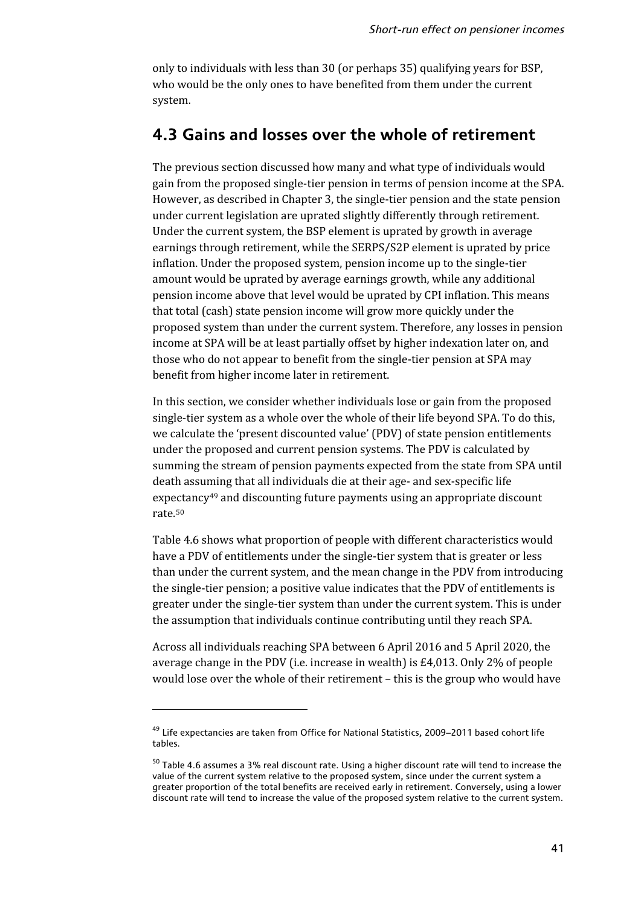only to individuals with less than 30 (or perhaps 35) qualifying years for BSP, who would be the only ones to have benefited from them under the current system.

## 4.3 Gains and losses over the whole of retirement

The previous section discussed how many and what type of individuals would gain from the proposed single-tier pension in terms of pension income at the SPA. However, as described in Chapter 3, the single-tier pension and the state pension under current legislation are uprated slightly differently through retirement. Under the current system, the BSP element is uprated by growth in average earnings through retirement, while the SERPS/S2P element is uprated by price inflation. Under the proposed system, pension income up to the single-tier amount would be uprated by average earnings growth, while any additional pension income above that level would be uprated by CPI inflation. This means that total (cash) state pension income will grow more quickly under the proposed system than under the current system. Therefore, any losses in pension income at SPA will be at least partially offset by higher indexation later on, and those who do not appear to benefit from the single-tier pension at SPA may benefit from higher income later in retirement.

In this section, we consider whether individuals lose or gain from the proposed single-tier system as a whole over the whole of their life beyond SPA. To do this, we calculate the 'present discounted value' (PDV) of state pension entitlements under the proposed and current pension systems. The PDV is calculated by summing the stream of pension payments expected from the state from SPA until death assuming that all individuals die at their age- and sex-specific life expectancy[49] and discounting future payments using an appropriate discount rate.[50]

Table 4.6 shows what proportion of people with different characteristics would have a PDV of entitlements under the single-tier system that is greater or less than under the current system, and the mean change in the PDV from introducing the single-tier pension; a positive value indicates that the PDV of entitlements is greater under the single-tier system than under the current system. This is under the assumption that individuals continue contributing until they reach SPA.

Across all individuals reaching SPA between 6 April 2016 and 5 April 2020, the average change in the PDV (i.e. increase in wealth) is £4,013. Only 2% of people would lose over the whole of their retirement – this is the group who would have

---

[49] Life expectancies are taken from Office for National Statistics, 2009–2011 based cohort life tables.

[50] Table 4.6 assumes a 3% real discount rate. Using a higher discount rate will tend to increase the value of the current system relative to the proposed system, since under the current system a greater proportion of the total benefits are received early in retirement. Conversely, using a lower discount rate will tend to increase the value of the proposed system relative to the current system.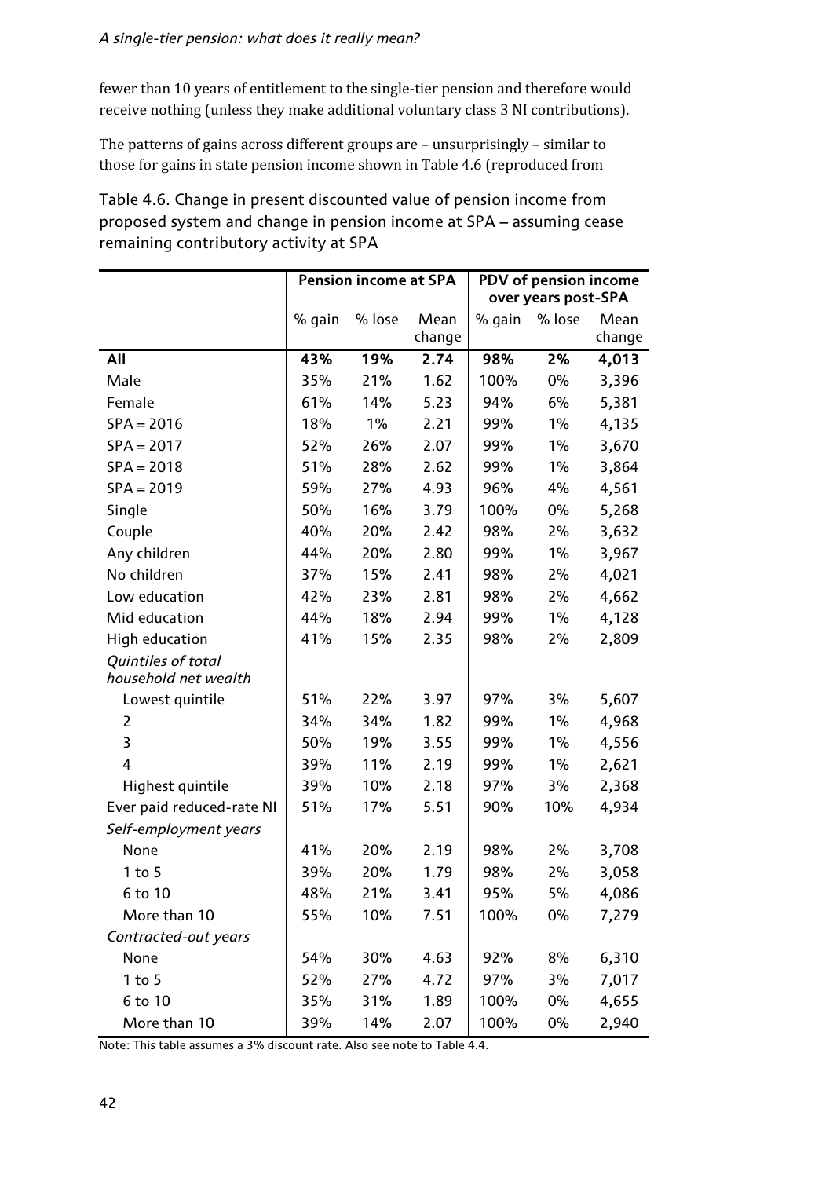fewer than 10 years of entitlement to the single-tier pension and therefore would receive nothing (unless they make additional voluntary class 3 NI contributions).

The patterns of gains across different groups are – unsurprisingly – similar to those for gains in state pension income shown in Table 4.6 (reproduced from

Table 4.6. Change in present discounted value of pension income from proposed system and change in pension income at SPA – assuming cease remaining contributory activity at SPA

| | Pension income at SPA | | | PDV of pension income over years post-SPA | | |
|---|---|---|---|---|---|---|
| | % gain | % lose | Mean change | % gain | % lose | Mean change |
| **All** | **43%** | **19%** | **2.74** | **98%** | **2%** | **4,013** |
| Male | 35% | 21% | 1.62 | 100% | 0% | 3,396 |
| Female | 61% | 14% | 5.23 | 94% | 6% | 5,381 |
| SPA = 2016 | 18% | 1% | 2.21 | 99% | 1% | 4,135 |
| SPA = 2017 | 52% | 26% | 2.07 | 99% | 1% | 3,670 |
| SPA = 2018 | 51% | 28% | 2.62 | 99% | 1% | 3,864 |
| SPA = 2019 | 59% | 27% | 4.93 | 96% | 4% | 4,561 |
| Single | 50% | 16% | 3.79 | 100% | 0% | 5,268 |
| Couple | 40% | 20% | 2.42 | 98% | 2% | 3,632 |
| Any children | 44% | 20% | 2.80 | 99% | 1% | 3,967 |
| No children | 37% | 15% | 2.41 | 98% | 2% | 4,021 |
| Low education | 42% | 23% | 2.81 | 98% | 2% | 4,662 |
| Mid education | 44% | 18% | 2.94 | 99% | 1% | 4,128 |
| High education | 41% | 15% | 2.35 | 98% | 2% | 2,809 |
| *Quintiles of total household net wealth* | | | | | | |
| Lowest quintile | 51% | 22% | 3.97 | 97% | 3% | 5,607 |
| 2 | 34% | 34% | 1.82 | 99% | 1% | 4,968 |
| 3 | 50% | 19% | 3.55 | 99% | 1% | 4,556 |
| 4 | 39% | 11% | 2.19 | 99% | 1% | 2,621 |
| Highest quintile | 39% | 10% | 2.18 | 97% | 3% | 2,368 |
| Ever paid reduced-rate NI | 51% | 17% | 5.51 | 90% | 10% | 4,934 |
| *Self-employment years* | | | | | | |
| None | 41% | 20% | 2.19 | 98% | 2% | 3,708 |
| 1 to 5 | 39% | 20% | 1.79 | 98% | 2% | 3,058 |
| 6 to 10 | 48% | 21% | 3.41 | 95% | 5% | 4,086 |
| More than 10 | 55% | 10% | 7.51 | 100% | 0% | 7,279 |
| *Contracted-out years* | | | | | | |
| None | 54% | 30% | 4.63 | 92% | 8% | 6,310 |
| 1 to 5 | 52% | 27% | 4.72 | 97% | 3% | 7,017 |
| 6 to 10 | 35% | 31% | 1.89 | 100% | 0% | 4,655 |
| More than 10 | 39% | 14% | 2.07 | 100% | 0% | 2,940 |

Note: This table assumes a 3% discount rate. Also see note to Table 4.4.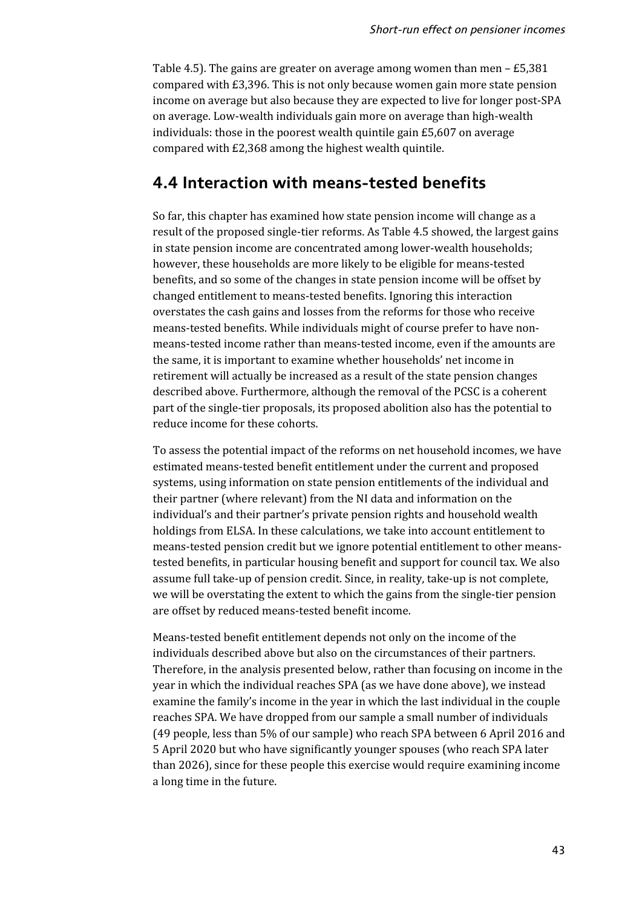Table 4.5). The gains are greater on average among women than men – £5,381 compared with £3,396. This is not only because women gain more state pension income on average but also because they are expected to live for longer post-SPA on average. Low-wealth individuals gain more on average than high-wealth individuals: those in the poorest wealth quintile gain £5,607 on average compared with £2,368 among the highest wealth quintile.

## 4.4 Interaction with means-tested benefits

So far, this chapter has examined how state pension income will change as a result of the proposed single-tier reforms. As Table 4.5 showed, the largest gains in state pension income are concentrated among lower-wealth households; however, these households are more likely to be eligible for means-tested benefits, and so some of the changes in state pension income will be offset by changed entitlement to means-tested benefits. Ignoring this interaction overstates the cash gains and losses from the reforms for those who receive means-tested benefits. While individuals might of course prefer to have non-means-tested income rather than means-tested income, even if the amounts are the same, it is important to examine whether households' net income in retirement will actually be increased as a result of the state pension changes described above. Furthermore, although the removal of the PCSC is a coherent part of the single-tier proposals, its proposed abolition also has the potential to reduce income for these cohorts.

To assess the potential impact of the reforms on net household incomes, we have estimated means-tested benefit entitlement under the current and proposed systems, using information on state pension entitlements of the individual and their partner (where relevant) from the NI data and information on the individual's and their partner's private pension rights and household wealth holdings from ELSA. In these calculations, we take into account entitlement to means-tested pension credit but we ignore potential entitlement to other means-tested benefits, in particular housing benefit and support for council tax. We also assume full take-up of pension credit. Since, in reality, take-up is not complete, we will be overstating the extent to which the gains from the single-tier pension are offset by reduced means-tested benefit income.

Means-tested benefit entitlement depends not only on the income of the individuals described above but also on the circumstances of their partners. Therefore, in the analysis presented below, rather than focusing on income in the year in which the individual reaches SPA (as we have done above), we instead examine the family's income in the year in which the last individual in the couple reaches SPA. We have dropped from our sample a small number of individuals (49 people, less than 5% of our sample) who reach SPA between 6 April 2016 and 5 April 2020 but who have significantly younger spouses (who reach SPA later than 2026), since for these people this exercise would require examining income a long time in the future.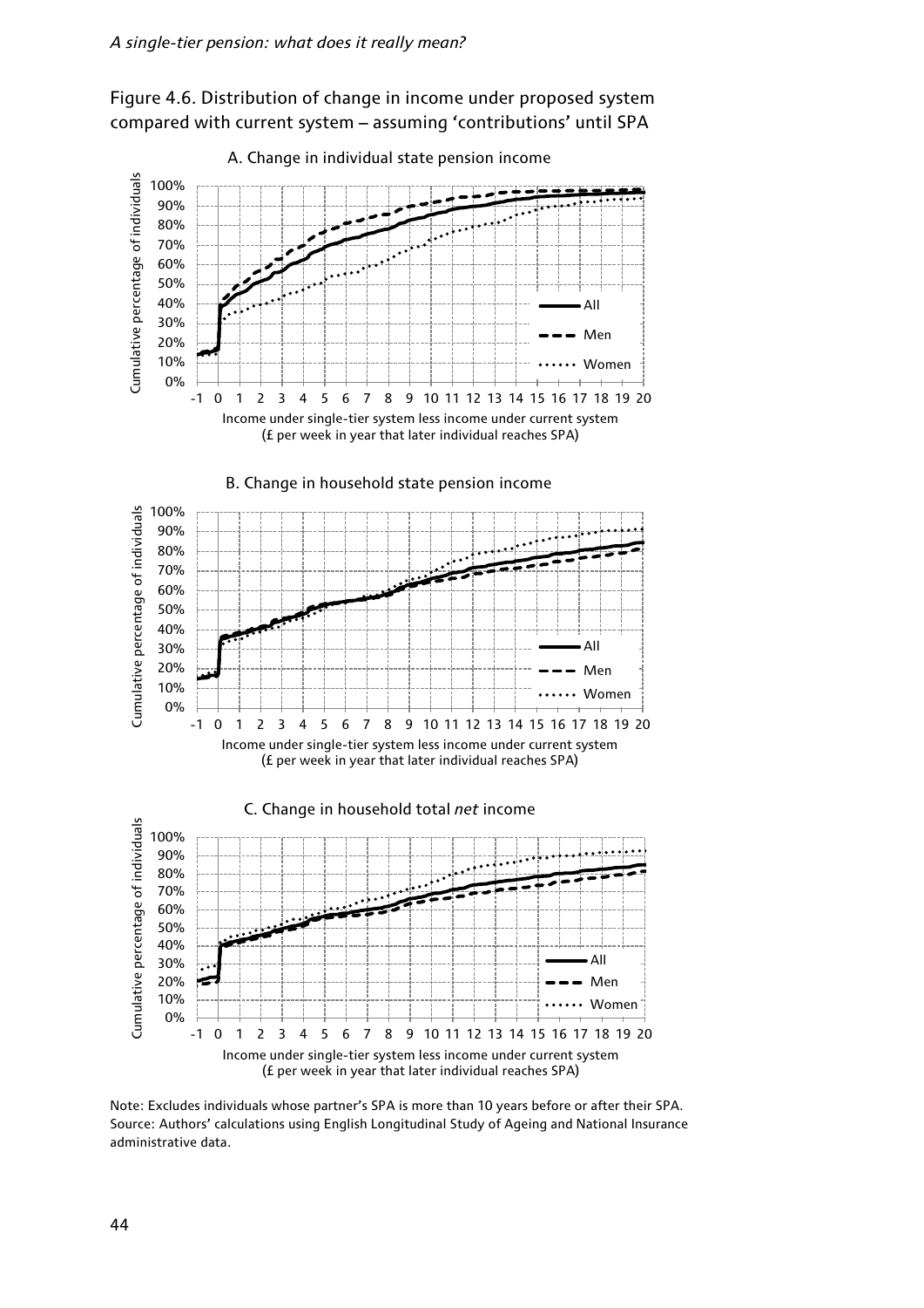Figure 4.6. Distribution of change in income under proposed system compared with current system – assuming 'contributions' until SPA

A. Change in individual state pension income

B. Change in household state pension income

C. Change in household total *net* income

Note: Excludes individuals whose partner's SPA is more than 10 years before or after their SPA.
Source: Authors' calculations using English Longitudinal Study of Ageing and National Insurance administrative data.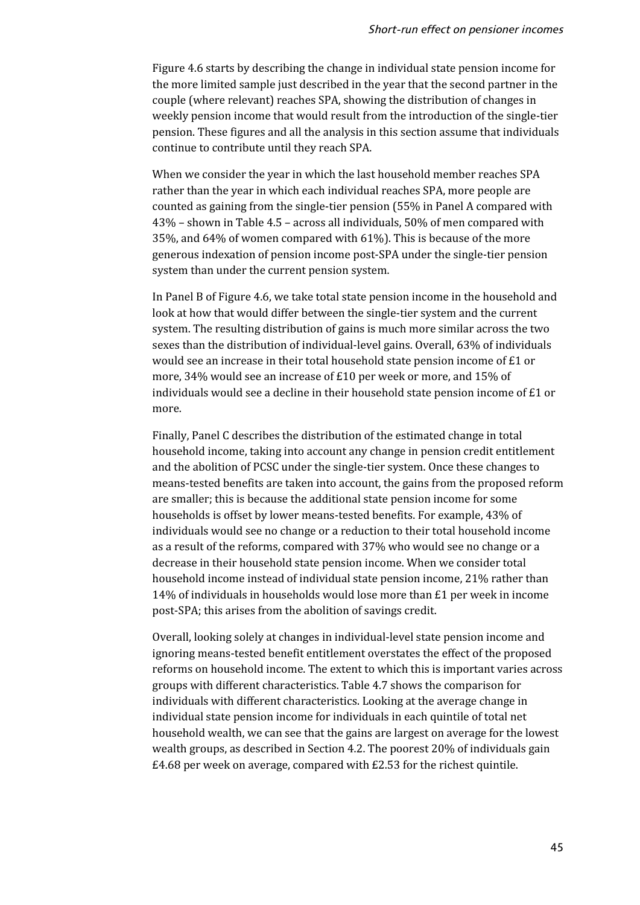Figure 4.6 starts by describing the change in individual state pension income for the more limited sample just described in the year that the second partner in the couple (where relevant) reaches SPA, showing the distribution of changes in weekly pension income that would result from the introduction of the single-tier pension. These figures and all the analysis in this section assume that individuals continue to contribute until they reach SPA.

When we consider the year in which the last household member reaches SPA rather than the year in which each individual reaches SPA, more people are counted as gaining from the single-tier pension (55% in Panel A compared with 43% – shown in Table 4.5 – across all individuals, 50% of men compared with 35%, and 64% of women compared with 61%). This is because of the more generous indexation of pension income post-SPA under the single-tier pension system than under the current pension system.

In Panel B of Figure 4.6, we take total state pension income in the household and look at how that would differ between the single-tier system and the current system. The resulting distribution of gains is much more similar across the two sexes than the distribution of individual-level gains. Overall, 63% of individuals would see an increase in their total household state pension income of £1 or more, 34% would see an increase of £10 per week or more, and 15% of individuals would see a decline in their household state pension income of £1 or more.

Finally, Panel C describes the distribution of the estimated change in total household income, taking into account any change in pension credit entitlement and the abolition of PCSC under the single-tier system. Once these changes to means-tested benefits are taken into account, the gains from the proposed reform are smaller; this is because the additional state pension income for some households is offset by lower means-tested benefits. For example, 43% of individuals would see no change or a reduction to their total household income as a result of the reforms, compared with 37% who would see no change or a decrease in their household state pension income. When we consider total household income instead of individual state pension income, 21% rather than 14% of individuals in households would lose more than £1 per week in income post-SPA; this arises from the abolition of savings credit.

Overall, looking solely at changes in individual-level state pension income and ignoring means-tested benefit entitlement overstates the effect of the proposed reforms on household income. The extent to which this is important varies across groups with different characteristics. Table 4.7 shows the comparison for individuals with different characteristics. Looking at the average change in individual state pension income for individuals in each quintile of total net household wealth, we can see that the gains are largest on average for the lowest wealth groups, as described in Section 4.2. The poorest 20% of individuals gain £4.68 per week on average, compared with £2.53 for the richest quintile.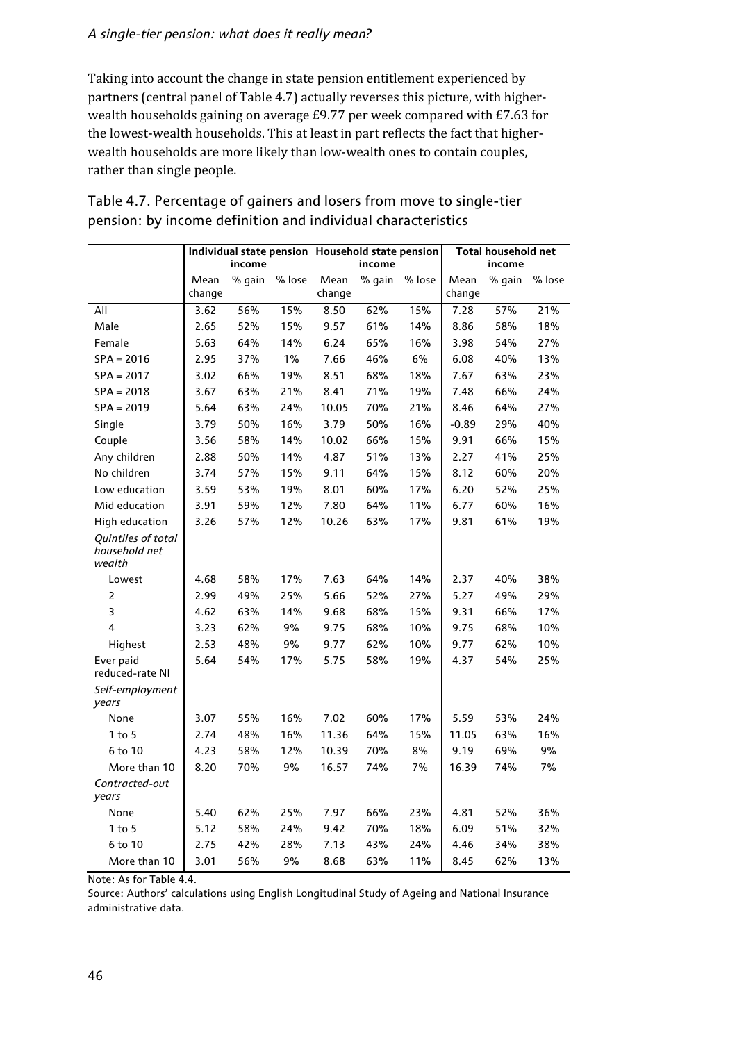Taking into account the change in state pension entitlement experienced by partners (central panel of Table 4.7) actually reverses this picture, with higher-wealth households gaining on average £9.77 per week compared with £7.63 for the lowest-wealth households. This at least in part reflects the fact that higher-wealth households are more likely than low-wealth ones to contain couples, rather than single people.

Table 4.7. Percentage of gainers and losers from move to single-tier pension: by income definition and individual characteristics

| | Individual state pension income | | | Household state pension income | | | Total household net income | | |
|---|---|---|---|---|---|---|---|---|---|
| | Mean change | % gain | % lose | Mean change | % gain | % lose | Mean change | % gain | % lose |
| All | 3.62 | 56% | 15% | 8.50 | 62% | 15% | 7.28 | 57% | 21% |
| Male | 2.65 | 52% | 15% | 9.57 | 61% | 14% | 8.86 | 58% | 18% |
| Female | 5.63 | 64% | 14% | 6.24 | 65% | 16% | 3.98 | 54% | 27% |
| SPA = 2016 | 2.95 | 37% | 1% | 7.66 | 46% | 6% | 6.08 | 40% | 13% |
| SPA = 2017 | 3.02 | 66% | 19% | 8.51 | 68% | 18% | 7.67 | 63% | 23% |
| SPA = 2018 | 3.67 | 63% | 21% | 8.41 | 71% | 19% | 7.48 | 66% | 24% |
| SPA = 2019 | 5.64 | 63% | 24% | 10.05 | 70% | 21% | 8.46 | 64% | 27% |
| Single | 3.79 | 50% | 16% | 3.79 | 50% | 16% | -0.89 | 29% | 40% |
| Couple | 3.56 | 58% | 14% | 10.02 | 66% | 15% | 9.91 | 66% | 15% |
| Any children | 2.88 | 50% | 14% | 4.87 | 51% | 13% | 2.27 | 41% | 25% |
| No children | 3.74 | 57% | 15% | 9.11 | 64% | 15% | 8.12 | 60% | 20% |
| Low education | 3.59 | 53% | 19% | 8.01 | 60% | 17% | 6.20 | 52% | 25% |
| Mid education | 3.91 | 59% | 12% | 7.80 | 64% | 11% | 6.77 | 60% | 16% |
| High education | 3.26 | 57% | 12% | 10.26 | 63% | 17% | 9.81 | 61% | 19% |
| *Quintiles of total household net wealth* | | | | | | | | | |
| Lowest | 4.68 | 58% | 17% | 7.63 | 64% | 14% | 2.37 | 40% | 38% |
| 2 | 2.99 | 49% | 25% | 5.66 | 52% | 27% | 5.27 | 49% | 29% |
| 3 | 4.62 | 63% | 14% | 9.68 | 68% | 15% | 9.31 | 66% | 17% |
| 4 | 3.23 | 62% | 9% | 9.75 | 68% | 10% | 9.75 | 68% | 10% |
| Highest | 2.53 | 48% | 9% | 9.77 | 62% | 10% | 9.77 | 62% | 10% |
| Ever paid reduced-rate NI | 5.64 | 54% | 17% | 5.75 | 58% | 19% | 4.37 | 54% | 25% |
| *Self-employment years* | | | | | | | | | |
| None | 3.07 | 55% | 16% | 7.02 | 60% | 17% | 5.59 | 53% | 24% |
| 1 to 5 | 2.74 | 48% | 16% | 11.36 | 64% | 15% | 11.05 | 63% | 16% |
| 6 to 10 | 4.23 | 58% | 12% | 10.39 | 70% | 8% | 9.19 | 69% | 9% |
| More than 10 | 8.20 | 70% | 9% | 16.57 | 74% | 7% | 16.39 | 74% | 7% |
| *Contracted-out years* | | | | | | | | | |
| None | 5.40 | 62% | 25% | 7.97 | 66% | 23% | 4.81 | 52% | 36% |
| 1 to 5 | 5.12 | 58% | 24% | 9.42 | 70% | 18% | 6.09 | 51% | 32% |
| 6 to 10 | 2.75 | 42% | 28% | 7.13 | 43% | 24% | 4.46 | 34% | 38% |
| More than 10 | 3.01 | 56% | 9% | 8.68 | 63% | 11% | 8.45 | 62% | 13% |

Note: As for Table 4.4.

Source: Authors' calculations using English Longitudinal Study of Ageing and National Insurance administrative data.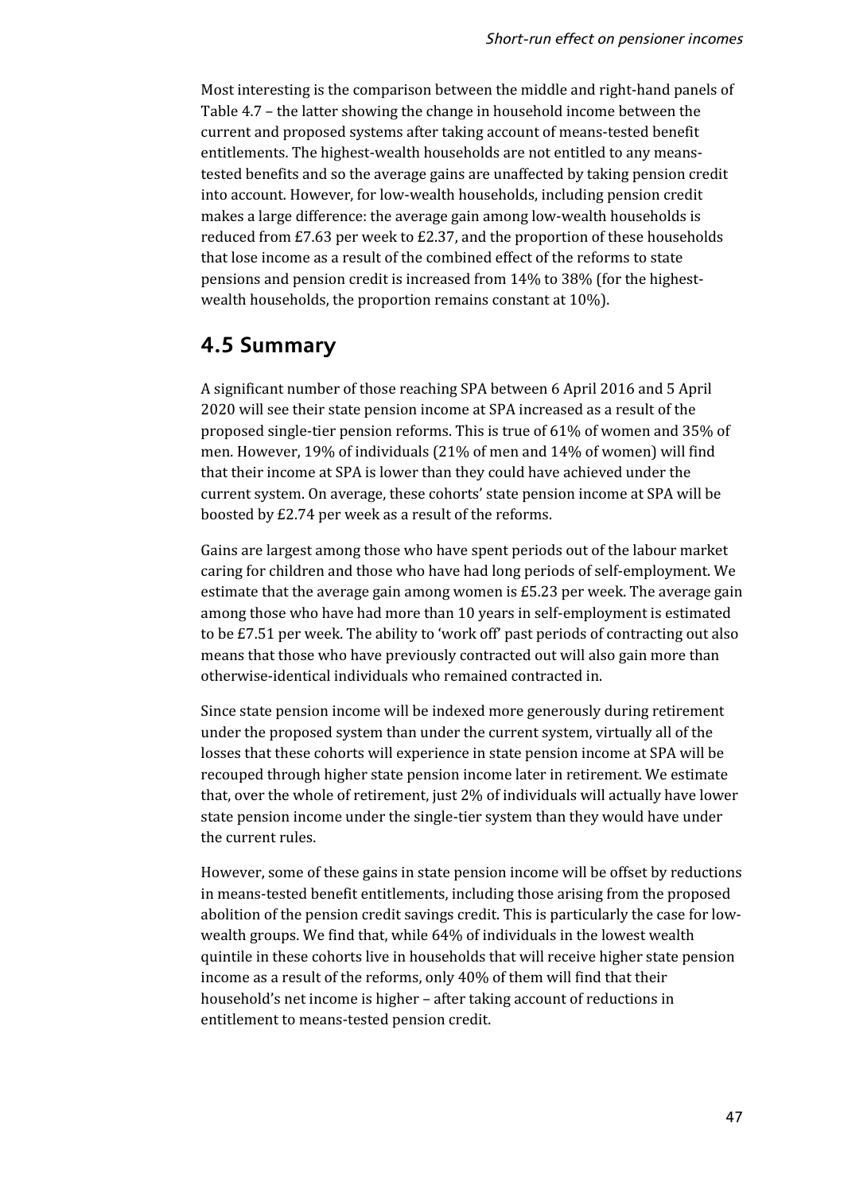Most interesting is the comparison between the middle and right-hand panels of Table 4.7 – the latter showing the change in household income between the current and proposed systems after taking account of means-tested benefit entitlements. The highest-wealth households are not entitled to any means-tested benefits and so the average gains are unaffected by taking pension credit into account. However, for low-wealth households, including pension credit makes a large difference: the average gain among low-wealth households is reduced from £7.63 per week to £2.37, and the proportion of these households that lose income as a result of the combined effect of the reforms to state pensions and pension credit is increased from 14% to 38% (for the highest-wealth households, the proportion remains constant at 10%).

## 4.5 Summary

A significant number of those reaching SPA between 6 April 2016 and 5 April 2020 will see their state pension income at SPA increased as a result of the proposed single-tier pension reforms. This is true of 61% of women and 35% of men. However, 19% of individuals (21% of men and 14% of women) will find that their income at SPA is lower than they could have achieved under the current system. On average, these cohorts' state pension income at SPA will be boosted by £2.74 per week as a result of the reforms.

Gains are largest among those who have spent periods out of the labour market caring for children and those who have had long periods of self-employment. We estimate that the average gain among women is £5.23 per week. The average gain among those who have had more than 10 years in self-employment is estimated to be £7.51 per week. The ability to 'work off' past periods of contracting out also means that those who have previously contracted out will also gain more than otherwise-identical individuals who remained contracted in.

Since state pension income will be indexed more generously during retirement under the proposed system than under the current system, virtually all of the losses that these cohorts will experience in state pension income at SPA will be recouped through higher state pension income later in retirement. We estimate that, over the whole of retirement, just 2% of individuals will actually have lower state pension income under the single-tier system than they would have under the current rules.

However, some of these gains in state pension income will be offset by reductions in means-tested benefit entitlements, including those arising from the proposed abolition of the pension credit savings credit. This is particularly the case for low-wealth groups. We find that, while 64% of individuals in the lowest wealth quintile in these cohorts live in households that will receive higher state pension income as a result of the reforms, only 40% of them will find that their household's net income is higher – after taking account of reductions in entitlement to means-tested pension credit.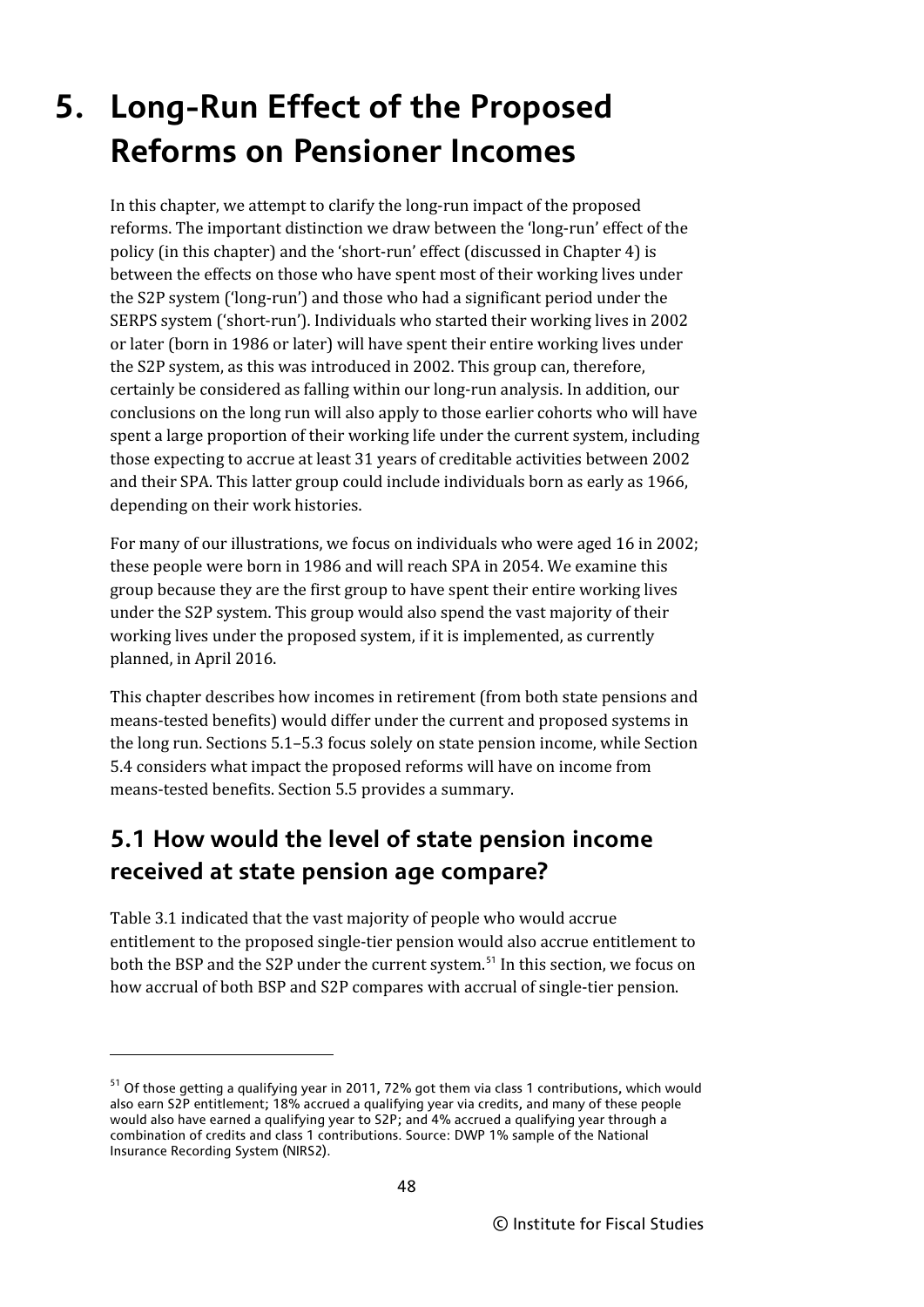# 5. Long-Run Effect of the Proposed Reforms on Pensioner Incomes

In this chapter, we attempt to clarify the long-run impact of the proposed reforms. The important distinction we draw between the 'long-run' effect of the policy (in this chapter) and the 'short-run' effect (discussed in Chapter 4) is between the effects on those who have spent most of their working lives under the S2P system ('long-run') and those who had a significant period under the SERPS system ('short-run'). Individuals who started their working lives in 2002 or later (born in 1986 or later) will have spent their entire working lives under the S2P system, as this was introduced in 2002. This group can, therefore, certainly be considered as falling within our long-run analysis. In addition, our conclusions on the long run will also apply to those earlier cohorts who will have spent a large proportion of their working life under the current system, including those expecting to accrue at least 31 years of creditable activities between 2002 and their SPA. This latter group could include individuals born as early as 1966, depending on their work histories.

For many of our illustrations, we focus on individuals who were aged 16 in 2002; these people were born in 1986 and will reach SPA in 2054. We examine this group because they are the first group to have spent their entire working lives under the S2P system. This group would also spend the vast majority of their working lives under the proposed system, if it is implemented, as currently planned, in April 2016.

This chapter describes how incomes in retirement (from both state pensions and means-tested benefits) would differ under the current and proposed systems in the long run. Sections 5.1–5.3 focus solely on state pension income, while Section 5.4 considers what impact the proposed reforms will have on income from means-tested benefits. Section 5.5 provides a summary.

## 5.1 How would the level of state pension income received at state pension age compare?

Table 3.1 indicated that the vast majority of people who would accrue entitlement to the proposed single-tier pension would also accrue entitlement to both the BSP and the S2P under the current system.[51] In this section, we focus on how accrual of both BSP and S2P compares with accrual of single-tier pension.

---

[51] Of those getting a qualifying year in 2011, 72% got them via class 1 contributions, which would also earn S2P entitlement; 18% accrued a qualifying year via credits, and many of these people would also have earned a qualifying year to S2P; and 4% accrued a qualifying year through a combination of credits and class 1 contributions. Source: DWP 1% sample of the National Insurance Recording System (NIRS2).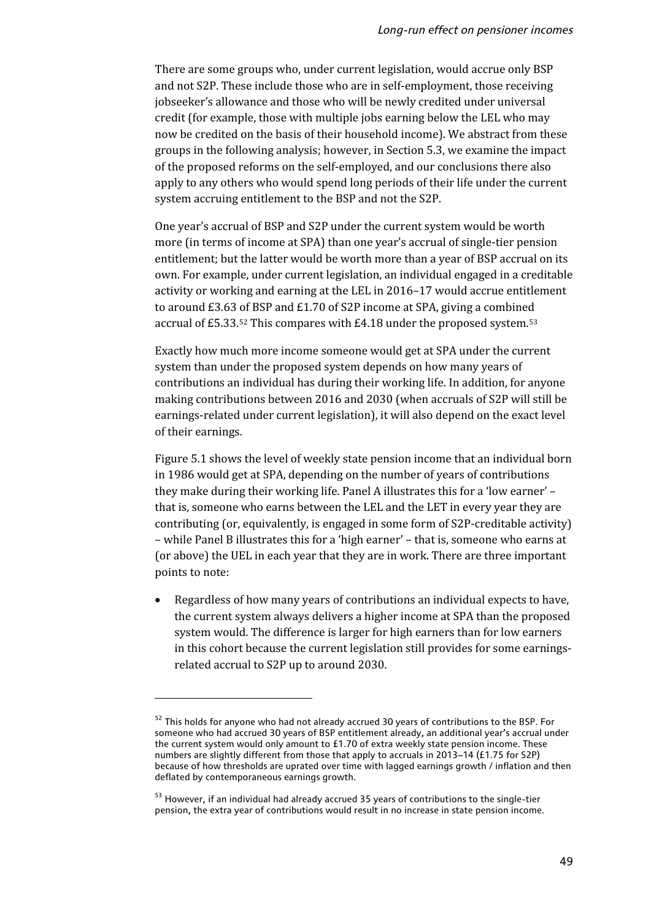There are some groups who, under current legislation, would accrue only BSP and not S2P. These include those who are in self-employment, those receiving jobseeker's allowance and those who will be newly credited under universal credit (for example, those with multiple jobs earning below the LEL who may now be credited on the basis of their household income). We abstract from these groups in the following analysis; however, in Section 5.3, we examine the impact of the proposed reforms on the self-employed, and our conclusions there also apply to any others who would spend long periods of their life under the current system accruing entitlement to the BSP and not the S2P.

One year's accrual of BSP and S2P under the current system would be worth more (in terms of income at SPA) than one year's accrual of single-tier pension entitlement; but the latter would be worth more than a year of BSP accrual on its own. For example, under current legislation, an individual engaged in a creditable activity or working and earning at the LEL in 2016–17 would accrue entitlement to around £3.63 of BSP and £1.70 of S2P income at SPA, giving a combined accrual of £5.33.[52] This compares with £4.18 under the proposed system.[53]

Exactly how much more income someone would get at SPA under the current system than under the proposed system depends on how many years of contributions an individual has during their working life. In addition, for anyone making contributions between 2016 and 2030 (when accruals of S2P will still be earnings-related under current legislation), it will also depend on the exact level of their earnings.

Figure 5.1 shows the level of weekly state pension income that an individual born in 1986 would get at SPA, depending on the number of years of contributions they make during their working life. Panel A illustrates this for a 'low earner' – that is, someone who earns between the LEL and the LET in every year they are contributing (or, equivalently, is engaged in some form of S2P-creditable activity) – while Panel B illustrates this for a 'high earner' – that is, someone who earns at (or above) the UEL in each year that they are in work. There are three important points to note:

- Regardless of how many years of contributions an individual expects to have, the current system always delivers a higher income at SPA than the proposed system would. The difference is larger for high earners than for low earners in this cohort because the current legislation still provides for some earnings-related accrual to S2P up to around 2030.

---

[52] This holds for anyone who had not already accrued 30 years of contributions to the BSP. For someone who had accrued 30 years of BSP entitlement already, an additional year's accrual under the current system would only amount to £1.70 of extra weekly state pension income. These numbers are slightly different from those that apply to accruals in 2013–14 (£1.75 for S2P) because of how thresholds are uprated over time with lagged earnings growth / inflation and then deflated by contemporaneous earnings growth.

[53] However, if an individual had already accrued 35 years of contributions to the single-tier pension, the extra year of contributions would result in no increase in state pension income.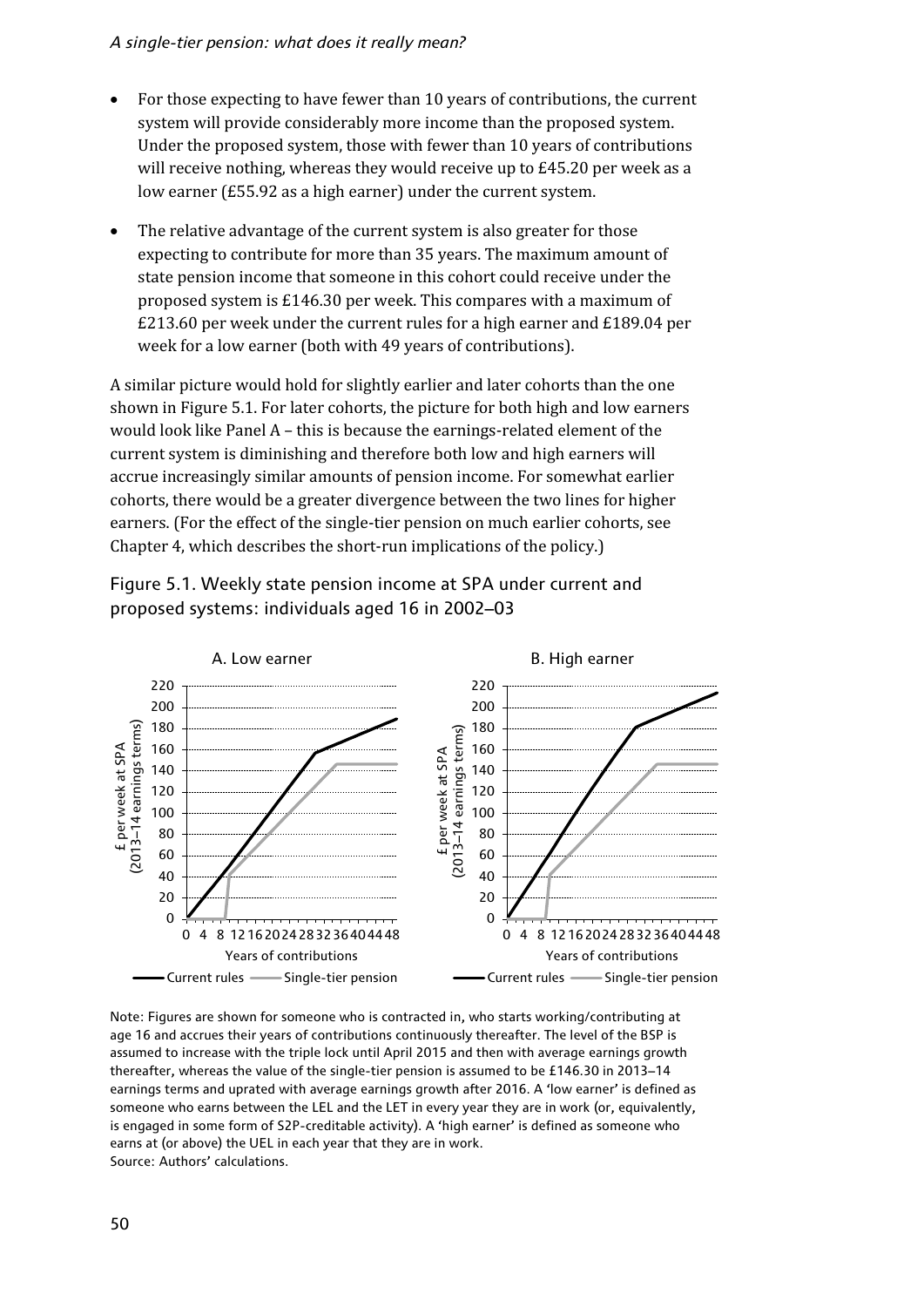- For those expecting to have fewer than 10 years of contributions, the current system will provide considerably more income than the proposed system. Under the proposed system, those with fewer than 10 years of contributions will receive nothing, whereas they would receive up to £45.20 per week as a low earner (£55.92 as a high earner) under the current system.
- The relative advantage of the current system is also greater for those expecting to contribute for more than 35 years. The maximum amount of state pension income that someone in this cohort could receive under the proposed system is £146.30 per week. This compares with a maximum of £213.60 per week under the current rules for a high earner and £189.04 per week for a low earner (both with 49 years of contributions).

A similar picture would hold for slightly earlier and later cohorts than the one shown in Figure 5.1. For later cohorts, the picture for both high and low earners would look like Panel A – this is because the earnings-related element of the current system is diminishing and therefore both low and high earners will accrue increasingly similar amounts of pension income. For somewhat earlier cohorts, there would be a greater divergence between the two lines for higher earners. (For the effect of the single-tier pension on much earlier cohorts, see Chapter 4, which describes the short-run implications of the policy.)

Figure 5.1. Weekly state pension income at SPA under current and proposed systems: individuals aged 16 in 2002–03

Note: Figures are shown for someone who is contracted in, who starts working/contributing at age 16 and accrues their years of contributions continuously thereafter. The level of the BSP is assumed to increase with the triple lock until April 2015 and then with average earnings growth thereafter, whereas the value of the single-tier pension is assumed to be £146.30 in 2013–14 earnings terms and uprated with average earnings growth after 2016. A 'low earner' is defined as someone who earns between the LEL and the LET in every year they are in work (or, equivalently, is engaged in some form of S2P-creditable activity). A 'high earner' is defined as someone who earns at (or above) the UEL in each year that they are in work.
Source: Authors' calculations.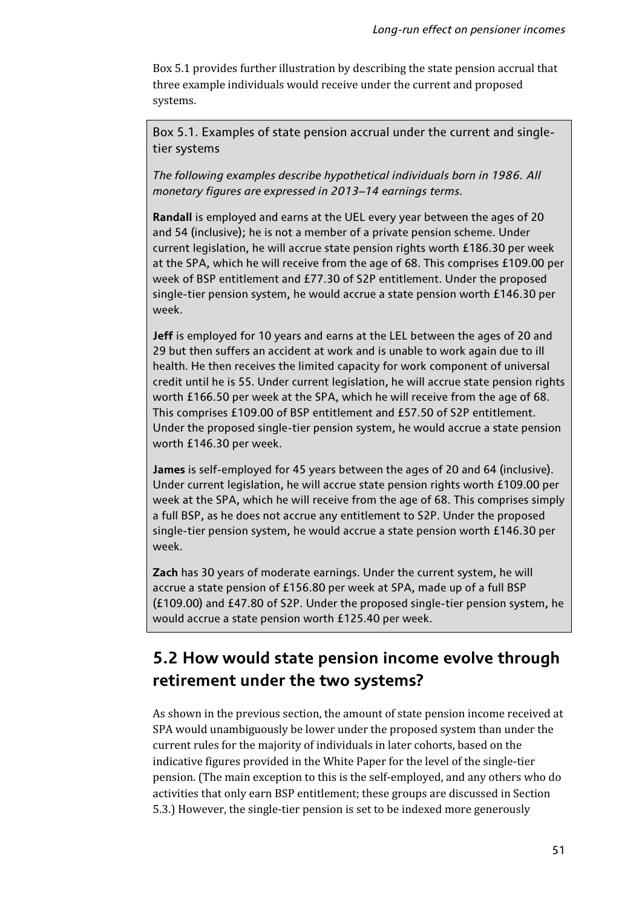Box 5.1 provides further illustration by describing the state pension accrual that three example individuals would receive under the current and proposed systems.

> Box 5.1. Examples of state pension accrual under the current and single-tier systems
>
> *The following examples describe hypothetical individuals born in 1986. All monetary figures are expressed in 2013–14 earnings terms.*
>
> **Randall** is employed and earns at the UEL every year between the ages of 20 and 54 (inclusive); he is not a member of a private pension scheme. Under current legislation, he will accrue state pension rights worth £186.30 per week at the SPA, which he will receive from the age of 68. This comprises £109.00 per week of BSP entitlement and £77.30 of S2P entitlement. Under the proposed single-tier pension system, he would accrue a state pension worth £146.30 per week.
>
> **Jeff** is employed for 10 years and earns at the LEL between the ages of 20 and 29 but then suffers an accident at work and is unable to work again due to ill health. He then receives the limited capacity for work component of universal credit until he is 55. Under current legislation, he will accrue state pension rights worth £166.50 per week at the SPA, which he will receive from the age of 68. This comprises £109.00 of BSP entitlement and £57.50 of S2P entitlement. Under the proposed single-tier pension system, he would accrue a state pension worth £146.30 per week.
>
> **James** is self-employed for 45 years between the ages of 20 and 64 (inclusive). Under current legislation, he will accrue state pension rights worth £109.00 per week at the SPA, which he will receive from the age of 68. This comprises simply a full BSP, as he does not accrue any entitlement to S2P. Under the proposed single-tier pension system, he would accrue a state pension worth £146.30 per week.
>
> **Zach** has 30 years of moderate earnings. Under the current system, he will accrue a state pension of £156.80 per week at SPA, made up of a full BSP (£109.00) and £47.80 of S2P. Under the proposed single-tier pension system, he would accrue a state pension worth £125.40 per week.

## 5.2 How would state pension income evolve through retirement under the two systems?

As shown in the previous section, the amount of state pension income received at SPA would unambiguously be lower under the proposed system than under the current rules for the majority of individuals in later cohorts, based on the indicative figures provided in the White Paper for the level of the single-tier pension. (The main exception to this is the self-employed, and any others who do activities that only earn BSP entitlement; these groups are discussed in Section 5.3.) However, the single-tier pension is set to be indexed more generously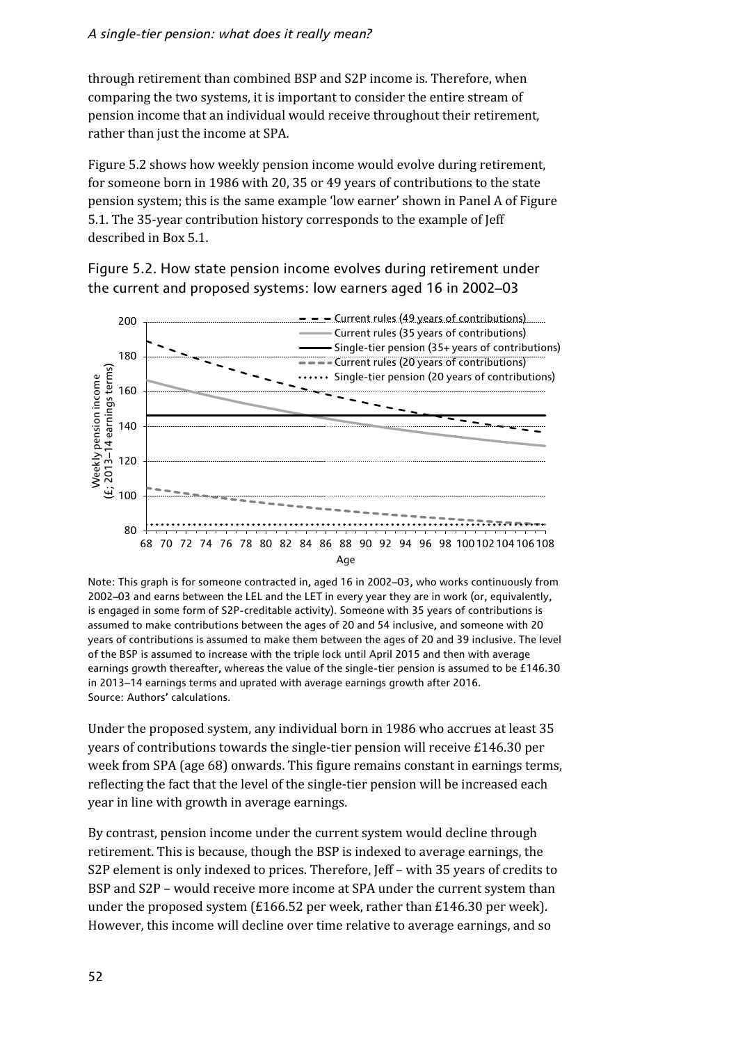through retirement than combined BSP and S2P income is. Therefore, when comparing the two systems, it is important to consider the entire stream of pension income that an individual would receive throughout their retirement, rather than just the income at SPA.

Figure 5.2 shows how weekly pension income would evolve during retirement, for someone born in 1986 with 20, 35 or 49 years of contributions to the state pension system; this is the same example 'low earner' shown in Panel A of Figure 5.1. The 35-year contribution history corresponds to the example of Jeff described in Box 5.1.

Figure 5.2. How state pension income evolves during retirement under the current and proposed systems: low earners aged 16 in 2002–03

Note: This graph is for someone contracted in, aged 16 in 2002–03, who works continuously from 2002–03 and earns between the LEL and the LET in every year they are in work (or, equivalently, is engaged in some form of S2P-creditable activity). Someone with 35 years of contributions is assumed to make contributions between the ages of 20 and 54 inclusive, and someone with 20 years of contributions is assumed to make them between the ages of 20 and 39 inclusive. The level of the BSP is assumed to increase with the triple lock until April 2015 and then with average earnings growth thereafter, whereas the value of the single-tier pension is assumed to be £146.30 in 2013–14 earnings terms and uprated with average earnings growth after 2016.
Source: Authors' calculations.

Under the proposed system, any individual born in 1986 who accrues at least 35 years of contributions towards the single-tier pension will receive £146.30 per week from SPA (age 68) onwards. This figure remains constant in earnings terms, reflecting the fact that the level of the single-tier pension will be increased each year in line with growth in average earnings.

By contrast, pension income under the current system would decline through retirement. This is because, though the BSP is indexed to average earnings, the S2P element is only indexed to prices. Therefore, Jeff – with 35 years of credits to BSP and S2P – would receive more income at SPA under the current system than under the proposed system (£166.52 per week, rather than £146.30 per week). However, this income will decline over time relative to average earnings, and so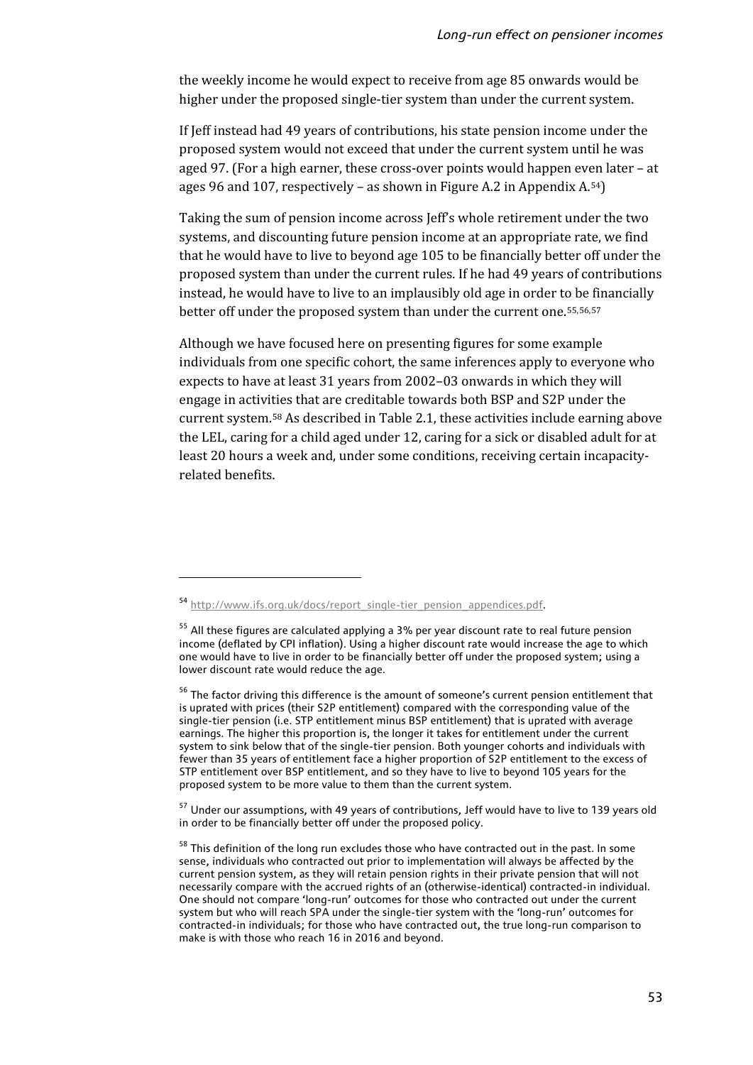the weekly income he would expect to receive from age 85 onwards would be higher under the proposed single-tier system than under the current system.

If Jeff instead had 49 years of contributions, his state pension income under the proposed system would not exceed that under the current system until he was aged 97. (For a high earner, these cross-over points would happen even later – at ages 96 and 107, respectively – as shown in Figure A.2 in Appendix A.[54])

Taking the sum of pension income across Jeff's whole retirement under the two systems, and discounting future pension income at an appropriate rate, we find that he would have to live to beyond age 105 to be financially better off under the proposed system than under the current rules. If he had 49 years of contributions instead, he would have to live to an implausibly old age in order to be financially better off under the proposed system than under the current one.[55,56,57]

Although we have focused here on presenting figures for some example individuals from one specific cohort, the same inferences apply to everyone who expects to have at least 31 years from 2002–03 onwards in which they will engage in activities that are creditable towards both BSP and S2P under the current system.[58] As described in Table 2.1, these activities include earning above the LEL, caring for a child aged under 12, caring for a sick or disabled adult for at least 20 hours a week and, under some conditions, receiving certain incapacity-related benefits.

---

[54] http://www.ifs.org.uk/docs/report_single-tier_pension_appendices.pdf.

[55] All these figures are calculated applying a 3% per year discount rate to real future pension income (deflated by CPI inflation). Using a higher discount rate would increase the age to which one would have to live in order to be financially better off under the proposed system; using a lower discount rate would reduce the age.

[56] The factor driving this difference is the amount of someone's current pension entitlement that is uprated with prices (their S2P entitlement) compared with the corresponding value of the single-tier pension (i.e. STP entitlement minus BSP entitlement) that is uprated with average earnings. The higher this proportion is, the longer it takes for entitlement under the current system to sink below that of the single-tier pension. Both younger cohorts and individuals with fewer than 35 years of entitlement face a higher proportion of S2P entitlement to the excess of STP entitlement over BSP entitlement, and so they have to live to beyond 105 years for the proposed system to be more value to them than the current system.

[57] Under our assumptions, with 49 years of contributions, Jeff would have to live to 139 years old in order to be financially better off under the proposed policy.

[58] This definition of the long run excludes those who have contracted out in the past. In some sense, individuals who contracted out prior to implementation will always be affected by the current pension system, as they will retain pension rights in their private pension that will not necessarily compare with the accrued rights of an (otherwise-identical) contracted-in individual. One should not compare 'long-run' outcomes for those who contracted out under the current system but who will reach SPA under the single-tier system with the 'long-run' outcomes for contracted-in individuals; for those who have contracted out, the true long-run comparison to make is with those who reach 16 in 2016 and beyond.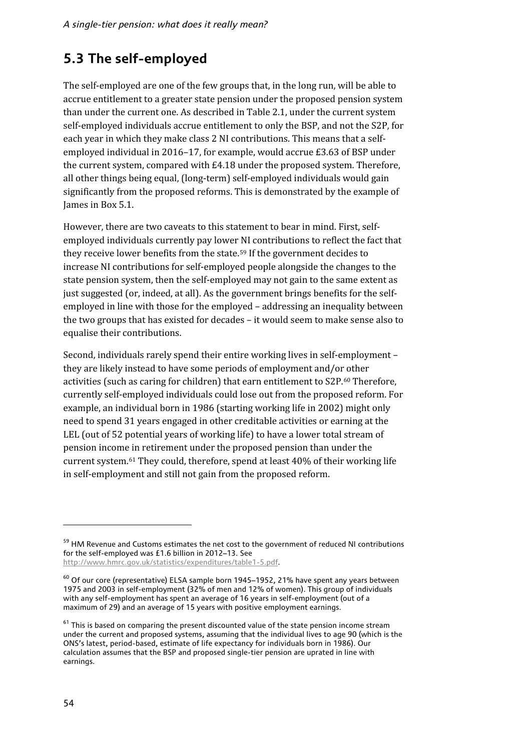## 5.3 The self-employed

The self-employed are one of the few groups that, in the long run, will be able to accrue entitlement to a greater state pension under the proposed pension system than under the current one. As described in Table 2.1, under the current system self-employed individuals accrue entitlement to only the BSP, and not the S2P, for each year in which they make class 2 NI contributions. This means that a self-employed individual in 2016–17, for example, would accrue £3.63 of BSP under the current system, compared with £4.18 under the proposed system. Therefore, all other things being equal, (long-term) self-employed individuals would gain significantly from the proposed reforms. This is demonstrated by the example of James in Box 5.1.

However, there are two caveats to this statement to bear in mind. First, self-employed individuals currently pay lower NI contributions to reflect the fact that they receive lower benefits from the state.[59] If the government decides to increase NI contributions for self-employed people alongside the changes to the state pension system, then the self-employed may not gain to the same extent as just suggested (or, indeed, at all). As the government brings benefits for the self-employed in line with those for the employed – addressing an inequality between the two groups that has existed for decades – it would seem to make sense also to equalise their contributions.

Second, individuals rarely spend their entire working lives in self-employment – they are likely instead to have some periods of employment and/or other activities (such as caring for children) that earn entitlement to S2P.[60] Therefore, currently self-employed individuals could lose out from the proposed reform. For example, an individual born in 1986 (starting working life in 2002) might only need to spend 31 years engaged in other creditable activities or earning at the LEL (out of 52 potential years of working life) to have a lower total stream of pension income in retirement under the proposed pension than under the current system.[61] They could, therefore, spend at least 40% of their working life in self-employment and still not gain from the proposed reform.

---

[59] HM Revenue and Customs estimates the net cost to the government of reduced NI contributions for the self-employed was £1.6 billion in 2012–13. See http://www.hmrc.gov.uk/statistics/expenditures/table1-5.pdf.

[60] Of our core (representative) ELSA sample born 1945–1952, 21% have spent any years between 1975 and 2003 in self-employment (32% of men and 12% of women). This group of individuals with any self-employment has spent an average of 16 years in self-employment (out of a maximum of 29) and an average of 15 years with positive employment earnings.

[61] This is based on comparing the present discounted value of the state pension income stream under the current and proposed systems, assuming that the individual lives to age 90 (which is the ONS's latest, period-based, estimate of life expectancy for individuals born in 1986). Our calculation assumes that the BSP and proposed single-tier pension are uprated in line with earnings.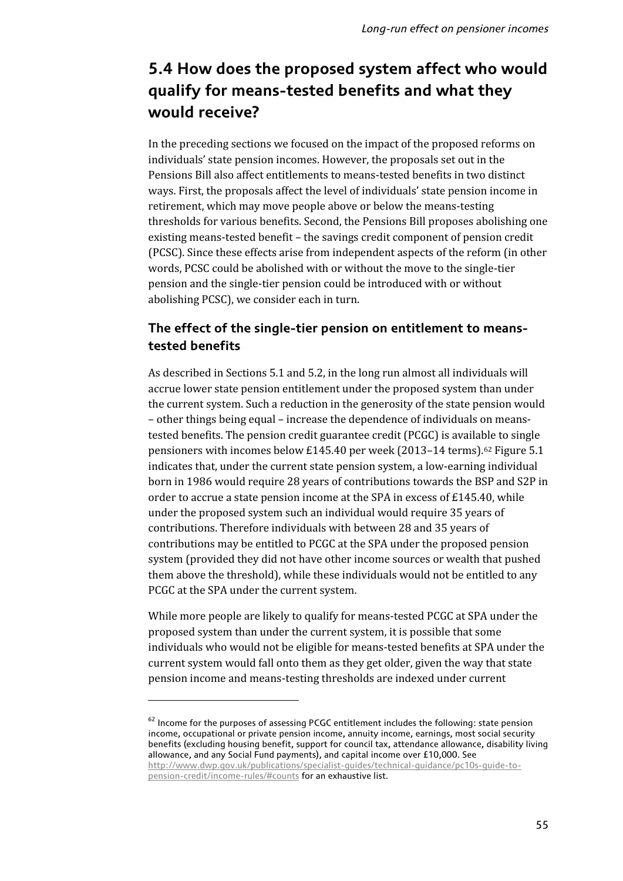## 5.4 How does the proposed system affect who would qualify for means-tested benefits and what they would receive?

In the preceding sections we focused on the impact of the proposed reforms on individuals' state pension incomes. However, the proposals set out in the Pensions Bill also affect entitlements to means-tested benefits in two distinct ways. First, the proposals affect the level of individuals' state pension income in retirement, which may move people above or below the means-testing thresholds for various benefits. Second, the Pensions Bill proposes abolishing one existing means-tested benefit – the savings credit component of pension credit (PCSC). Since these effects arise from independent aspects of the reform (in other words, PCSC could be abolished with or without the move to the single-tier pension and the single-tier pension could be introduced with or without abolishing PCSC), we consider each in turn.

### The effect of the single-tier pension on entitlement to means-tested benefits

As described in Sections 5.1 and 5.2, in the long run almost all individuals will accrue lower state pension entitlement under the proposed system than under the current system. Such a reduction in the generosity of the state pension would – other things being equal – increase the dependence of individuals on means-tested benefits. The pension credit guarantee credit (PCGC) is available to single pensioners with incomes below £145.40 per week (2013–14 terms).[62] Figure 5.1 indicates that, under the current state pension system, a low-earning individual born in 1986 would require 28 years of contributions towards the BSP and S2P in order to accrue a state pension income at the SPA in excess of £145.40, while under the proposed system such an individual would require 35 years of contributions. Therefore individuals with between 28 and 35 years of contributions may be entitled to PCGC at the SPA under the proposed pension system (provided they did not have other income sources or wealth that pushed them above the threshold), while these individuals would not be entitled to any PCGC at the SPA under the current system.

While more people are likely to qualify for means-tested PCGC at SPA under the proposed system than under the current system, it is possible that some individuals who would not be eligible for means-tested benefits at SPA under the current system would fall onto them as they get older, given the way that state pension income and means-testing thresholds are indexed under current

[62] Income for the purposes of assessing PCGC entitlement includes the following: state pension income, occupational or private pension income, annuity income, earnings, most social security benefits (excluding housing benefit, support for council tax, attendance allowance, disability living allowance, and any Social Fund payments), and capital income over £10,000. See http://www.dwp.gov.uk/publications/specialist-guides/technical-guidance/pc10s-guide-to-pension-credit/income-rules/#counts for an exhaustive list.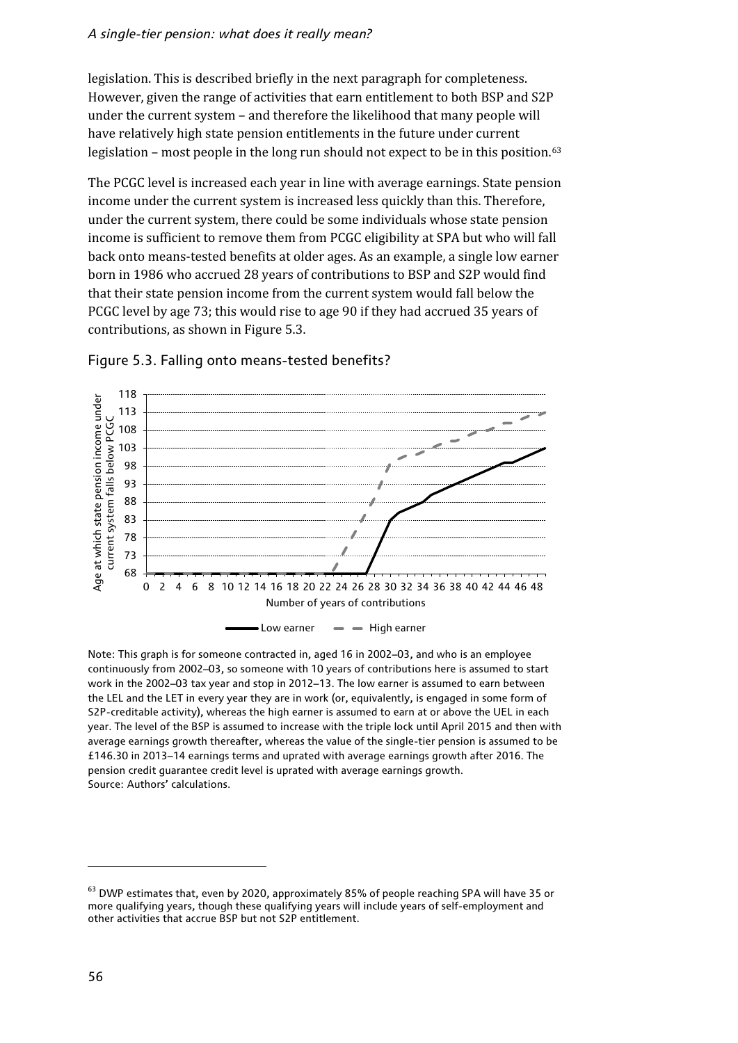legislation. This is described briefly in the next paragraph for completeness. However, given the range of activities that earn entitlement to both BSP and S2P under the current system – and therefore the likelihood that many people will have relatively high state pension entitlements in the future under current legislation – most people in the long run should not expect to be in this position.[63]

The PCGC level is increased each year in line with average earnings. State pension income under the current system is increased less quickly than this. Therefore, under the current system, there could be some individuals whose state pension income is sufficient to remove them from PCGC eligibility at SPA but who will fall back onto means-tested benefits at older ages. As an example, a single low earner born in 1986 who accrued 28 years of contributions to BSP and S2P would find that their state pension income from the current system would fall below the PCGC level by age 73; this would rise to age 90 if they had accrued 35 years of contributions, as shown in Figure 5.3.

Figure 5.3. Falling onto means-tested benefits?

Note: This graph is for someone contracted in, aged 16 in 2002–03, and who is an employee continuously from 2002–03, so someone with 10 years of contributions here is assumed to start work in the 2002–03 tax year and stop in 2012–13. The low earner is assumed to earn between the LEL and the LET in every year they are in work (or, equivalently, is engaged in some form of S2P-creditable activity), whereas the high earner is assumed to earn at or above the UEL in each year. The level of the BSP is assumed to increase with the triple lock until April 2015 and then with average earnings growth thereafter, whereas the value of the single-tier pension is assumed to be £146.30 in 2013–14 earnings terms and uprated with average earnings growth after 2016. The pension credit guarantee credit level is uprated with average earnings growth.
Source: Authors' calculations.

[63] DWP estimates that, even by 2020, approximately 85% of people reaching SPA will have 35 or more qualifying years, though these qualifying years will include years of self-employment and other activities that accrue BSP but not S2P entitlement.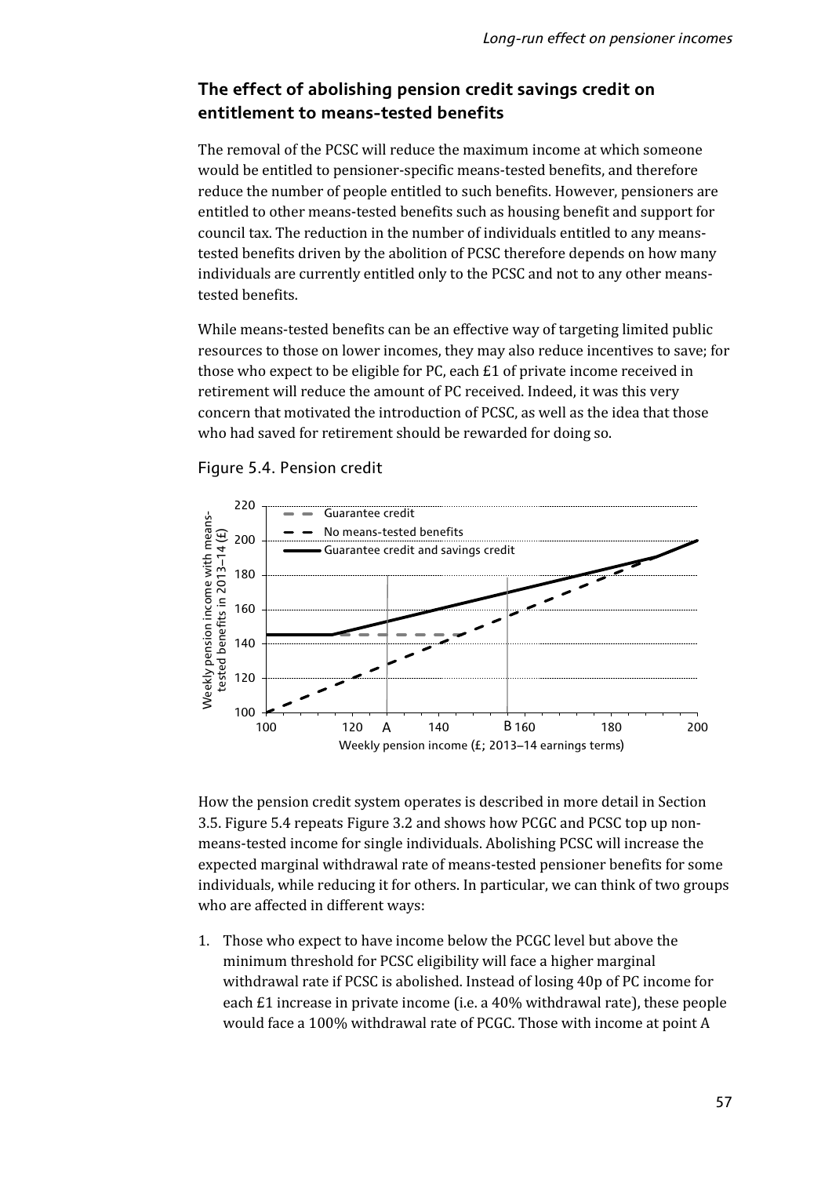## The effect of abolishing pension credit savings credit on entitlement to means-tested benefits

The removal of the PCSC will reduce the maximum income at which someone would be entitled to pensioner-specific means-tested benefits, and therefore reduce the number of people entitled to such benefits. However, pensioners are entitled to other means-tested benefits such as housing benefit and support for council tax. The reduction in the number of individuals entitled to any means-tested benefits driven by the abolition of PCSC therefore depends on how many individuals are currently entitled only to the PCSC and not to any other means-tested benefits.

While means-tested benefits can be an effective way of targeting limited public resources to those on lower incomes, they may also reduce incentives to save; for those who expect to be eligible for PC, each £1 of private income received in retirement will reduce the amount of PC received. Indeed, it was this very concern that motivated the introduction of PCSC, as well as the idea that those who had saved for retirement should be rewarded for doing so.

Figure 5.4. Pension credit

How the pension credit system operates is described in more detail in Section 3.5. Figure 5.4 repeats Figure 3.2 and shows how PCGC and PCSC top up non-means-tested income for single individuals. Abolishing PCSC will increase the expected marginal withdrawal rate of means-tested pensioner benefits for some individuals, while reducing it for others. In particular, we can think of two groups who are affected in different ways:

1. Those who expect to have income below the PCGC level but above the minimum threshold for PCSC eligibility will face a higher marginal withdrawal rate if PCSC is abolished. Instead of losing 40p of PC income for each £1 increase in private income (i.e. a 40% withdrawal rate), these people would face a 100% withdrawal rate of PCGC. Those with income at point A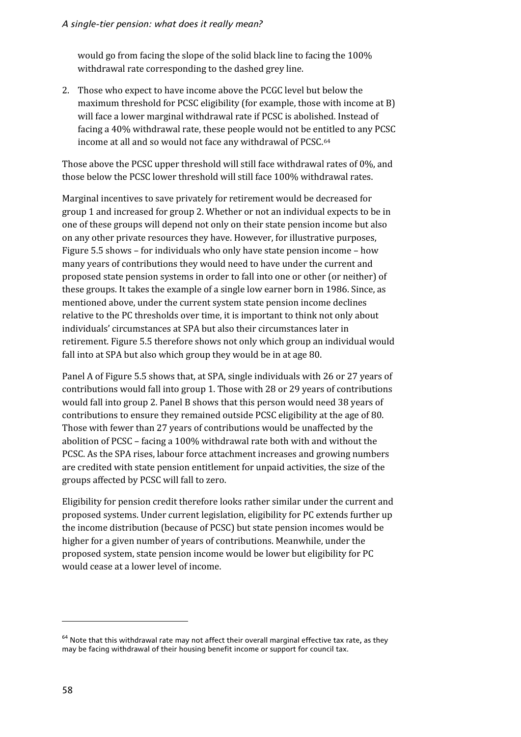would go from facing the slope of the solid black line to facing the 100% withdrawal rate corresponding to the dashed grey line.

2. Those who expect to have income above the PCGC level but below the maximum threshold for PCSC eligibility (for example, those with income at B) will face a lower marginal withdrawal rate if PCSC is abolished. Instead of facing a 40% withdrawal rate, these people would not be entitled to any PCSC income at all and so would not face any withdrawal of PCSC.[64]

Those above the PCSC upper threshold will still face withdrawal rates of 0%, and those below the PCSC lower threshold will still face 100% withdrawal rates.

Marginal incentives to save privately for retirement would be decreased for group 1 and increased for group 2. Whether or not an individual expects to be in one of these groups will depend not only on their state pension income but also on any other private resources they have. However, for illustrative purposes, Figure 5.5 shows – for individuals who only have state pension income – how many years of contributions they would need to have under the current and proposed state pension systems in order to fall into one or other (or neither) of these groups. It takes the example of a single low earner born in 1986. Since, as mentioned above, under the current system state pension income declines relative to the PC thresholds over time, it is important to think not only about individuals' circumstances at SPA but also their circumstances later in retirement. Figure 5.5 therefore shows not only which group an individual would fall into at SPA but also which group they would be in at age 80.

Panel A of Figure 5.5 shows that, at SPA, single individuals with 26 or 27 years of contributions would fall into group 1. Those with 28 or 29 years of contributions would fall into group 2. Panel B shows that this person would need 38 years of contributions to ensure they remained outside PCSC eligibility at the age of 80. Those with fewer than 27 years of contributions would be unaffected by the abolition of PCSC – facing a 100% withdrawal rate both with and without the PCSC. As the SPA rises, labour force attachment increases and growing numbers are credited with state pension entitlement for unpaid activities, the size of the groups affected by PCSC will fall to zero.

Eligibility for pension credit therefore looks rather similar under the current and proposed systems. Under current legislation, eligibility for PC extends further up the income distribution (because of PCSC) but state pension incomes would be higher for a given number of years of contributions. Meanwhile, under the proposed system, state pension income would be lower but eligibility for PC would cease at a lower level of income.

---

[64] Note that this withdrawal rate may not affect their overall marginal effective tax rate, as they may be facing withdrawal of their housing benefit income or support for council tax.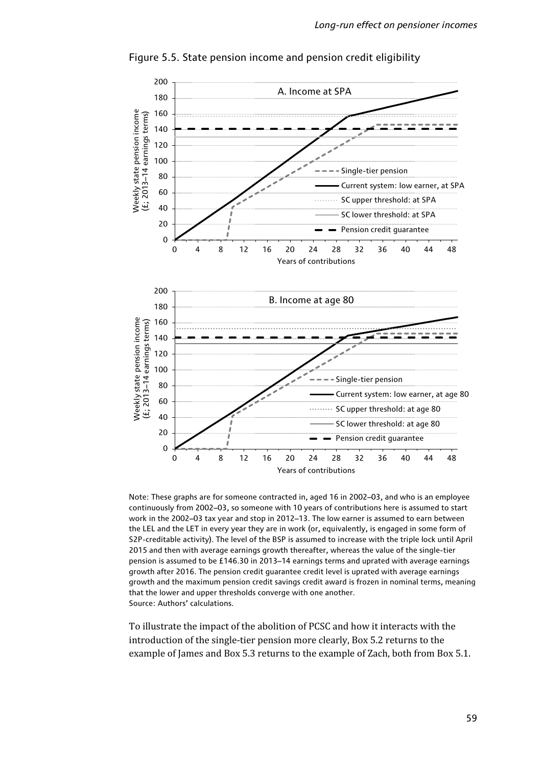Figure 5.5. State pension income and pension credit eligibility

Note: These graphs are for someone contracted in, aged 16 in 2002–03, and who is an employee continuously from 2002–03, so someone with 10 years of contributions here is assumed to start work in the 2002–03 tax year and stop in 2012–13. The low earner is assumed to earn between the LEL and the LET in every year they are in work (or, equivalently, is engaged in some form of S2P-creditable activity). The level of the BSP is assumed to increase with the triple lock until April 2015 and then with average earnings growth thereafter, whereas the value of the single-tier pension is assumed to be £146.30 in 2013–14 earnings terms and uprated with average earnings growth after 2016. The pension credit guarantee credit level is uprated with average earnings growth and the maximum pension credit savings credit award is frozen in nominal terms, meaning that the lower and upper thresholds converge with one another.
Source: Authors' calculations.

To illustrate the impact of the abolition of PCSC and how it interacts with the introduction of the single-tier pension more clearly, Box 5.2 returns to the example of James and Box 5.3 returns to the example of Zach, both from Box 5.1.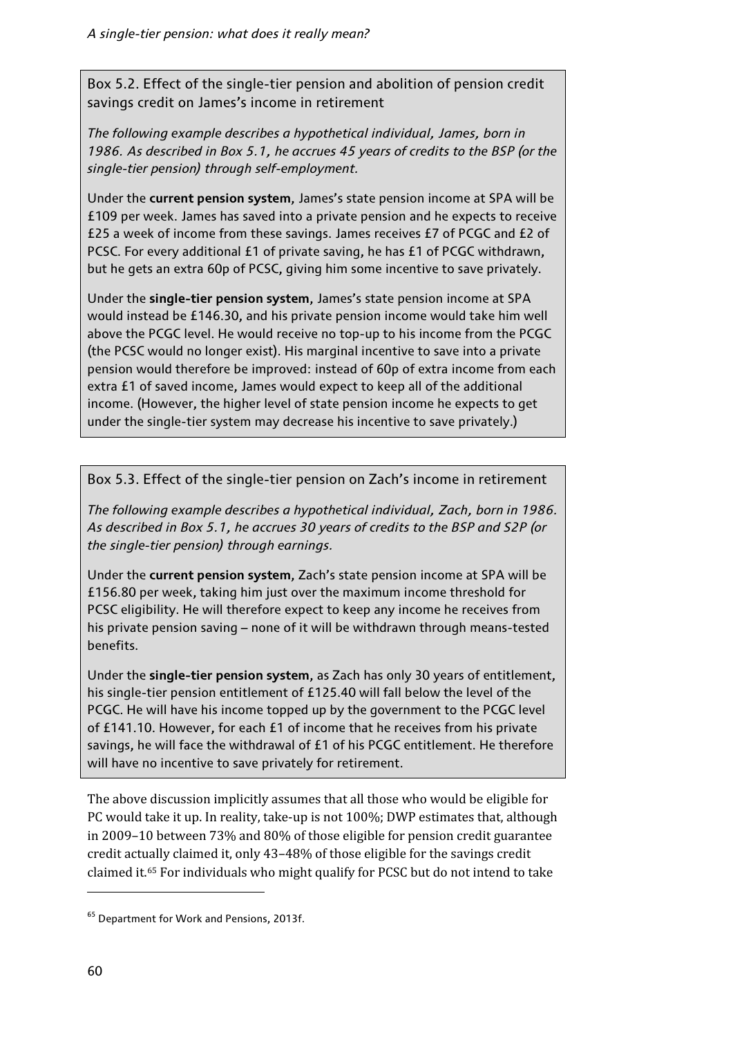Box 5.2. Effect of the single-tier pension and abolition of pension credit savings credit on James's income in retirement

*The following example describes a hypothetical individual, James, born in 1986. As described in Box 5.1, he accrues 45 years of credits to the BSP (or the single-tier pension) through self-employment.*

Under the **current pension system**, James's state pension income at SPA will be £109 per week. James has saved into a private pension and he expects to receive £25 a week of income from these savings. James receives £7 of PCGC and £2 of PCSC. For every additional £1 of private saving, he has £1 of PCGC withdrawn, but he gets an extra 60p of PCSC, giving him some incentive to save privately.

Under the **single-tier pension system**, James's state pension income at SPA would instead be £146.30, and his private pension income would take him well above the PCGC level. He would receive no top-up to his income from the PCGC (the PCSC would no longer exist). His marginal incentive to save into a private pension would therefore be improved: instead of 60p of extra income from each extra £1 of saved income, James would expect to keep all of the additional income. (However, the higher level of state pension income he expects to get under the single-tier system may decrease his incentive to save privately.)

Box 5.3. Effect of the single-tier pension on Zach's income in retirement

*The following example describes a hypothetical individual, Zach, born in 1986. As described in Box 5.1, he accrues 30 years of credits to the BSP and S2P (or the single-tier pension) through earnings.*

Under the **current pension system**, Zach's state pension income at SPA will be £156.80 per week, taking him just over the maximum income threshold for PCSC eligibility. He will therefore expect to keep any income he receives from his private pension saving – none of it will be withdrawn through means-tested benefits.

Under the **single-tier pension system**, as Zach has only 30 years of entitlement, his single-tier pension entitlement of £125.40 will fall below the level of the PCGC. He will have his income topped up by the government to the PCGC level of £141.10. However, for each £1 of income that he receives from his private savings, he will face the withdrawal of £1 of his PCGC entitlement. He therefore will have no incentive to save privately for retirement.

The above discussion implicitly assumes that all those who would be eligible for PC would take it up. In reality, take-up is not 100%; DWP estimates that, although in 2009–10 between 73% and 80% of those eligible for pension credit guarantee credit actually claimed it, only 43–48% of those eligible for the savings credit claimed it.[65] For individuals who might qualify for PCSC but do not intend to take

[65] Department for Work and Pensions, 2013f.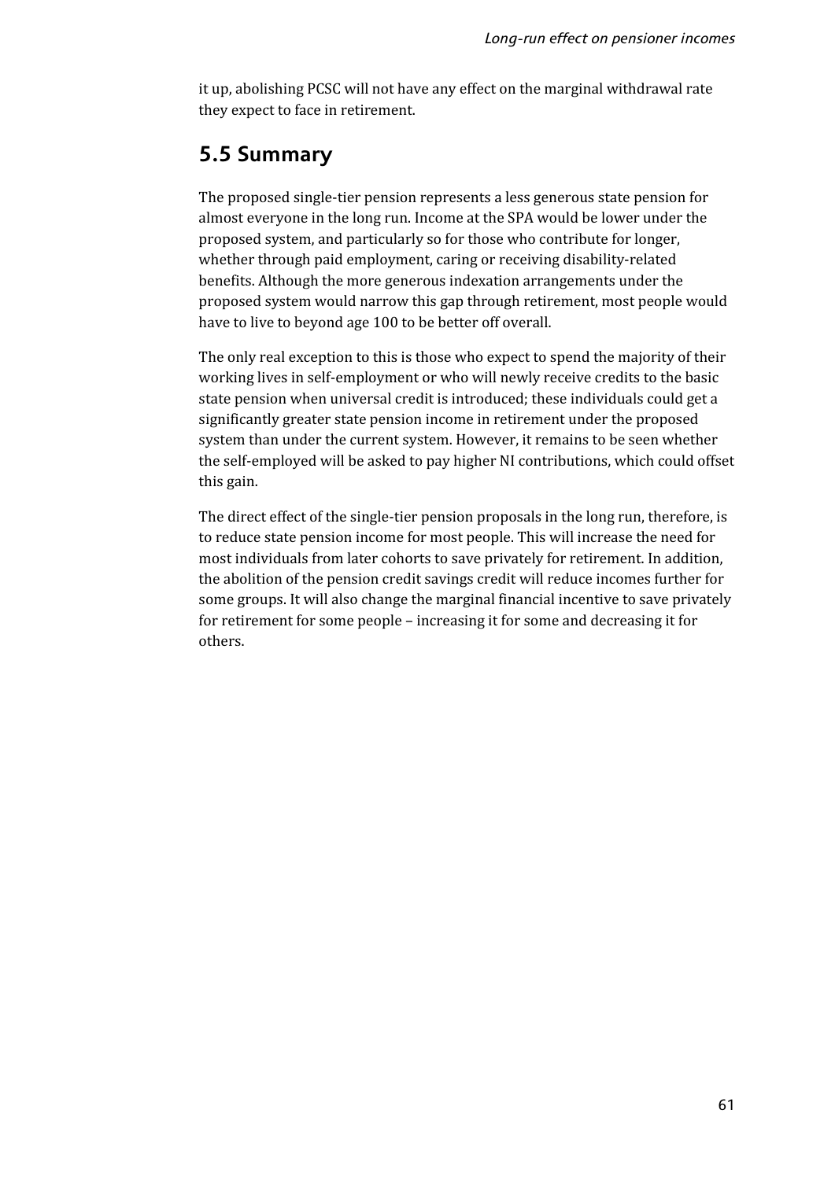it up, abolishing PCSC will not have any effect on the marginal withdrawal rate they expect to face in retirement.

## 5.5 Summary

The proposed single-tier pension represents a less generous state pension for almost everyone in the long run. Income at the SPA would be lower under the proposed system, and particularly so for those who contribute for longer, whether through paid employment, caring or receiving disability-related benefits. Although the more generous indexation arrangements under the proposed system would narrow this gap through retirement, most people would have to live to beyond age 100 to be better off overall.

The only real exception to this is those who expect to spend the majority of their working lives in self-employment or who will newly receive credits to the basic state pension when universal credit is introduced; these individuals could get a significantly greater state pension income in retirement under the proposed system than under the current system. However, it remains to be seen whether the self-employed will be asked to pay higher NI contributions, which could offset this gain.

The direct effect of the single-tier pension proposals in the long run, therefore, is to reduce state pension income for most people. This will increase the need for most individuals from later cohorts to save privately for retirement. In addition, the abolition of the pension credit savings credit will reduce incomes further for some groups. It will also change the marginal financial incentive to save privately for retirement for some people – increasing it for some and decreasing it for others.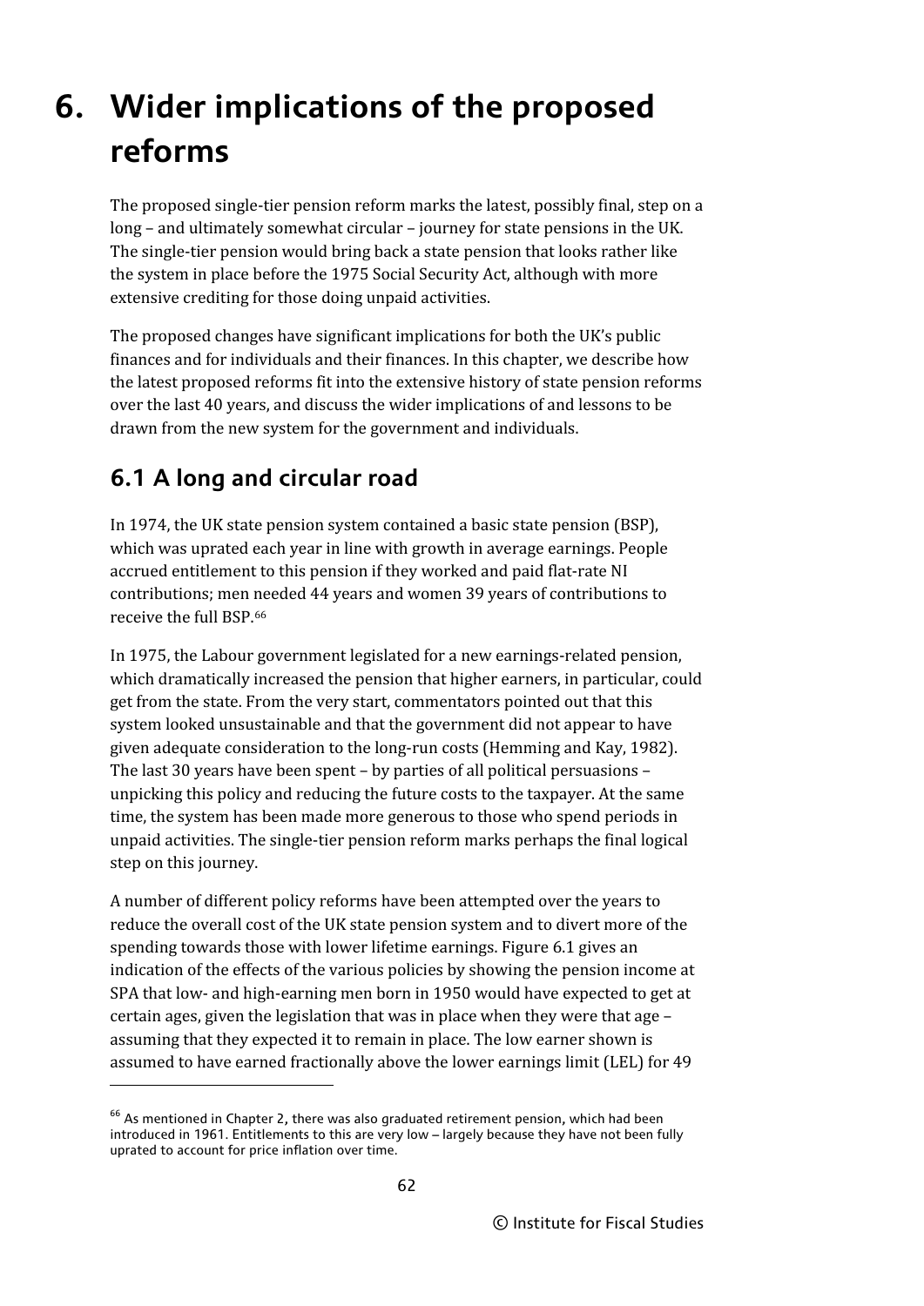# 6. Wider implications of the proposed reforms

The proposed single-tier pension reform marks the latest, possibly final, step on a long – and ultimately somewhat circular – journey for state pensions in the UK. The single-tier pension would bring back a state pension that looks rather like the system in place before the 1975 Social Security Act, although with more extensive crediting for those doing unpaid activities.

The proposed changes have significant implications for both the UK's public finances and for individuals and their finances. In this chapter, we describe how the latest proposed reforms fit into the extensive history of state pension reforms over the last 40 years, and discuss the wider implications of and lessons to be drawn from the new system for the government and individuals.

## 6.1 A long and circular road

In 1974, the UK state pension system contained a basic state pension (BSP), which was uprated each year in line with growth in average earnings. People accrued entitlement to this pension if they worked and paid flat-rate NI contributions; men needed 44 years and women 39 years of contributions to receive the full BSP.[66]

In 1975, the Labour government legislated for a new earnings-related pension, which dramatically increased the pension that higher earners, in particular, could get from the state. From the very start, commentators pointed out that this system looked unsustainable and that the government did not appear to have given adequate consideration to the long-run costs (Hemming and Kay, 1982). The last 30 years have been spent – by parties of all political persuasions – unpicking this policy and reducing the future costs to the taxpayer. At the same time, the system has been made more generous to those who spend periods in unpaid activities. The single-tier pension reform marks perhaps the final logical step on this journey.

A number of different policy reforms have been attempted over the years to reduce the overall cost of the UK state pension system and to divert more of the spending towards those with lower lifetime earnings. Figure 6.1 gives an indication of the effects of the various policies by showing the pension income at SPA that low- and high-earning men born in 1950 would have expected to get at certain ages, given the legislation that was in place when they were that age – assuming that they expected it to remain in place. The low earner shown is assumed to have earned fractionally above the lower earnings limit (LEL) for 49

[66] As mentioned in Chapter 2, there was also graduated retirement pension, which had been introduced in 1961. Entitlements to this are very low – largely because they have not been fully uprated to account for price inflation over time.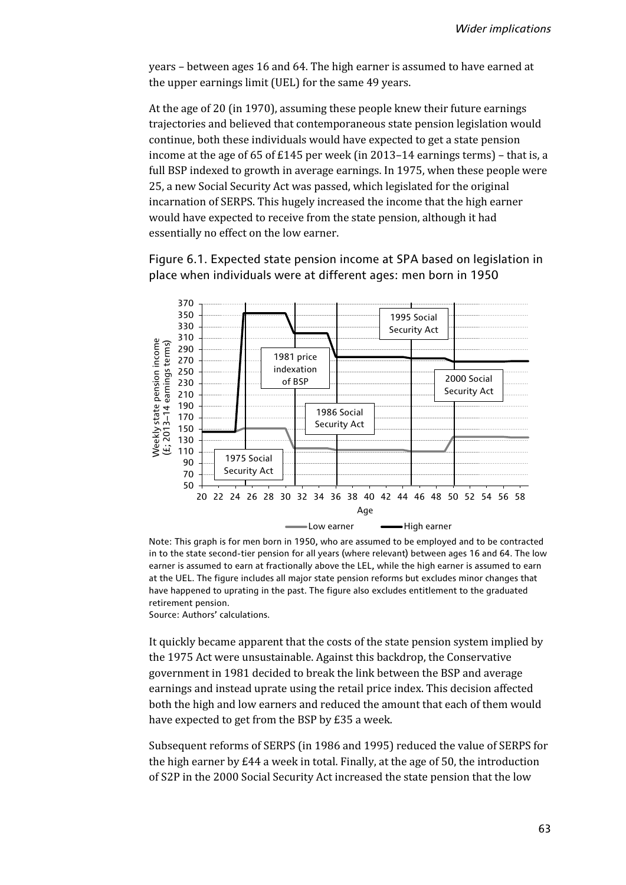years – between ages 16 and 64. The high earner is assumed to have earned at the upper earnings limit (UEL) for the same 49 years.

At the age of 20 (in 1970), assuming these people knew their future earnings trajectories and believed that contemporaneous state pension legislation would continue, both these individuals would have expected to get a state pension income at the age of 65 of £145 per week (in 2013–14 earnings terms) – that is, a full BSP indexed to growth in average earnings. In 1975, when these people were 25, a new Social Security Act was passed, which legislated for the original incarnation of SERPS. This hugely increased the income that the high earner would have expected to receive from the state pension, although it had essentially no effect on the low earner.

Figure 6.1. Expected state pension income at SPA based on legislation in place when individuals were at different ages: men born in 1950

Note: This graph is for men born in 1950, who are assumed to be employed and to be contracted in to the state second-tier pension for all years (where relevant) between ages 16 and 64. The low earner is assumed to earn at fractionally above the LEL, while the high earner is assumed to earn at the UEL. The figure includes all major state pension reforms but excludes minor changes that have happened to uprating in the past. The figure also excludes entitlement to the graduated retirement pension.
Source: Authors' calculations.

It quickly became apparent that the costs of the state pension system implied by the 1975 Act were unsustainable. Against this backdrop, the Conservative government in 1981 decided to break the link between the BSP and average earnings and instead uprate using the retail price index. This decision affected both the high and low earners and reduced the amount that each of them would have expected to get from the BSP by £35 a week.

Subsequent reforms of SERPS (in 1986 and 1995) reduced the value of SERPS for the high earner by £44 a week in total. Finally, at the age of 50, the introduction of S2P in the 2000 Social Security Act increased the state pension that the low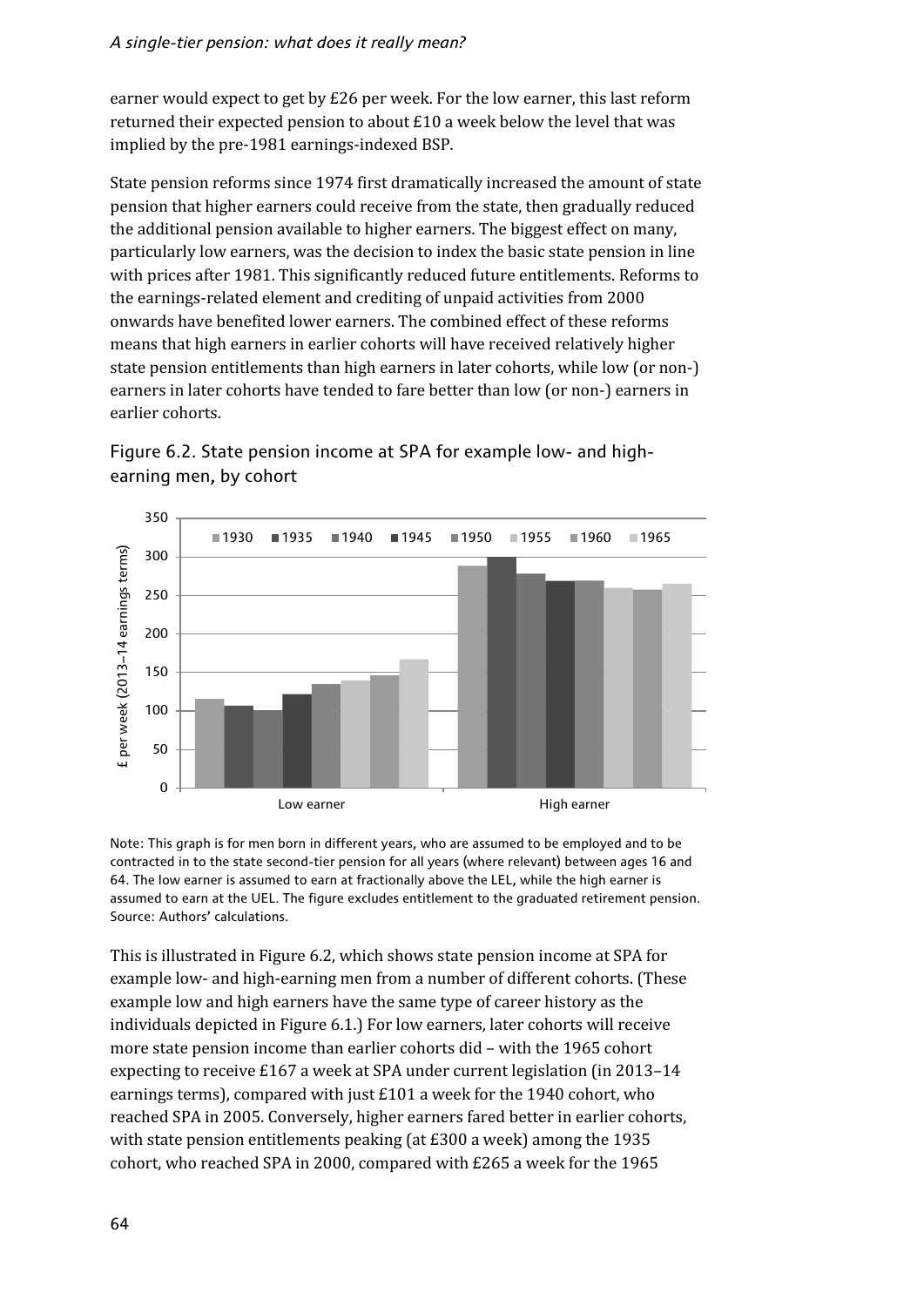earner would expect to get by £26 per week. For the low earner, this last reform returned their expected pension to about £10 a week below the level that was implied by the pre-1981 earnings-indexed BSP.

State pension reforms since 1974 first dramatically increased the amount of state pension that higher earners could receive from the state, then gradually reduced the additional pension available to higher earners. The biggest effect on many, particularly low earners, was the decision to index the basic state pension in line with prices after 1981. This significantly reduced future entitlements. Reforms to the earnings-related element and crediting of unpaid activities from 2000 onwards have benefited lower earners. The combined effect of these reforms means that high earners in earlier cohorts will have received relatively higher state pension entitlements than high earners in later cohorts, while low (or non-) earners in later cohorts have tended to fare better than low (or non-) earners in earlier cohorts.

Figure 6.2. State pension income at SPA for example low- and high-earning men, by cohort

Note: This graph is for men born in different years, who are assumed to be employed and to be contracted in to the state second-tier pension for all years (where relevant) between ages 16 and 64. The low earner is assumed to earn at fractionally above the LEL, while the high earner is assumed to earn at the UEL. The figure excludes entitlement to the graduated retirement pension.
Source: Authors' calculations.

This is illustrated in Figure 6.2, which shows state pension income at SPA for example low- and high-earning men from a number of different cohorts. (These example low and high earners have the same type of career history as the individuals depicted in Figure 6.1.) For low earners, later cohorts will receive more state pension income than earlier cohorts did – with the 1965 cohort expecting to receive £167 a week at SPA under current legislation (in 2013–14 earnings terms), compared with just £101 a week for the 1940 cohort, who reached SPA in 2005. Conversely, higher earners fared better in earlier cohorts, with state pension entitlements peaking (at £300 a week) among the 1935 cohort, who reached SPA in 2000, compared with £265 a week for the 1965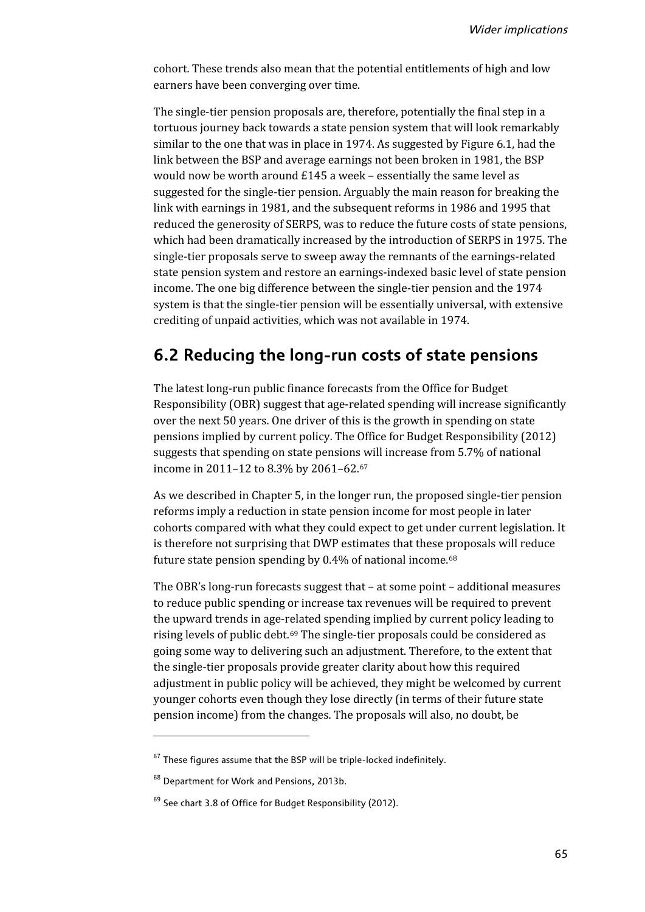cohort. These trends also mean that the potential entitlements of high and low earners have been converging over time.

The single-tier pension proposals are, therefore, potentially the final step in a tortuous journey back towards a state pension system that will look remarkably similar to the one that was in place in 1974. As suggested by Figure 6.1, had the link between the BSP and average earnings not been broken in 1981, the BSP would now be worth around £145 a week – essentially the same level as suggested for the single-tier pension. Arguably the main reason for breaking the link with earnings in 1981, and the subsequent reforms in 1986 and 1995 that reduced the generosity of SERPS, was to reduce the future costs of state pensions, which had been dramatically increased by the introduction of SERPS in 1975. The single-tier proposals serve to sweep away the remnants of the earnings-related state pension system and restore an earnings-indexed basic level of state pension income. The one big difference between the single-tier pension and the 1974 system is that the single-tier pension will be essentially universal, with extensive crediting of unpaid activities, which was not available in 1974.

## 6.2 Reducing the long-run costs of state pensions

The latest long-run public finance forecasts from the Office for Budget Responsibility (OBR) suggest that age-related spending will increase significantly over the next 50 years. One driver of this is the growth in spending on state pensions implied by current policy. The Office for Budget Responsibility (2012) suggests that spending on state pensions will increase from 5.7% of national income in 2011–12 to 8.3% by 2061–62.[67]

As we described in Chapter 5, in the longer run, the proposed single-tier pension reforms imply a reduction in state pension income for most people in later cohorts compared with what they could expect to get under current legislation. It is therefore not surprising that DWP estimates that these proposals will reduce future state pension spending by 0.4% of national income.[68]

The OBR's long-run forecasts suggest that – at some point – additional measures to reduce public spending or increase tax revenues will be required to prevent the upward trends in age-related spending implied by current policy leading to rising levels of public debt.[69] The single-tier proposals could be considered as going some way to delivering such an adjustment. Therefore, to the extent that the single-tier proposals provide greater clarity about how this required adjustment in public policy will be achieved, they might be welcomed by current younger cohorts even though they lose directly (in terms of their future state pension income) from the changes. The proposals will also, no doubt, be

[67] These figures assume that the BSP will be triple-locked indefinitely.

[68] Department for Work and Pensions, 2013b.

[69] See chart 3.8 of Office for Budget Responsibility (2012).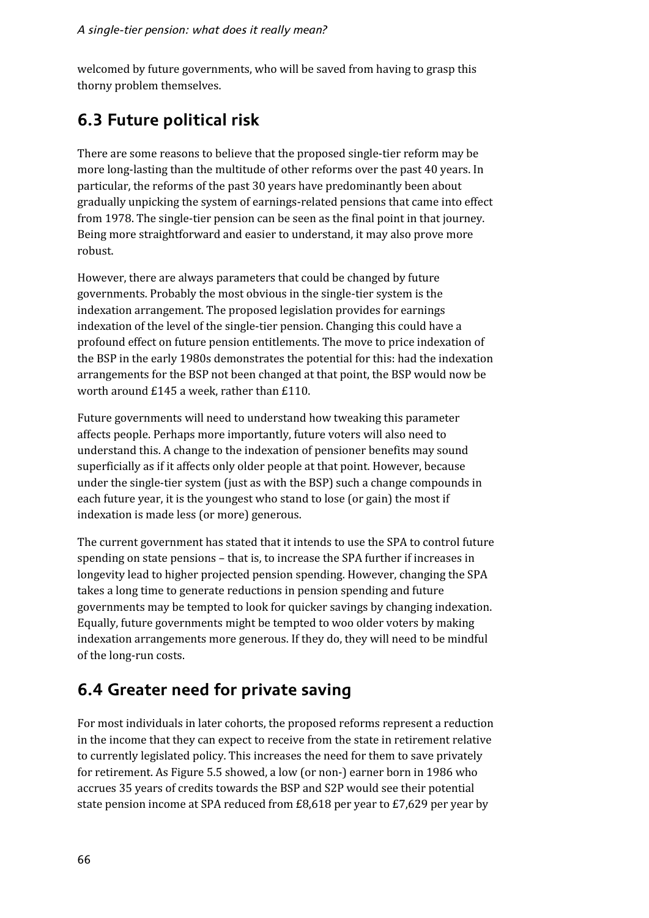welcomed by future governments, who will be saved from having to grasp this thorny problem themselves.

## 6.3 Future political risk

There are some reasons to believe that the proposed single-tier reform may be more long-lasting than the multitude of other reforms over the past 40 years. In particular, the reforms of the past 30 years have predominantly been about gradually unpicking the system of earnings-related pensions that came into effect from 1978. The single-tier pension can be seen as the final point in that journey. Being more straightforward and easier to understand, it may also prove more robust.

However, there are always parameters that could be changed by future governments. Probably the most obvious in the single-tier system is the indexation arrangement. The proposed legislation provides for earnings indexation of the level of the single-tier pension. Changing this could have a profound effect on future pension entitlements. The move to price indexation of the BSP in the early 1980s demonstrates the potential for this: had the indexation arrangements for the BSP not been changed at that point, the BSP would now be worth around £145 a week, rather than £110.

Future governments will need to understand how tweaking this parameter affects people. Perhaps more importantly, future voters will also need to understand this. A change to the indexation of pensioner benefits may sound superficially as if it affects only older people at that point. However, because under the single-tier system (just as with the BSP) such a change compounds in each future year, it is the youngest who stand to lose (or gain) the most if indexation is made less (or more) generous.

The current government has stated that it intends to use the SPA to control future spending on state pensions – that is, to increase the SPA further if increases in longevity lead to higher projected pension spending. However, changing the SPA takes a long time to generate reductions in pension spending and future governments may be tempted to look for quicker savings by changing indexation. Equally, future governments might be tempted to woo older voters by making indexation arrangements more generous. If they do, they will need to be mindful of the long-run costs.

## 6.4 Greater need for private saving

For most individuals in later cohorts, the proposed reforms represent a reduction in the income that they can expect to receive from the state in retirement relative to currently legislated policy. This increases the need for them to save privately for retirement. As Figure 5.5 showed, a low (or non-) earner born in 1986 who accrues 35 years of credits towards the BSP and S2P would see their potential state pension income at SPA reduced from £8,618 per year to £7,629 per year by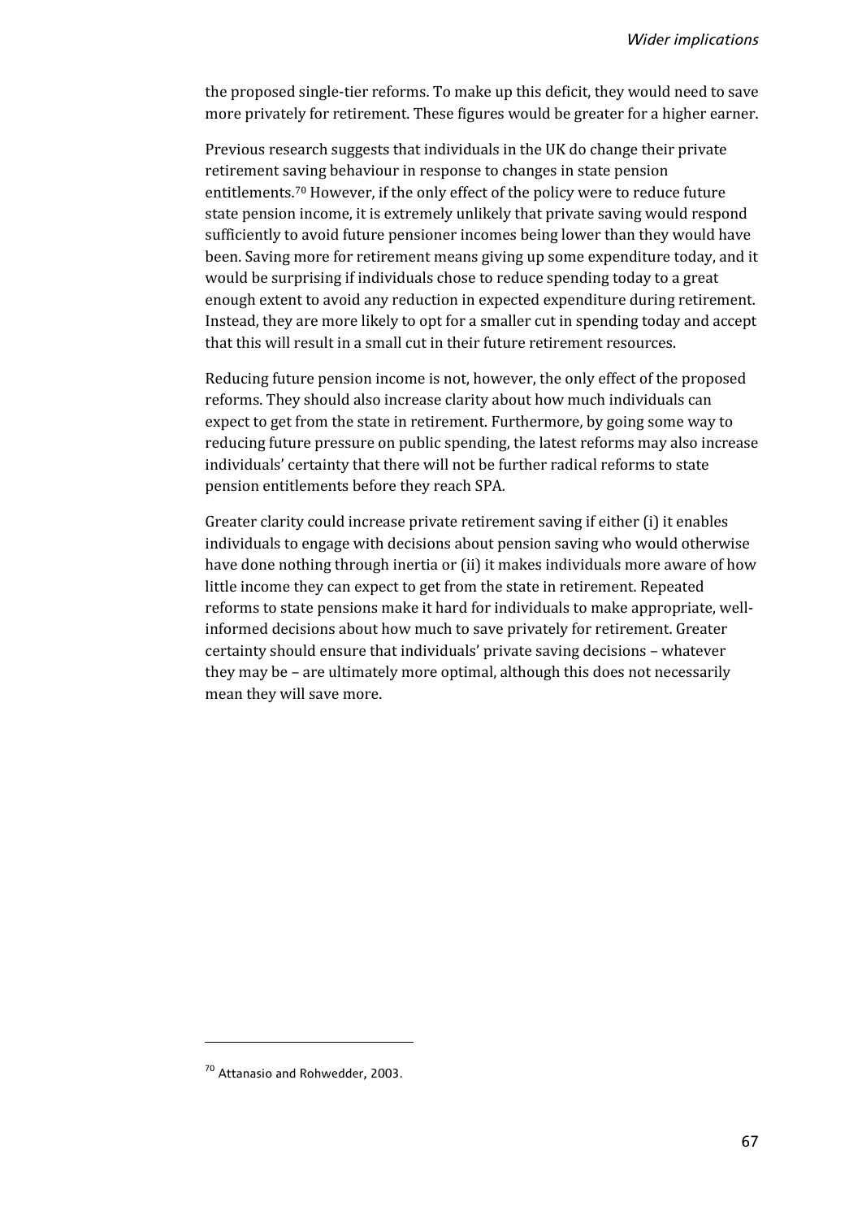the proposed single-tier reforms. To make up this deficit, they would need to save more privately for retirement. These figures would be greater for a higher earner.

Previous research suggests that individuals in the UK do change their private retirement saving behaviour in response to changes in state pension entitlements.[70] However, if the only effect of the policy were to reduce future state pension income, it is extremely unlikely that private saving would respond sufficiently to avoid future pensioner incomes being lower than they would have been. Saving more for retirement means giving up some expenditure today, and it would be surprising if individuals chose to reduce spending today to a great enough extent to avoid any reduction in expected expenditure during retirement. Instead, they are more likely to opt for a smaller cut in spending today and accept that this will result in a small cut in their future retirement resources.

Reducing future pension income is not, however, the only effect of the proposed reforms. They should also increase clarity about how much individuals can expect to get from the state in retirement. Furthermore, by going some way to reducing future pressure on public spending, the latest reforms may also increase individuals' certainty that there will not be further radical reforms to state pension entitlements before they reach SPA.

Greater clarity could increase private retirement saving if either (i) it enables individuals to engage with decisions about pension saving who would otherwise have done nothing through inertia or (ii) it makes individuals more aware of how little income they can expect to get from the state in retirement. Repeated reforms to state pensions make it hard for individuals to make appropriate, well-informed decisions about how much to save privately for retirement. Greater certainty should ensure that individuals' private saving decisions – whatever they may be – are ultimately more optimal, although this does not necessarily mean they will save more.

---

[70] Attanasio and Rohwedder, 2003.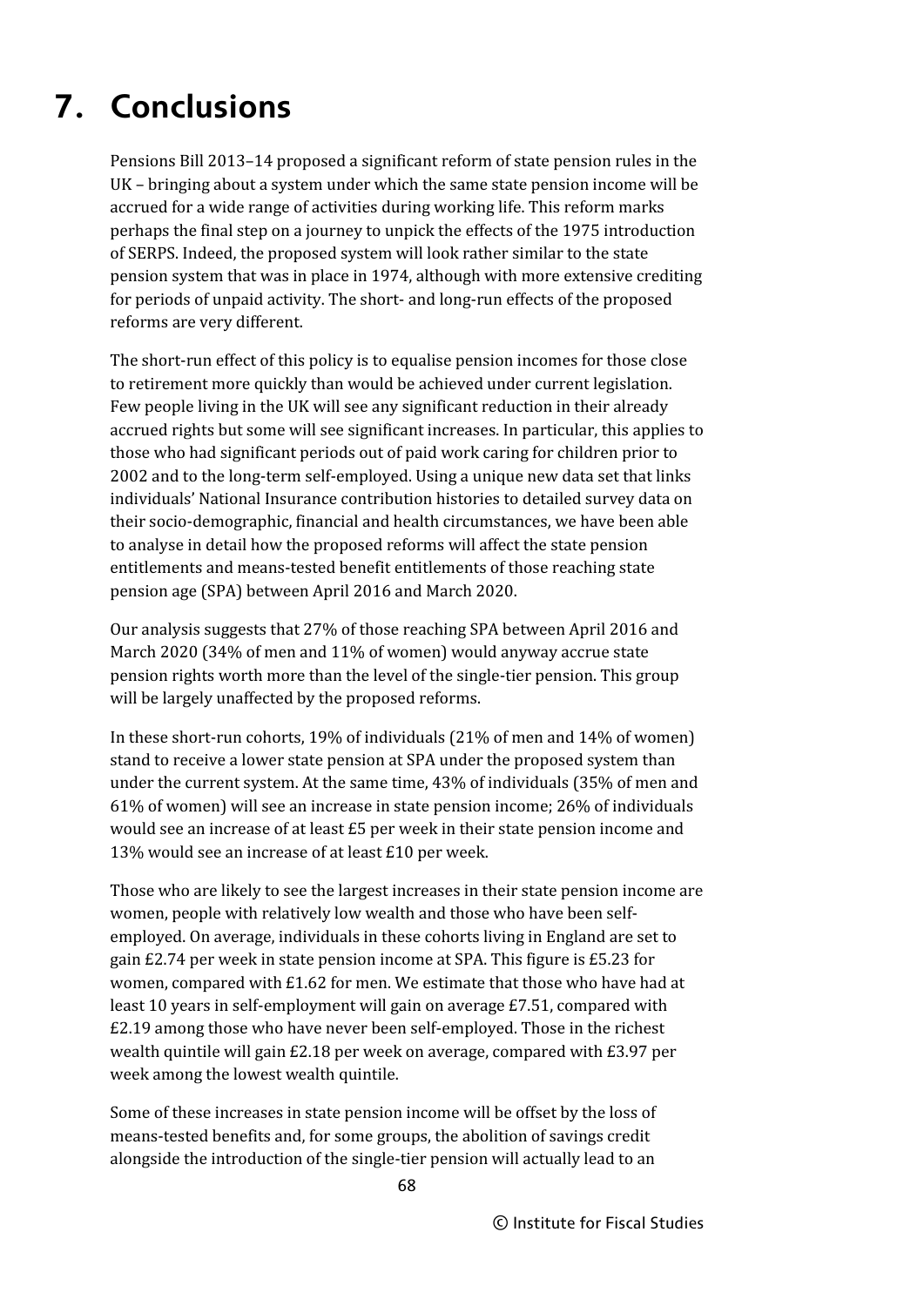# 7. Conclusions

Pensions Bill 2013–14 proposed a significant reform of state pension rules in the UK – bringing about a system under which the same state pension income will be accrued for a wide range of activities during working life. This reform marks perhaps the final step on a journey to unpick the effects of the 1975 introduction of SERPS. Indeed, the proposed system will look rather similar to the state pension system that was in place in 1974, although with more extensive crediting for periods of unpaid activity. The short- and long-run effects of the proposed reforms are very different.

The short-run effect of this policy is to equalise pension incomes for those close to retirement more quickly than would be achieved under current legislation. Few people living in the UK will see any significant reduction in their already accrued rights but some will see significant increases. In particular, this applies to those who had significant periods out of paid work caring for children prior to 2002 and to the long-term self-employed. Using a unique new data set that links individuals' National Insurance contribution histories to detailed survey data on their socio-demographic, financial and health circumstances, we have been able to analyse in detail how the proposed reforms will affect the state pension entitlements and means-tested benefit entitlements of those reaching state pension age (SPA) between April 2016 and March 2020.

Our analysis suggests that 27% of those reaching SPA between April 2016 and March 2020 (34% of men and 11% of women) would anyway accrue state pension rights worth more than the level of the single-tier pension. This group will be largely unaffected by the proposed reforms.

In these short-run cohorts, 19% of individuals (21% of men and 14% of women) stand to receive a lower state pension at SPA under the proposed system than under the current system. At the same time, 43% of individuals (35% of men and 61% of women) will see an increase in state pension income; 26% of individuals would see an increase of at least £5 per week in their state pension income and 13% would see an increase of at least £10 per week.

Those who are likely to see the largest increases in their state pension income are women, people with relatively low wealth and those who have been self-employed. On average, individuals in these cohorts living in England are set to gain £2.74 per week in state pension income at SPA. This figure is £5.23 for women, compared with £1.62 for men. We estimate that those who have had at least 10 years in self-employment will gain on average £7.51, compared with £2.19 among those who have never been self-employed. Those in the richest wealth quintile will gain £2.18 per week on average, compared with £3.97 per week among the lowest wealth quintile.

Some of these increases in state pension income will be offset by the loss of means-tested benefits and, for some groups, the abolition of savings credit alongside the introduction of the single-tier pension will actually lead to an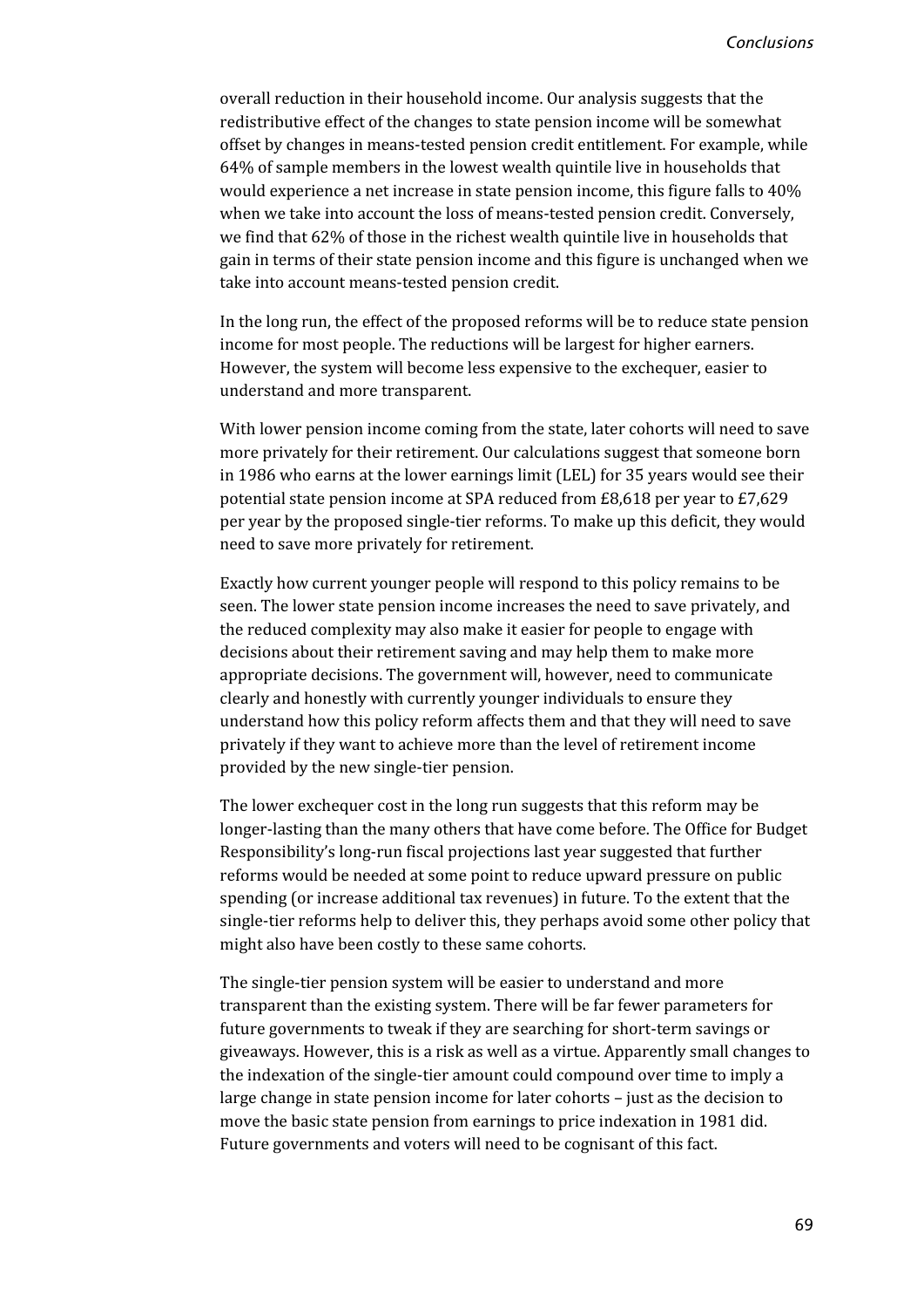overall reduction in their household income. Our analysis suggests that the redistributive effect of the changes to state pension income will be somewhat offset by changes in means-tested pension credit entitlement. For example, while 64% of sample members in the lowest wealth quintile live in households that would experience a net increase in state pension income, this figure falls to 40% when we take into account the loss of means-tested pension credit. Conversely, we find that 62% of those in the richest wealth quintile live in households that gain in terms of their state pension income and this figure is unchanged when we take into account means-tested pension credit.

In the long run, the effect of the proposed reforms will be to reduce state pension income for most people. The reductions will be largest for higher earners. However, the system will become less expensive to the exchequer, easier to understand and more transparent.

With lower pension income coming from the state, later cohorts will need to save more privately for their retirement. Our calculations suggest that someone born in 1986 who earns at the lower earnings limit (LEL) for 35 years would see their potential state pension income at SPA reduced from £8,618 per year to £7,629 per year by the proposed single-tier reforms. To make up this deficit, they would need to save more privately for retirement.

Exactly how current younger people will respond to this policy remains to be seen. The lower state pension income increases the need to save privately, and the reduced complexity may also make it easier for people to engage with decisions about their retirement saving and may help them to make more appropriate decisions. The government will, however, need to communicate clearly and honestly with currently younger individuals to ensure they understand how this policy reform affects them and that they will need to save privately if they want to achieve more than the level of retirement income provided by the new single-tier pension.

The lower exchequer cost in the long run suggests that this reform may be longer-lasting than the many others that have come before. The Office for Budget Responsibility's long-run fiscal projections last year suggested that further reforms would be needed at some point to reduce upward pressure on public spending (or increase additional tax revenues) in future. To the extent that the single-tier reforms help to deliver this, they perhaps avoid some other policy that might also have been costly to these same cohorts.

The single-tier pension system will be easier to understand and more transparent than the existing system. There will be far fewer parameters for future governments to tweak if they are searching for short-term savings or giveaways. However, this is a risk as well as a virtue. Apparently small changes to the indexation of the single-tier amount could compound over time to imply a large change in state pension income for later cohorts – just as the decision to move the basic state pension from earnings to price indexation in 1981 did. Future governments and voters will need to be cognisant of this fact.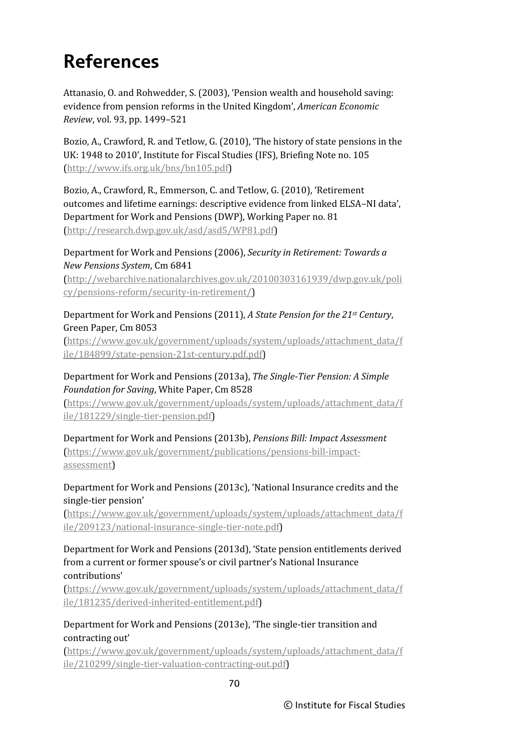# References

Attanasio, O. and Rohwedder, S. (2003), 'Pension wealth and household saving: evidence from pension reforms in the United Kingdom', *American Economic Review*, vol. 93, pp. 1499–521

Bozio, A., Crawford, R. and Tetlow, G. (2010), 'The history of state pensions in the UK: 1948 to 2010', Institute for Fiscal Studies (IFS), Briefing Note no. 105 (http://www.ifs.org.uk/bns/bn105.pdf)

Bozio, A., Crawford, R., Emmerson, C. and Tetlow, G. (2010), 'Retirement outcomes and lifetime earnings: descriptive evidence from linked ELSA–NI data', Department for Work and Pensions (DWP), Working Paper no. 81 (http://research.dwp.gov.uk/asd/asd5/WP81.pdf)

Department for Work and Pensions (2006), *Security in Retirement: Towards a New Pensions System*, Cm 6841 (http://webarchive.nationalarchives.gov.uk/20100303161939/dwp.gov.uk/policy/pensions-reform/security-in-retirement/)

Department for Work and Pensions (2011), *A State Pension for the 21st Century*, Green Paper, Cm 8053 (https://www.gov.uk/government/uploads/system/uploads/attachment_data/file/184899/state-pension-21st-century.pdf.pdf)

Department for Work and Pensions (2013a), *The Single-Tier Pension: A Simple Foundation for Saving*, White Paper, Cm 8528 (https://www.gov.uk/government/uploads/system/uploads/attachment_data/file/181229/single-tier-pension.pdf)

Department for Work and Pensions (2013b), *Pensions Bill: Impact Assessment* (https://www.gov.uk/government/publications/pensions-bill-impact-assessment)

Department for Work and Pensions (2013c), 'National Insurance credits and the single-tier pension' (https://www.gov.uk/government/uploads/system/uploads/attachment_data/file/209123/national-insurance-single-tier-note.pdf)

Department for Work and Pensions (2013d), 'State pension entitlements derived from a current or former spouse's or civil partner's National Insurance contributions' (https://www.gov.uk/government/uploads/system/uploads/attachment_data/file/181235/derived-inherited-entitlement.pdf)

Department for Work and Pensions (2013e), 'The single-tier transition and contracting out' (https://www.gov.uk/government/uploads/system/uploads/attachment_data/file/210299/single-tier-valuation-contracting-out.pdf)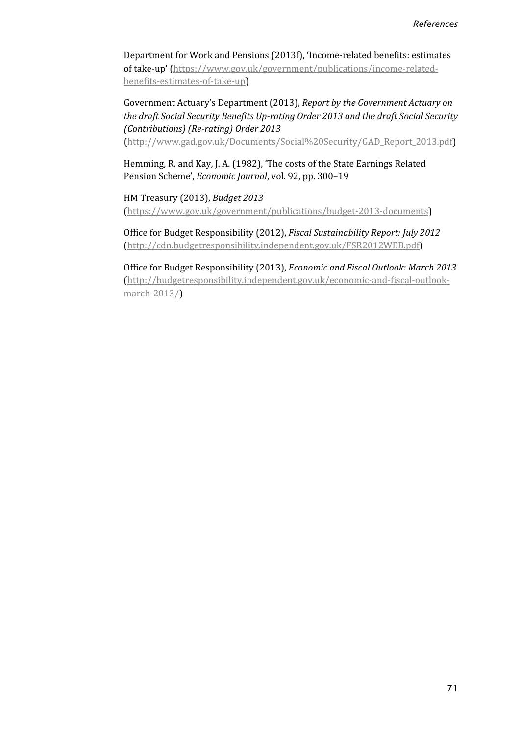Department for Work and Pensions (2013f), 'Income-related benefits: estimates of take-up' (https://www.gov.uk/government/publications/income-related-benefits-estimates-of-take-up)

Government Actuary's Department (2013), *Report by the Government Actuary on the draft Social Security Benefits Up-rating Order 2013 and the draft Social Security (Contributions) (Re-rating) Order 2013* (http://www.gad.gov.uk/Documents/Social%20Security/GAD_Report_2013.pdf)

Hemming, R. and Kay, J. A. (1982), 'The costs of the State Earnings Related Pension Scheme', *Economic Journal*, vol. 92, pp. 300–19

HM Treasury (2013), *Budget 2013* (https://www.gov.uk/government/publications/budget-2013-documents)

Office for Budget Responsibility (2012), *Fiscal Sustainability Report: July 2012* (http://cdn.budgetresponsibility.independent.gov.uk/FSR2012WEB.pdf)

Office for Budget Responsibility (2013), *Economic and Fiscal Outlook: March 2013* (http://budgetresponsibility.independent.gov.uk/economic-and-fiscal-outlook-march-2013/)